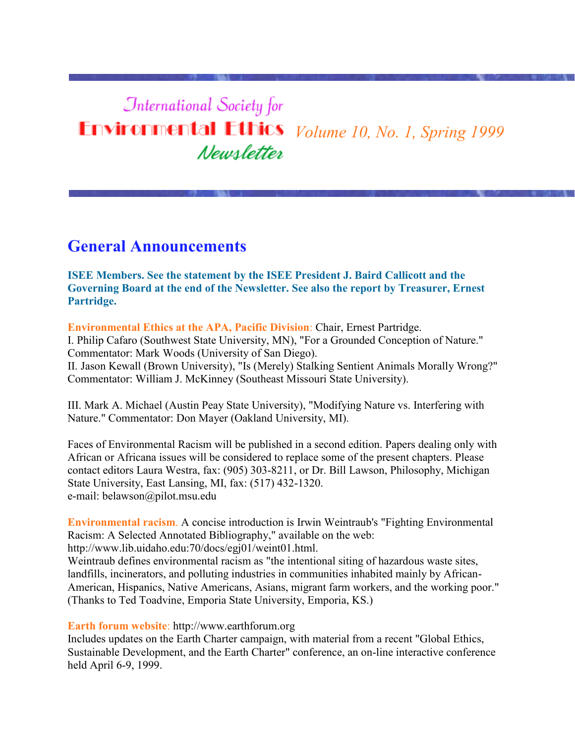# International Society for Environmental Ethics Newsletter

*Volume 10, No. 1, Spring 1999*

## General Announcements

**ISEE Members. See the statement by the ISEE President J. Baird Callicott and the Governing Board at the end of the Newsletter. See also the report by Treasurer, Ernest Partridge.**

**Environmental Ethics at the APA, Pacific Division**: Chair, Ernest Partridge.
I. Philip Cafaro (Southwest State University, MN), "For a Grounded Conception of Nature." Commentator: Mark Woods (University of San Diego).
II. Jason Kewall (Brown University), "Is (Merely) Stalking Sentient Animals Morally Wrong?" Commentator: William J. McKinney (Southeast Missouri State University).

III. Mark A. Michael (Austin Peay State University), "Modifying Nature vs. Interfering with Nature." Commentator: Don Mayer (Oakland University, MI).

Faces of Environmental Racism will be published in a second edition. Papers dealing only with African or Africana issues will be considered to replace some of the present chapters. Please contact editors Laura Westra, fax: (905) 303-8211, or Dr. Bill Lawson, Philosophy, Michigan State University, East Lansing, MI, fax: (517) 432-1320.
e-mail: belawson@pilot.msu.edu

**Environmental racism**. A concise introduction is Irwin Weintraub's "Fighting Environmental Racism: A Selected Annotated Bibliography," available on the web: http://www.lib.uidaho.edu:70/docs/egj01/weint01.html.
Weintraub defines environmental racism as "the intentional siting of hazardous waste sites, landfills, incinerators, and polluting industries in communities inhabited mainly by African-American, Hispanics, Native Americans, Asians, migrant farm workers, and the working poor." (Thanks to Ted Toadvine, Emporia State University, Emporia, KS.)

**Earth forum website**: http://www.earthforum.org
Includes updates on the Earth Charter campaign, with material from a recent "Global Ethics, Sustainable Development, and the Earth Charter" conference, an on-line interactive conference held April 6-9, 1999.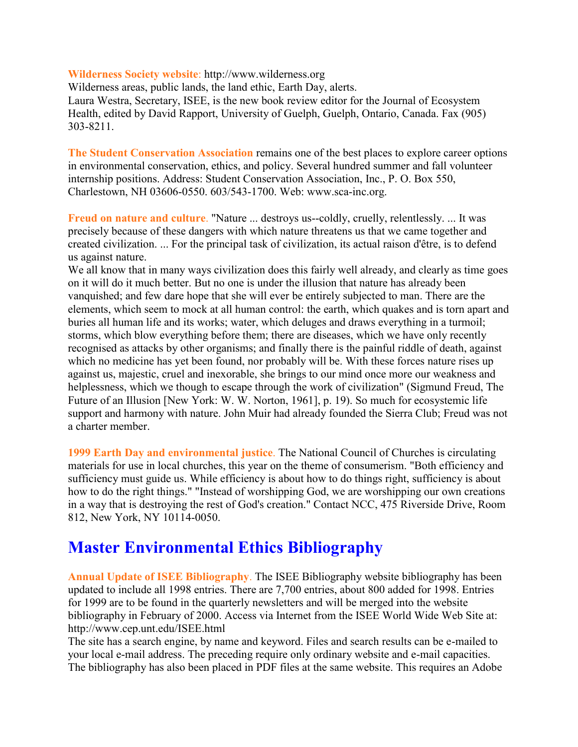**Wilderness Society website**: http://www.wilderness.org
Wilderness areas, public lands, the land ethic, Earth Day, alerts.
Laura Westra, Secretary, ISEE, is the new book review editor for the Journal of Ecosystem Health, edited by David Rapport, University of Guelph, Guelph, Ontario, Canada. Fax (905) 303-8211.

**The Student Conservation Association** remains one of the best places to explore career options in environmental conservation, ethics, and policy. Several hundred summer and fall volunteer internship positions. Address: Student Conservation Association, Inc., P. O. Box 550, Charlestown, NH 03606-0550. 603/543-1700. Web: www.sca-inc.org.

**Freud on nature and culture**. "Nature ... destroys us--coldly, cruelly, relentlessly. ... It was precisely because of these dangers with which nature threatens us that we came together and created civilization. ... For the principal task of civilization, its actual raison d'être, is to defend us against nature.
We all know that in many ways civilization does this fairly well already, and clearly as time goes on it will do it much better. But no one is under the illusion that nature has already been vanquished; and few dare hope that she will ever be entirely subjected to man. There are the elements, which seem to mock at all human control: the earth, which quakes and is torn apart and buries all human life and its works; water, which deluges and draws everything in a turmoil; storms, which blow everything before them; there are diseases, which we have only recently recognised as attacks by other organisms; and finally there is the painful riddle of death, against which no medicine has yet been found, nor probably will be. With these forces nature rises up against us, majestic, cruel and inexorable, she brings to our mind once more our weakness and helplessness, which we though to escape through the work of civilization" (Sigmund Freud, The Future of an Illusion [New York: W. W. Norton, 1961], p. 19). So much for ecosystemic life support and harmony with nature. John Muir had already founded the Sierra Club; Freud was not a charter member.

**1999 Earth Day and environmental justice**. The National Council of Churches is circulating materials for use in local churches, this year on the theme of consumerism. "Both efficiency and sufficiency must guide us. While efficiency is about how to do things right, sufficiency is about how to do the right things." "Instead of worshipping God, we are worshipping our own creations in a way that is destroying the rest of God's creation." Contact NCC, 475 Riverside Drive, Room 812, New York, NY 10114-0050.

## Master Environmental Ethics Bibliography

**Annual Update of ISEE Bibliography**. The ISEE Bibliography website bibliography has been updated to include all 1998 entries. There are 7,700 entries, about 800 added for 1998. Entries for 1999 are to be found in the quarterly newsletters and will be merged into the website bibliography in February of 2000. Access via Internet from the ISEE World Wide Web Site at: http://www.cep.unt.edu/ISEE.html
The site has a search engine, by name and keyword. Files and search results can be e-mailed to your local e-mail address. The preceding require only ordinary website and e-mail capacities. The bibliography has also been placed in PDF files at the same website. This requires an Adobe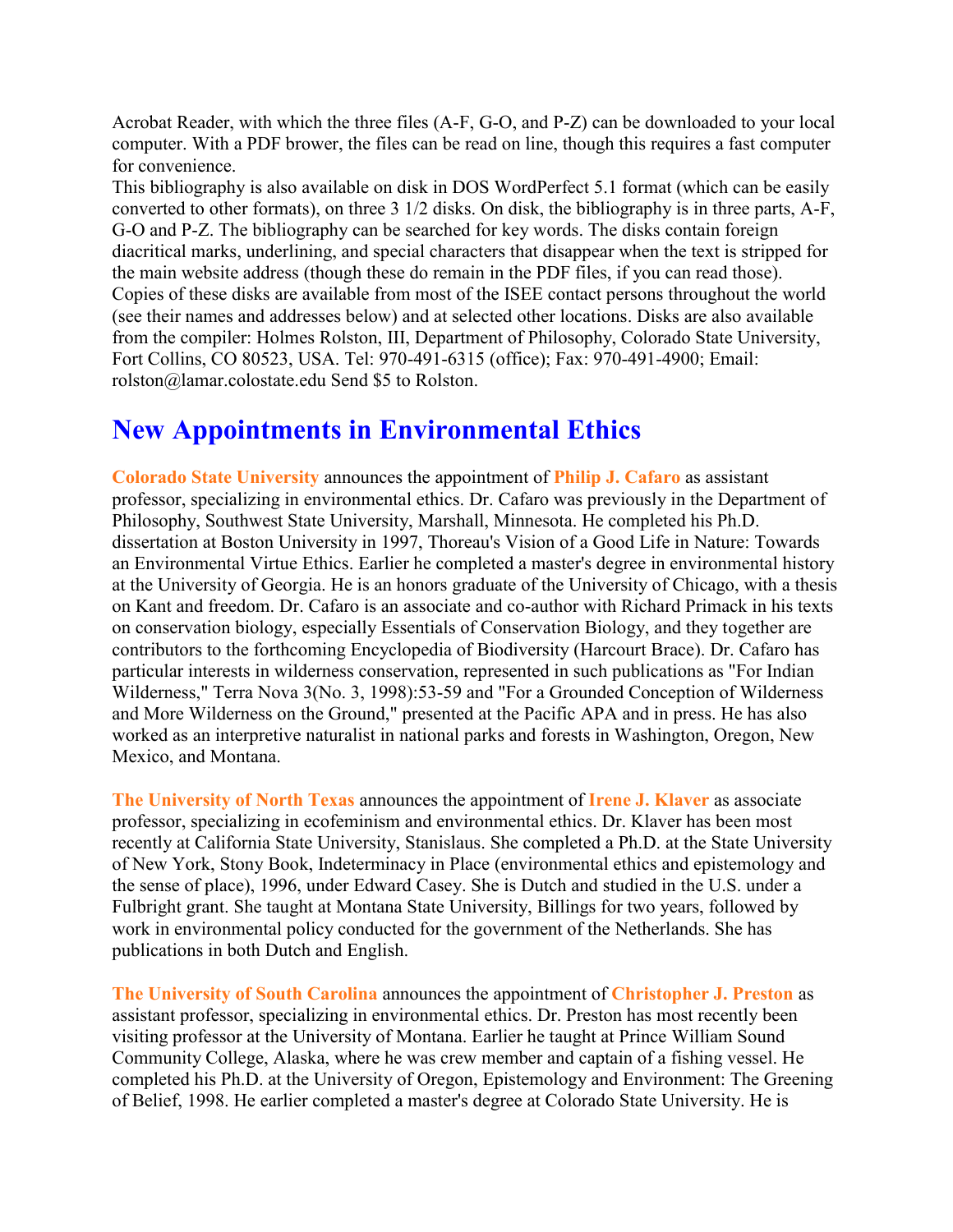Acrobat Reader, with which the three files (A-F, G-O, and P-Z) can be downloaded to your local computer. With a PDF brower, the files can be read on line, though this requires a fast computer for convenience.

This bibliography is also available on disk in DOS WordPerfect 5.1 format (which can be easily converted to other formats), on three 3 1/2 disks. On disk, the bibliography is in three parts, A-F, G-O and P-Z. The bibliography can be searched for key words. The disks contain foreign diacritical marks, underlining, and special characters that disappear when the text is stripped for the main website address (though these do remain in the PDF files, if you can read those). Copies of these disks are available from most of the ISEE contact persons throughout the world (see their names and addresses below) and at selected other locations. Disks are also available from the compiler: Holmes Rolston, III, Department of Philosophy, Colorado State University, Fort Collins, CO 80523, USA. Tel: 970-491-6315 (office); Fax: 970-491-4900; Email: rolston@lamar.colostate.edu Send $5 to Rolston.

# New Appointments in Environmental Ethics

**Colorado State University** announces the appointment of **Philip J. Cafaro** as assistant professor, specializing in environmental ethics. Dr. Cafaro was previously in the Department of Philosophy, Southwest State University, Marshall, Minnesota. He completed his Ph.D. dissertation at Boston University in 1997, Thoreau's Vision of a Good Life in Nature: Towards an Environmental Virtue Ethics. Earlier he completed a master's degree in environmental history at the University of Georgia. He is an honors graduate of the University of Chicago, with a thesis on Kant and freedom. Dr. Cafaro is an associate and co-author with Richard Primack in his texts on conservation biology, especially Essentials of Conservation Biology, and they together are contributors to the forthcoming Encyclopedia of Biodiversity (Harcourt Brace). Dr. Cafaro has particular interests in wilderness conservation, represented in such publications as "For Indian Wilderness," Terra Nova 3(No. 3, 1998):53-59 and "For a Grounded Conception of Wilderness and More Wilderness on the Ground," presented at the Pacific APA and in press. He has also worked as an interpretive naturalist in national parks and forests in Washington, Oregon, New Mexico, and Montana.

**The University of North Texas** announces the appointment of **Irene J. Klaver** as associate professor, specializing in ecofeminism and environmental ethics. Dr. Klaver has been most recently at California State University, Stanislaus. She completed a Ph.D. at the State University of New York, Stony Book, Indeterminacy in Place (environmental ethics and epistemology and the sense of place), 1996, under Edward Casey. She is Dutch and studied in the U.S. under a Fulbright grant. She taught at Montana State University, Billings for two years, followed by work in environmental policy conducted for the government of the Netherlands. She has publications in both Dutch and English.

**The University of South Carolina** announces the appointment of **Christopher J. Preston** as assistant professor, specializing in environmental ethics. Dr. Preston has most recently been visiting professor at the University of Montana. Earlier he taught at Prince William Sound Community College, Alaska, where he was crew member and captain of a fishing vessel. He completed his Ph.D. at the University of Oregon, Epistemology and Environment: The Greening of Belief, 1998. He earlier completed a master's degree at Colorado State University. He is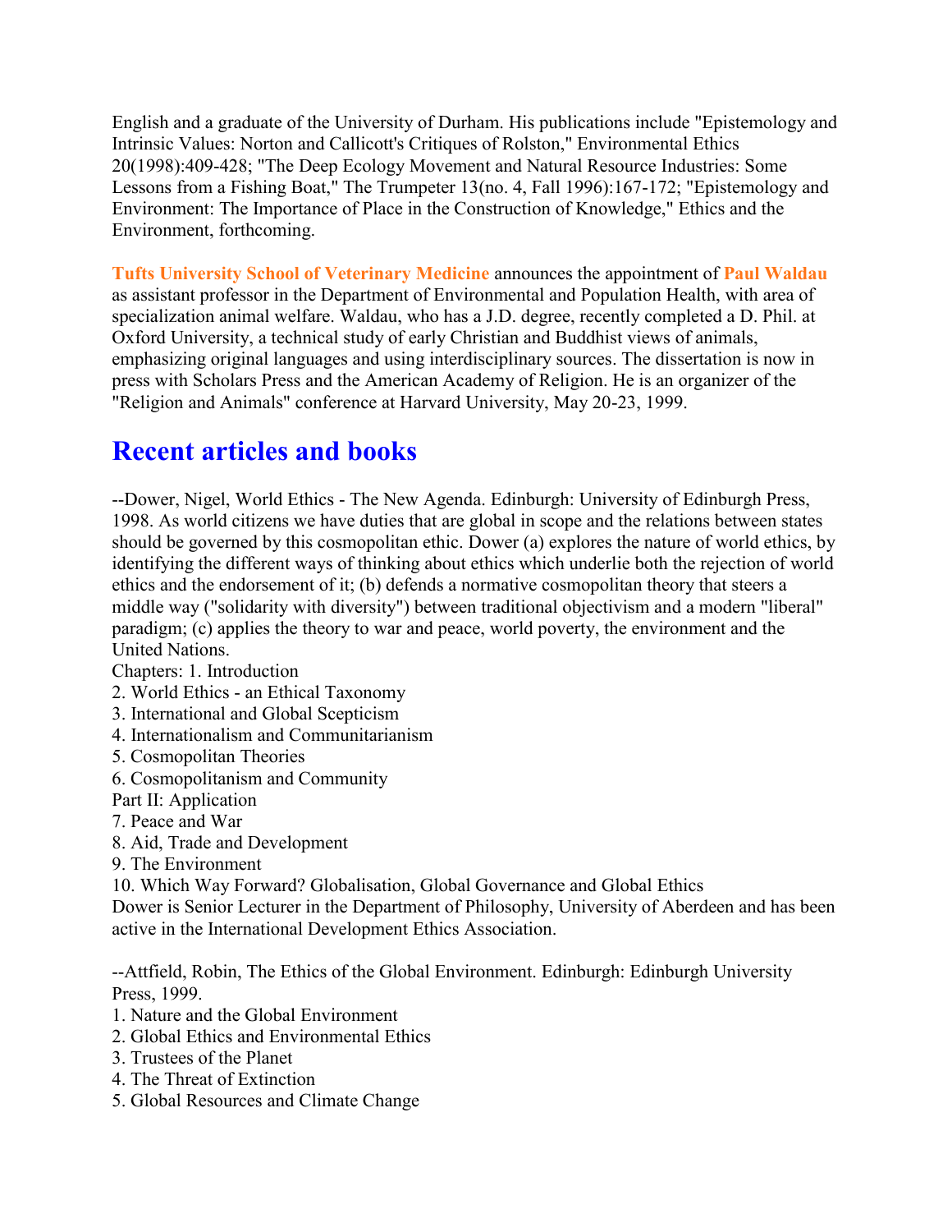English and a graduate of the University of Durham. His publications include "Epistemology and Intrinsic Values: Norton and Callicott's Critiques of Rolston," Environmental Ethics 20(1998):409-428; "The Deep Ecology Movement and Natural Resource Industries: Some Lessons from a Fishing Boat," The Trumpeter 13(no. 4, Fall 1996):167-172; "Epistemology and Environment: The Importance of Place in the Construction of Knowledge," Ethics and the Environment, forthcoming.

**Tufts University School of Veterinary Medicine** announces the appointment of **Paul Waldau** as assistant professor in the Department of Environmental and Population Health, with area of specialization animal welfare. Waldau, who has a J.D. degree, recently completed a D. Phil. at Oxford University, a technical study of early Christian and Buddhist views of animals, emphasizing original languages and using interdisciplinary sources. The dissertation is now in press with Scholars Press and the American Academy of Religion. He is an organizer of the "Religion and Animals" conference at Harvard University, May 20-23, 1999.

## Recent articles and books

--Dower, Nigel, World Ethics - The New Agenda. Edinburgh: University of Edinburgh Press, 1998. As world citizens we have duties that are global in scope and the relations between states should be governed by this cosmopolitan ethic. Dower (a) explores the nature of world ethics, by identifying the different ways of thinking about ethics which underlie both the rejection of world ethics and the endorsement of it; (b) defends a normative cosmopolitan theory that steers a middle way ("solidarity with diversity") between traditional objectivism and a modern "liberal" paradigm; (c) applies the theory to war and peace, world poverty, the environment and the United Nations.

Chapters: 1. Introduction  
2. World Ethics - an Ethical Taxonomy  
3. International and Global Scepticism  
4. Internationalism and Communitarianism  
5. Cosmopolitan Theories  
6. Cosmopolitanism and Community  
Part II: Application  
7. Peace and War  
8. Aid, Trade and Development  
9. The Environment  
10. Which Way Forward? Globalisation, Global Governance and Global Ethics  
Dower is Senior Lecturer in the Department of Philosophy, University of Aberdeen and has been active in the International Development Ethics Association.

--Attfield, Robin, The Ethics of the Global Environment. Edinburgh: Edinburgh University Press, 1999.  
1. Nature and the Global Environment  
2. Global Ethics and Environmental Ethics  
3. Trustees of the Planet  
4. The Threat of Extinction  
5. Global Resources and Climate Change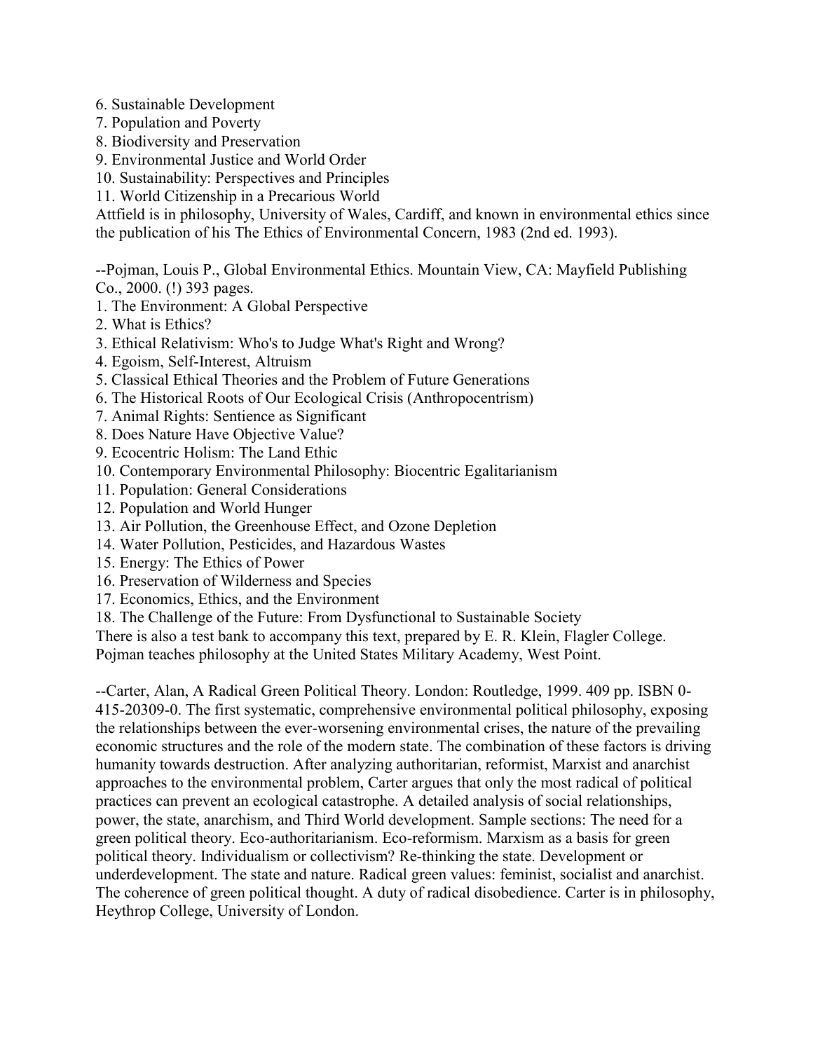6. Sustainable Development
7. Population and Poverty
8. Biodiversity and Preservation
9. Environmental Justice and World Order
10. Sustainability: Perspectives and Principles
11. World Citizenship in a Precarious World

Attfield is in philosophy, University of Wales, Cardiff, and known in environmental ethics since the publication of his The Ethics of Environmental Concern, 1983 (2nd ed. 1993).

--Pojman, Louis P., Global Environmental Ethics. Mountain View, CA: Mayfield Publishing Co., 2000. (!) 393 pages.

1. The Environment: A Global Perspective
2. What is Ethics?
3. Ethical Relativism: Who's to Judge What's Right and Wrong?
4. Egoism, Self-Interest, Altruism
5. Classical Ethical Theories and the Problem of Future Generations
6. The Historical Roots of Our Ecological Crisis (Anthropocentrism)
7. Animal Rights: Sentience as Significant
8. Does Nature Have Objective Value?
9. Ecocentric Holism: The Land Ethic
10. Contemporary Environmental Philosophy: Biocentric Egalitarianism
11. Population: General Considerations
12. Population and World Hunger
13. Air Pollution, the Greenhouse Effect, and Ozone Depletion
14. Water Pollution, Pesticides, and Hazardous Wastes
15. Energy: The Ethics of Power
16. Preservation of Wilderness and Species
17. Economics, Ethics, and the Environment
18. The Challenge of the Future: From Dysfunctional to Sustainable Society

There is also a test bank to accompany this text, prepared by E. R. Klein, Flagler College. Pojman teaches philosophy at the United States Military Academy, West Point.

--Carter, Alan, A Radical Green Political Theory. London: Routledge, 1999. 409 pp. ISBN 0-415-20309-0. The first systematic, comprehensive environmental political philosophy, exposing the relationships between the ever-worsening environmental crises, the nature of the prevailing economic structures and the role of the modern state. The combination of these factors is driving humanity towards destruction. After analyzing authoritarian, reformist, Marxist and anarchist approaches to the environmental problem, Carter argues that only the most radical of political practices can prevent an ecological catastrophe. A detailed analysis of social relationships, power, the state, anarchism, and Third World development. Sample sections: The need for a green political theory. Eco-authoritarianism. Eco-reformism. Marxism as a basis for green political theory. Individualism or collectivism? Re-thinking the state. Development or underdevelopment. The state and nature. Radical green values: feminist, socialist and anarchist. The coherence of green political thought. A duty of radical disobedience. Carter is in philosophy, Heythrop College, University of London.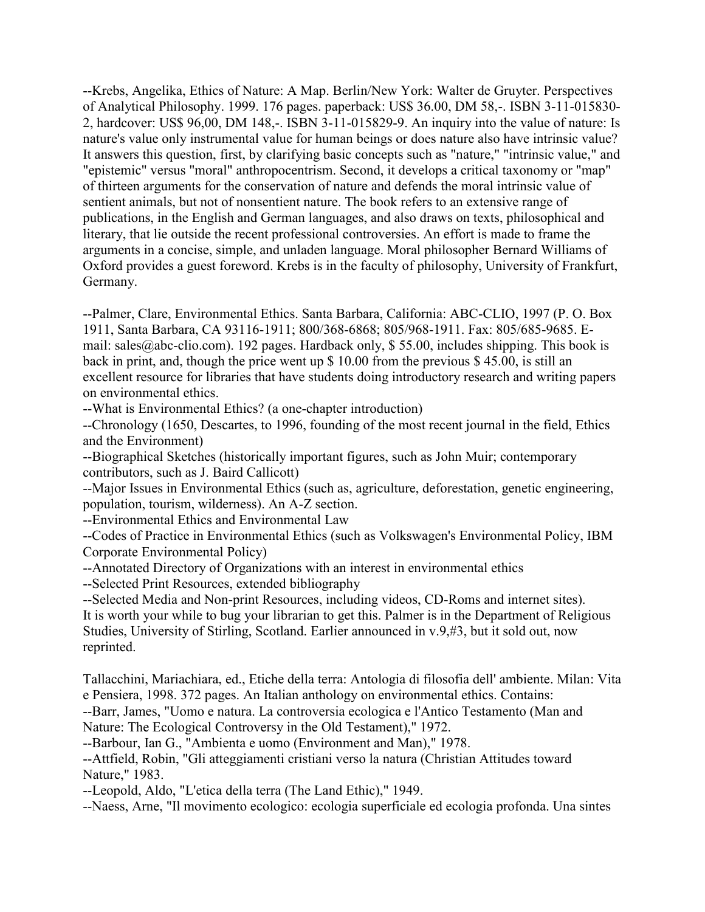--Krebs, Angelika, Ethics of Nature: A Map. Berlin/New York: Walter de Gruyter. Perspectives of Analytical Philosophy. 1999. 176 pages. paperback: US$ 36.00, DM 58,-. ISBN 3-11-015830-2, hardcover: US$ 96,00, DM 148,-. ISBN 3-11-015829-9. An inquiry into the value of nature: Is nature's value only instrumental value for human beings or does nature also have intrinsic value? It answers this question, first, by clarifying basic concepts such as "nature," "intrinsic value," and "epistemic" versus "moral" anthropocentrism. Second, it develops a critical taxonomy or "map" of thirteen arguments for the conservation of nature and defends the moral intrinsic value of sentient animals, but not of nonsentient nature. The book refers to an extensive range of publications, in the English and German languages, and also draws on texts, philosophical and literary, that lie outside the recent professional controversies. An effort is made to frame the arguments in a concise, simple, and unladen language. Moral philosopher Bernard Williams of Oxford provides a guest foreword. Krebs is in the faculty of philosophy, University of Frankfurt, Germany.

--Palmer, Clare, Environmental Ethics. Santa Barbara, California: ABC-CLIO, 1997 (P. O. Box 1911, Santa Barbara, CA 93116-1911; 800/368-6868; 805/968-1911. Fax: 805/685-9685. E-mail: sales@abc-clio.com). 192 pages. Hardback only, $ 55.00, includes shipping. This book is back in print, and, though the price went up $ 10.00 from the previous $ 45.00, is still an excellent resource for libraries that have students doing introductory research and writing papers on environmental ethics.
--What is Environmental Ethics? (a one-chapter introduction)
--Chronology (1650, Descartes, to 1996, founding of the most recent journal in the field, Ethics and the Environment)
--Biographical Sketches (historically important figures, such as John Muir; contemporary contributors, such as J. Baird Callicott)
--Major Issues in Environmental Ethics (such as, agriculture, deforestation, genetic engineering, population, tourism, wilderness). An A-Z section.
--Environmental Ethics and Environmental Law
--Codes of Practice in Environmental Ethics (such as Volkswagen's Environmental Policy, IBM Corporate Environmental Policy)
--Annotated Directory of Organizations with an interest in environmental ethics
--Selected Print Resources, extended bibliography
--Selected Media and Non-print Resources, including videos, CD-Roms and internet sites).
It is worth your while to bug your librarian to get this. Palmer is in the Department of Religious Studies, University of Stirling, Scotland. Earlier announced in v.9,#3, but it sold out, now reprinted.

Tallacchini, Mariachiara, ed., Etiche della terra: Antologia di filosofia dell' ambiente. Milan: Vita e Pensiera, 1998. 372 pages. An Italian anthology on environmental ethics. Contains:
--Barr, James, "Uomo e natura. La controversia ecologica e l'Antico Testamento (Man and Nature: The Ecological Controversy in the Old Testament)," 1972.
--Barbour, Ian G., "Ambienta e uomo (Environment and Man)," 1978.
--Attfield, Robin, "Gli atteggiamenti cristiani verso la natura (Christian Attitudes toward Nature," 1983.
--Leopold, Aldo, "L'etica della terra (The Land Ethic)," 1949.
--Naess, Arne, "Il movimento ecologico: ecologia superficiale ed ecologia profonda. Una sintes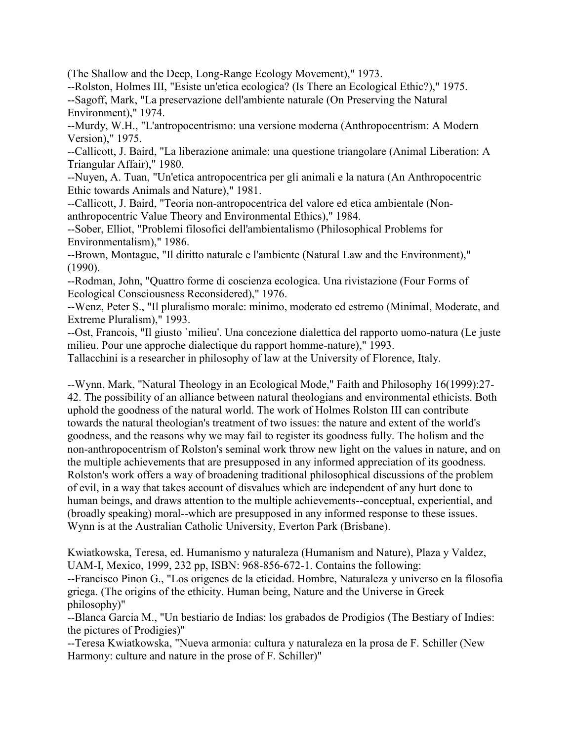(The Shallow and the Deep, Long-Range Ecology Movement)," 1973.
--Rolston, Holmes III, "Esiste un'etica ecologica? (Is There an Ecological Ethic?)," 1975.
--Sagoff, Mark, "La preservazione dell'ambiente naturale (On Preserving the Natural Environment)," 1974.
--Murdy, W.H., "L'antropocentrismo: una versione moderna (Anthropocentrism: A Modern Version)," 1975.
--Callicott, J. Baird, "La liberazione animale: una questione triangolare (Animal Liberation: A Triangular Affair)," 1980.
--Nuyen, A. Tuan, "Un'etica antropocentrica per gli animali e la natura (An Anthropocentric Ethic towards Animals and Nature)," 1981.
--Callicott, J. Baird, "Teoria non-antropocentrica del valore ed etica ambientale (Non-anthropocentric Value Theory and Environmental Ethics)," 1984.
--Sober, Elliot, "Problemi filosofici dell'ambientalismo (Philosophical Problems for Environmentalism)," 1986.
--Brown, Montague, "Il diritto naturale e l'ambiente (Natural Law and the Environment)," (1990).
--Rodman, John, "Quattro forme di coscienza ecologica. Una rivistazione (Four Forms of Ecological Consciousness Reconsidered)," 1976.
--Wenz, Peter S., "Il pluralismo morale: minimo, moderato ed estremo (Minimal, Moderate, and Extreme Pluralism)," 1993.
--Ost, Francois, "Il giusto `milieu'. Una concezione dialettica del rapporto uomo-natura (Le juste milieu. Pour une approche dialectique du rapport homme-nature)," 1993.
Tallacchini is a researcher in philosophy of law at the University of Florence, Italy.

--Wynn, Mark, "Natural Theology in an Ecological Mode," Faith and Philosophy 16(1999):27-42. The possibility of an alliance between natural theologians and environmental ethicists. Both uphold the goodness of the natural world. The work of Holmes Rolston III can contribute towards the natural theologian's treatment of two issues: the nature and extent of the world's goodness, and the reasons why we may fail to register its goodness fully. The holism and the non-anthropocentrism of Rolston's seminal work throw new light on the values in nature, and on the multiple achievements that are presupposed in any informed appreciation of its goodness. Rolston's work offers a way of broadening traditional philosophical discussions of the problem of evil, in a way that takes account of disvalues which are independent of any hurt done to human beings, and draws attention to the multiple achievements--conceptual, experiential, and (broadly speaking) moral--which are presupposed in any informed response to these issues. Wynn is at the Australian Catholic University, Everton Park (Brisbane).

Kwiatkowska, Teresa, ed. Humanismo y naturaleza (Humanism and Nature), Plaza y Valdez, UAM-I, Mexico, 1999, 232 pp, ISBN: 968-856-672-1. Contains the following:
--Francisco Pinon G., "Los origenes de la eticidad. Hombre, Naturaleza y universo en la filosofia griega. (The origins of the ethicity. Human being, Nature and the Universe in Greek philosophy)"
--Blanca Garcia M., "Un bestiario de Indias: los grabados de Prodigios (The Bestiary of Indies: the pictures of Prodigios)"
--Teresa Kwiatkowska, "Nueva armonia: cultura y naturaleza en la prosa de F. Schiller (New Harmony: culture and nature in the prose of F. Schiller)"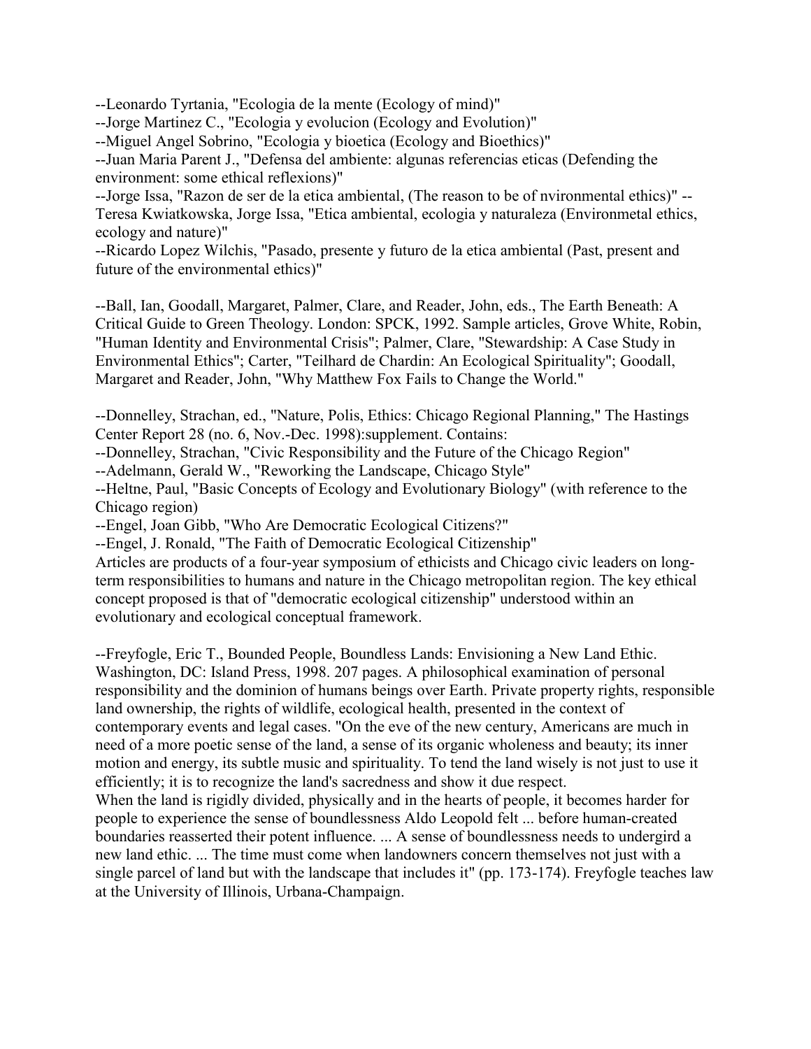--Leonardo Tyrtania, "Ecologia de la mente (Ecology of mind)"
--Jorge Martinez C., "Ecologia y evolucion (Ecology and Evolution)"
--Miguel Angel Sobrino, "Ecologia y bioetica (Ecology and Bioethics)"
--Juan Maria Parent J., "Defensa del ambiente: algunas referencias eticas (Defending the environment: some ethical reflexions)"
--Jorge Issa, "Razon de ser de la etica ambiental, (The reason to be of nvironmental ethics)" --Teresa Kwiatkowska, Jorge Issa, "Etica ambiental, ecologia y naturaleza (Environmetal ethics, ecology and nature)"
--Ricardo Lopez Wilchis, "Pasado, presente y futuro de la etica ambiental (Past, present and future of the environmental ethics)"

--Ball, Ian, Goodall, Margaret, Palmer, Clare, and Reader, John, eds., The Earth Beneath: A Critical Guide to Green Theology. London: SPCK, 1992. Sample articles, Grove White, Robin, "Human Identity and Environmental Crisis"; Palmer, Clare, "Stewardship: A Case Study in Environmental Ethics"; Carter, "Teilhard de Chardin: An Ecological Spirituality"; Goodall, Margaret and Reader, John, "Why Matthew Fox Fails to Change the World."

--Donnelley, Strachan, ed., "Nature, Polis, Ethics: Chicago Regional Planning," The Hastings Center Report 28 (no. 6, Nov.-Dec. 1998):supplement. Contains:
--Donnelley, Strachan, "Civic Responsibility and the Future of the Chicago Region"
--Adelmann, Gerald W., "Reworking the Landscape, Chicago Style"
--Heltne, Paul, "Basic Concepts of Ecology and Evolutionary Biology" (with reference to the Chicago region)
--Engel, Joan Gibb, "Who Are Democratic Ecological Citizens?"
--Engel, J. Ronald, "The Faith of Democratic Ecological Citizenship"
Articles are products of a four-year symposium of ethicists and Chicago civic leaders on long-term responsibilities to humans and nature in the Chicago metropolitan region. The key ethical concept proposed is that of "democratic ecological citizenship" understood within an evolutionary and ecological conceptual framework.

--Freyfogle, Eric T., Bounded People, Boundless Lands: Envisioning a New Land Ethic. Washington, DC: Island Press, 1998. 207 pages. A philosophical examination of personal responsibility and the dominion of humans beings over Earth. Private property rights, responsible land ownership, the rights of wildlife, ecological health, presented in the context of contemporary events and legal cases. "On the eve of the new century, Americans are much in need of a more poetic sense of the land, a sense of its organic wholeness and beauty; its inner motion and energy, its subtle music and spirituality. To tend the land wisely is not just to use it efficiently; it is to recognize the land's sacredness and show it due respect.
When the land is rigidly divided, physically and in the hearts of people, it becomes harder for people to experience the sense of boundlessness Aldo Leopold felt ... before human-created boundaries reasserted their potent influence. ... A sense of boundlessness needs to undergird a new land ethic. ... The time must come when landowners concern themselves not just with a single parcel of land but with the landscape that includes it" (pp. 173-174). Freyfogle teaches law at the University of Illinois, Urbana-Champaign.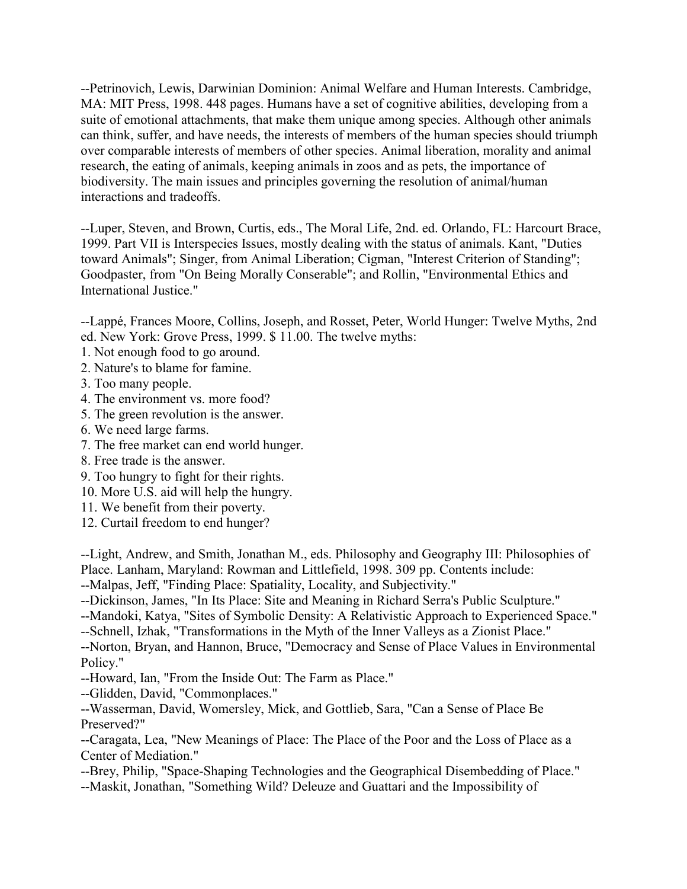--Petrinovich, Lewis, Darwinian Dominion: Animal Welfare and Human Interests. Cambridge, MA: MIT Press, 1998. 448 pages. Humans have a set of cognitive abilities, developing from a suite of emotional attachments, that make them unique among species. Although other animals can think, suffer, and have needs, the interests of members of the human species should triumph over comparable interests of members of other species. Animal liberation, morality and animal research, the eating of animals, keeping animals in zoos and as pets, the importance of biodiversity. The main issues and principles governing the resolution of animal/human interactions and tradeoffs.

--Luper, Steven, and Brown, Curtis, eds., The Moral Life, 2nd. ed. Orlando, FL: Harcourt Brace, 1999. Part VII is Interspecies Issues, mostly dealing with the status of animals. Kant, "Duties toward Animals"; Singer, from Animal Liberation; Cigman, "Interest Criterion of Standing"; Goodpaster, from "On Being Morally Conserable"; and Rollin, "Environmental Ethics and International Justice."

--Lappé, Frances Moore, Collins, Joseph, and Rosset, Peter, World Hunger: Twelve Myths, 2nd ed. New York: Grove Press, 1999. $ 11.00. The twelve myths:

1. Not enough food to go around.
2. Nature's to blame for famine.
3. Too many people.
4. The environment vs. more food?
5. The green revolution is the answer.
6. We need large farms.
7. The free market can end world hunger.
8. Free trade is the answer.
9. Too hungry to fight for their rights.
10. More U.S. aid will help the hungry.
11. We benefit from their poverty.
12. Curtail freedom to end hunger?

--Light, Andrew, and Smith, Jonathan M., eds. Philosophy and Geography III: Philosophies of Place. Lanham, Maryland: Rowman and Littlefield, 1998. 309 pp. Contents include:

--Malpas, Jeff, "Finding Place: Spatiality, Locality, and Subjectivity."

--Dickinson, James, "In Its Place: Site and Meaning in Richard Serra's Public Sculpture."

--Mandoki, Katya, "Sites of Symbolic Density: A Relativistic Approach to Experienced Space."

--Schnell, Izhak, "Transformations in the Myth of the Inner Valleys as a Zionist Place."

--Norton, Bryan, and Hannon, Bruce, "Democracy and Sense of Place Values in Environmental Policy."

--Howard, Ian, "From the Inside Out: The Farm as Place."

--Glidden, David, "Commonplaces."

--Wasserman, David, Womersley, Mick, and Gottlieb, Sara, "Can a Sense of Place Be Preserved?"

--Caragata, Lea, "New Meanings of Place: The Place of the Poor and the Loss of Place as a Center of Mediation."

--Brey, Philip, "Space-Shaping Technologies and the Geographical Disembedding of Place."

--Maskit, Jonathan, "Something Wild? Deleuze and Guattari and the Impossibility of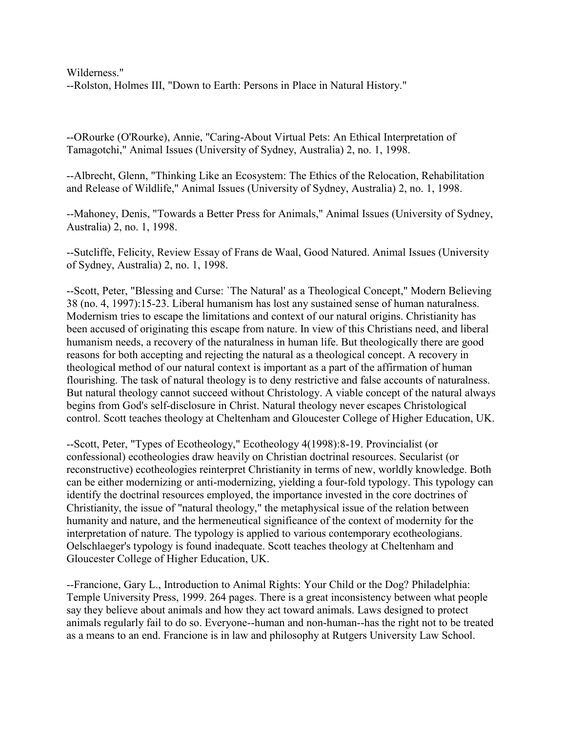Wilderness."
--Rolston, Holmes III, "Down to Earth: Persons in Place in Natural History."

--ORourke (O'Rourke), Annie, "Caring-About Virtual Pets: An Ethical Interpretation of Tamagotchi," Animal Issues (University of Sydney, Australia) 2, no. 1, 1998.

--Albrecht, Glenn, "Thinking Like an Ecosystem: The Ethics of the Relocation, Rehabilitation and Release of Wildlife," Animal Issues (University of Sydney, Australia) 2, no. 1, 1998.

--Mahoney, Denis, "Towards a Better Press for Animals," Animal Issues (University of Sydney, Australia) 2, no. 1, 1998.

--Sutcliffe, Felicity, Review Essay of Frans de Waal, Good Natured. Animal Issues (University of Sydney, Australia) 2, no. 1, 1998.

--Scott, Peter, "Blessing and Curse: `The Natural' as a Theological Concept," Modern Believing 38 (no. 4, 1997):15-23. Liberal humanism has lost any sustained sense of human naturalness. Modernism tries to escape the limitations and context of our natural origins. Christianity has been accused of originating this escape from nature. In view of this Christians need, and liberal humanism needs, a recovery of the naturalness in human life. But theologically there are good reasons for both accepting and rejecting the natural as a theological concept. A recovery in theological method of our natural context is important as a part of the affirmation of human flourishing. The task of natural theology is to deny restrictive and false accounts of naturalness. But natural theology cannot succeed without Christology. A viable concept of the natural always begins from God's self-disclosure in Christ. Natural theology never escapes Christological control. Scott teaches theology at Cheltenham and Gloucester College of Higher Education, UK.

--Scott, Peter, "Types of Ecotheology," Ecotheology 4(1998):8-19. Provincialist (or confessional) ecotheologies draw heavily on Christian doctrinal resources. Secularist (or reconstructive) ecotheologies reinterpret Christianity in terms of new, worldly knowledge. Both can be either modernizing or anti-modernizing, yielding a four-fold typology. This typology can identify the doctrinal resources employed, the importance invested in the core doctrines of Christianity, the issue of "natural theology," the metaphysical issue of the relation between humanity and nature, and the hermeneutical significance of the context of modernity for the interpretation of nature. The typology is applied to various contemporary ecotheologians. Oelschlaeger's typology is found inadequate. Scott teaches theology at Cheltenham and Gloucester College of Higher Education, UK.

--Francione, Gary L., Introduction to Animal Rights: Your Child or the Dog? Philadelphia: Temple University Press, 1999. 264 pages. There is a great inconsistency between what people say they believe about animals and how they act toward animals. Laws designed to protect animals regularly fail to do so. Everyone--human and non-human--has the right not to be treated as a means to an end. Francione is in law and philosophy at Rutgers University Law School.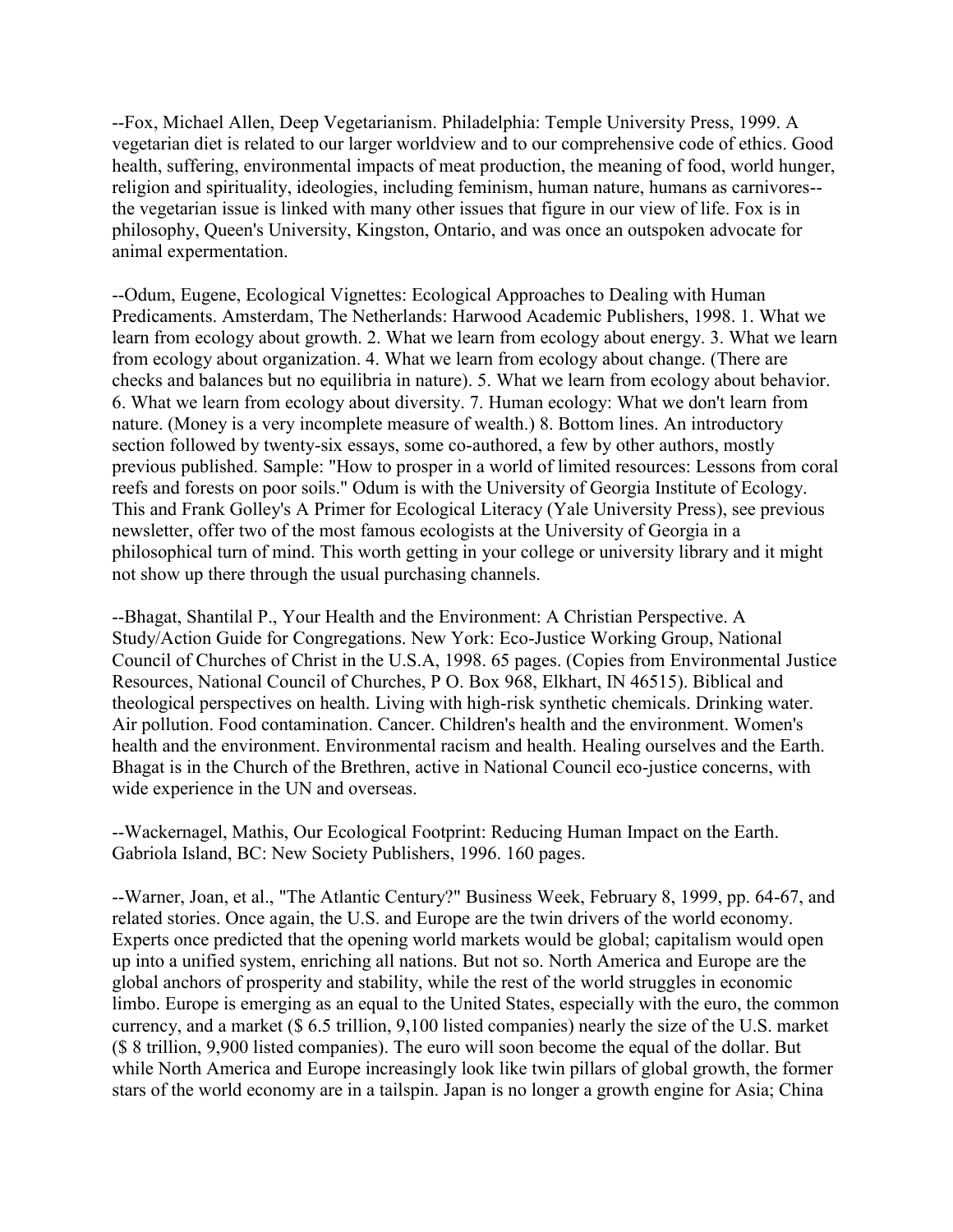--Fox, Michael Allen, Deep Vegetarianism. Philadelphia: Temple University Press, 1999. A vegetarian diet is related to our larger worldview and to our comprehensive code of ethics. Good health, suffering, environmental impacts of meat production, the meaning of food, world hunger, religion and spirituality, ideologies, including feminism, human nature, humans as carnivores--the vegetarian issue is linked with many other issues that figure in our view of life. Fox is in philosophy, Queen's University, Kingston, Ontario, and was once an outspoken advocate for animal expermentation.

--Odum, Eugene, Ecological Vignettes: Ecological Approaches to Dealing with Human Predicaments. Amsterdam, The Netherlands: Harwood Academic Publishers, 1998. 1. What we learn from ecology about growth. 2. What we learn from ecology about energy. 3. What we learn from ecology about organization. 4. What we learn from ecology about change. (There are checks and balances but no equilibria in nature). 5. What we learn from ecology about behavior. 6. What we learn from ecology about diversity. 7. Human ecology: What we don't learn from nature. (Money is a very incomplete measure of wealth.) 8. Bottom lines. An introductory section followed by twenty-six essays, some co-authored, a few by other authors, mostly previous published. Sample: "How to prosper in a world of limited resources: Lessons from coral reefs and forests on poor soils." Odum is with the University of Georgia Institute of Ecology. This and Frank Golley's A Primer for Ecological Literacy (Yale University Press), see previous newsletter, offer two of the most famous ecologists at the University of Georgia in a philosophical turn of mind. This worth getting in your college or university library and it might not show up there through the usual purchasing channels.

--Bhagat, Shantilal P., Your Health and the Environment: A Christian Perspective. A Study/Action Guide for Congregations. New York: Eco-Justice Working Group, National Council of Churches of Christ in the U.S.A, 1998. 65 pages. (Copies from Environmental Justice Resources, National Council of Churches, P O. Box 968, Elkhart, IN 46515). Biblical and theological perspectives on health. Living with high-risk synthetic chemicals. Drinking water. Air pollution. Food contamination. Cancer. Children's health and the environment. Women's health and the environment. Environmental racism and health. Healing ourselves and the Earth. Bhagat is in the Church of the Brethren, active in National Council eco-justice concerns, with wide experience in the UN and overseas.

--Wackernagel, Mathis, Our Ecological Footprint: Reducing Human Impact on the Earth. Gabriola Island, BC: New Society Publishers, 1996. 160 pages.

--Warner, Joan, et al., "The Atlantic Century?" Business Week, February 8, 1999, pp. 64-67, and related stories. Once again, the U.S. and Europe are the twin drivers of the world economy. Experts once predicted that the opening world markets would be global; capitalism would open up into a unified system, enriching all nations. But not so. North America and Europe are the global anchors of prosperity and stability, while the rest of the world struggles in economic limbo. Europe is emerging as an equal to the United States, especially with the euro, the common currency, and a market ($ 6.5 trillion, 9,100 listed companies) nearly the size of the U.S. market ($ 8 trillion, 9,900 listed companies). The euro will soon become the equal of the dollar. But while North America and Europe increasingly look like twin pillars of global growth, the former stars of the world economy are in a tailspin. Japan is no longer a growth engine for Asia; China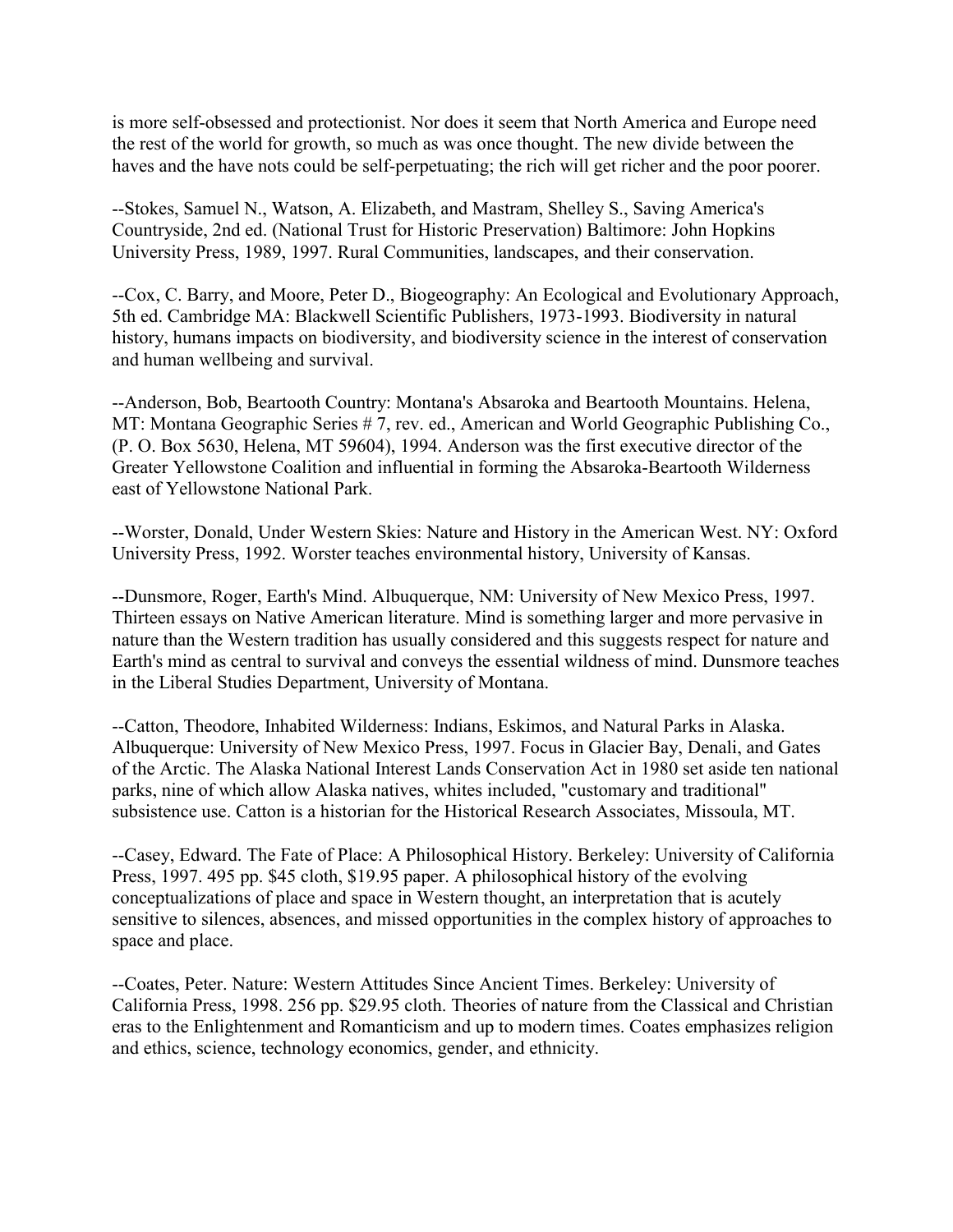is more self-obsessed and protectionist. Nor does it seem that North America and Europe need the rest of the world for growth, so much as was once thought. The new divide between the haves and the have nots could be self-perpetuating; the rich will get richer and the poor poorer.

--Stokes, Samuel N., Watson, A. Elizabeth, and Mastram, Shelley S., Saving America's Countryside, 2nd ed. (National Trust for Historic Preservation) Baltimore: John Hopkins University Press, 1989, 1997. Rural Communities, landscapes, and their conservation.

--Cox, C. Barry, and Moore, Peter D., Biogeography: An Ecological and Evolutionary Approach, 5th ed. Cambridge MA: Blackwell Scientific Publishers, 1973-1993. Biodiversity in natural history, humans impacts on biodiversity, and biodiversity science in the interest of conservation and human wellbeing and survival.

--Anderson, Bob, Beartooth Country: Montana's Absaroka and Beartooth Mountains. Helena, MT: Montana Geographic Series # 7, rev. ed., American and World Geographic Publishing Co., (P. O. Box 5630, Helena, MT 59604), 1994. Anderson was the first executive director of the Greater Yellowstone Coalition and influential in forming the Absaroka-Beartooth Wilderness east of Yellowstone National Park.

--Worster, Donald, Under Western Skies: Nature and History in the American West. NY: Oxford University Press, 1992. Worster teaches environmental history, University of Kansas.

--Dunsmore, Roger, Earth's Mind. Albuquerque, NM: University of New Mexico Press, 1997. Thirteen essays on Native American literature. Mind is something larger and more pervasive in nature than the Western tradition has usually considered and this suggests respect for nature and Earth's mind as central to survival and conveys the essential wildness of mind. Dunsmore teaches in the Liberal Studies Department, University of Montana.

--Catton, Theodore, Inhabited Wilderness: Indians, Eskimos, and Natural Parks in Alaska. Albuquerque: University of New Mexico Press, 1997. Focus in Glacier Bay, Denali, and Gates of the Arctic. The Alaska National Interest Lands Conservation Act in 1980 set aside ten national parks, nine of which allow Alaska natives, whites included, "customary and traditional" subsistence use. Catton is a historian for the Historical Research Associates, Missoula, MT.

--Casey, Edward. The Fate of Place: A Philosophical History. Berkeley: University of California Press, 1997. 495 pp. $45 cloth, $19.95 paper. A philosophical history of the evolving conceptualizations of place and space in Western thought, an interpretation that is acutely sensitive to silences, absences, and missed opportunities in the complex history of approaches to space and place.

--Coates, Peter. Nature: Western Attitudes Since Ancient Times. Berkeley: University of California Press, 1998. 256 pp. $29.95 cloth. Theories of nature from the Classical and Christian eras to the Enlightenment and Romanticism and up to modern times. Coates emphasizes religion and ethics, science, technology economics, gender, and ethnicity.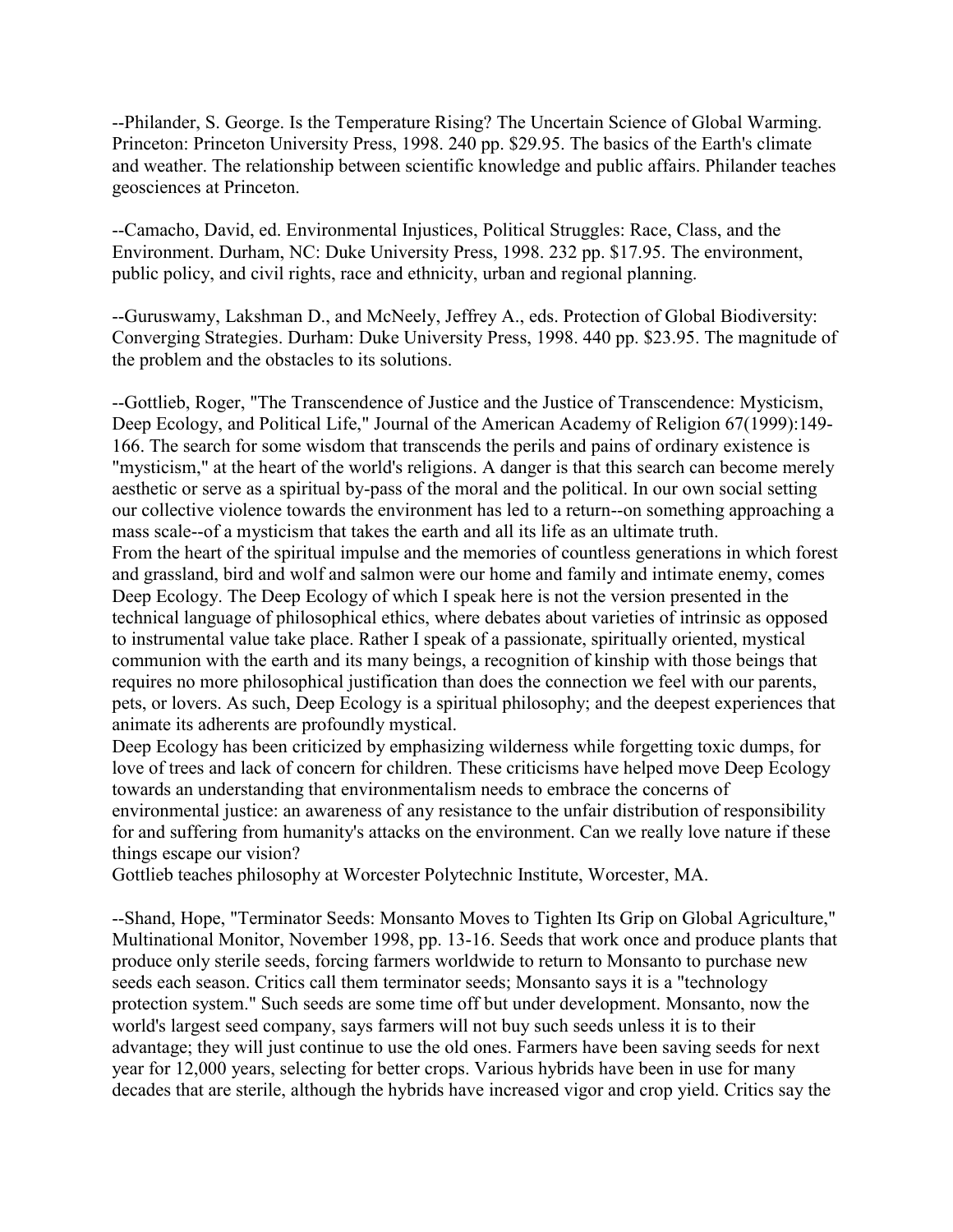--Philander, S. George. Is the Temperature Rising? The Uncertain Science of Global Warming. Princeton: Princeton University Press, 1998. 240 pp. $29.95. The basics of the Earth's climate and weather. The relationship between scientific knowledge and public affairs. Philander teaches geosciences at Princeton.

--Camacho, David, ed. Environmental Injustices, Political Struggles: Race, Class, and the Environment. Durham, NC: Duke University Press, 1998. 232 pp. $17.95. The environment, public policy, and civil rights, race and ethnicity, urban and regional planning.

--Guruswamy, Lakshman D., and McNeely, Jeffrey A., eds. Protection of Global Biodiversity: Converging Strategies. Durham: Duke University Press, 1998. 440 pp. $23.95. The magnitude of the problem and the obstacles to its solutions.

--Gottlieb, Roger, "The Transcendence of Justice and the Justice of Transcendence: Mysticism, Deep Ecology, and Political Life," Journal of the American Academy of Religion 67(1999):149-166. The search for some wisdom that transcends the perils and pains of ordinary existence is "mysticism," at the heart of the world's religions. A danger is that this search can become merely aesthetic or serve as a spiritual by-pass of the moral and the political. In our own social setting our collective violence towards the environment has led to a return--on something approaching a mass scale--of a mysticism that takes the earth and all its life as an ultimate truth.
From the heart of the spiritual impulse and the memories of countless generations in which forest and grassland, bird and wolf and salmon were our home and family and intimate enemy, comes Deep Ecology. The Deep Ecology of which I speak here is not the version presented in the technical language of philosophical ethics, where debates about varieties of intrinsic as opposed to instrumental value take place. Rather I speak of a passionate, spiritually oriented, mystical communion with the earth and its many beings, a recognition of kinship with those beings that requires no more philosophical justification than does the connection we feel with our parents, pets, or lovers. As such, Deep Ecology is a spiritual philosophy; and the deepest experiences that animate its adherents are profoundly mystical.
Deep Ecology has been criticized by emphasizing wilderness while forgetting toxic dumps, for love of trees and lack of concern for children. These criticisms have helped move Deep Ecology towards an understanding that environmentalism needs to embrace the concerns of environmental justice: an awareness of any resistance to the unfair distribution of responsibility for and suffering from humanity's attacks on the environment. Can we really love nature if these things escape our vision?
Gottlieb teaches philosophy at Worcester Polytechnic Institute, Worcester, MA.

--Shand, Hope, "Terminator Seeds: Monsanto Moves to Tighten Its Grip on Global Agriculture," Multinational Monitor, November 1998, pp. 13-16. Seeds that work once and produce plants that produce only sterile seeds, forcing farmers worldwide to return to Monsanto to purchase new seeds each season. Critics call them terminator seeds; Monsanto says it is a "technology protection system." Such seeds are some time off but under development. Monsanto, now the world's largest seed company, says farmers will not buy such seeds unless it is to their advantage; they will just continue to use the old ones. Farmers have been saving seeds for next year for 12,000 years, selecting for better crops. Various hybrids have been in use for many decades that are sterile, although the hybrids have increased vigor and crop yield. Critics say the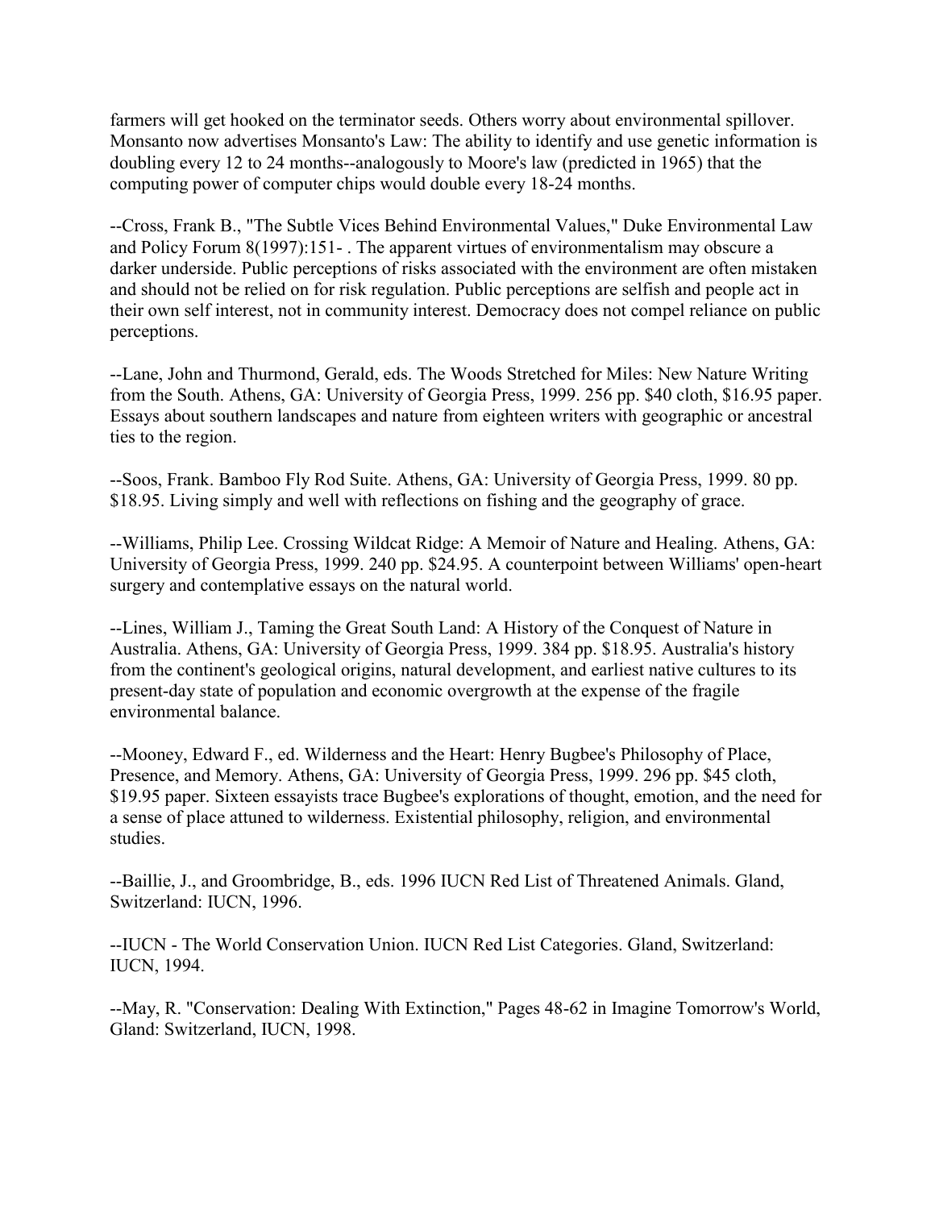farmers will get hooked on the terminator seeds. Others worry about environmental spillover. Monsanto now advertises Monsanto's Law: The ability to identify and use genetic information is doubling every 12 to 24 months--analogously to Moore's law (predicted in 1965) that the computing power of computer chips would double every 18-24 months.

--Cross, Frank B., "The Subtle Vices Behind Environmental Values," Duke Environmental Law and Policy Forum 8(1997):151- . The apparent virtues of environmentalism may obscure a darker underside. Public perceptions of risks associated with the environment are often mistaken and should not be relied on for risk regulation. Public perceptions are selfish and people act in their own self interest, not in community interest. Democracy does not compel reliance on public perceptions.

--Lane, John and Thurmond, Gerald, eds. The Woods Stretched for Miles: New Nature Writing from the South. Athens, GA: University of Georgia Press, 1999. 256 pp. $40 cloth, $16.95 paper. Essays about southern landscapes and nature from eighteen writers with geographic or ancestral ties to the region.

--Soos, Frank. Bamboo Fly Rod Suite. Athens, GA: University of Georgia Press, 1999. 80 pp. $18.95. Living simply and well with reflections on fishing and the geography of grace.

--Williams, Philip Lee. Crossing Wildcat Ridge: A Memoir of Nature and Healing. Athens, GA: University of Georgia Press, 1999. 240 pp. $24.95. A counterpoint between Williams' open-heart surgery and contemplative essays on the natural world.

--Lines, William J., Taming the Great South Land: A History of the Conquest of Nature in Australia. Athens, GA: University of Georgia Press, 1999. 384 pp. $18.95. Australia's history from the continent's geological origins, natural development, and earliest native cultures to its present-day state of population and economic overgrowth at the expense of the fragile environmental balance.

--Mooney, Edward F., ed. Wilderness and the Heart: Henry Bugbee's Philosophy of Place, Presence, and Memory. Athens, GA: University of Georgia Press, 1999. 296 pp. $45 cloth, $19.95 paper. Sixteen essayists trace Bugbee's explorations of thought, emotion, and the need for a sense of place attuned to wilderness. Existential philosophy, religion, and environmental studies.

--Baillie, J., and Groombridge, B., eds. 1996 IUCN Red List of Threatened Animals. Gland, Switzerland: IUCN, 1996.

--IUCN - The World Conservation Union. IUCN Red List Categories. Gland, Switzerland: IUCN, 1994.

--May, R. "Conservation: Dealing With Extinction," Pages 48-62 in Imagine Tomorrow's World, Gland: Switzerland, IUCN, 1998.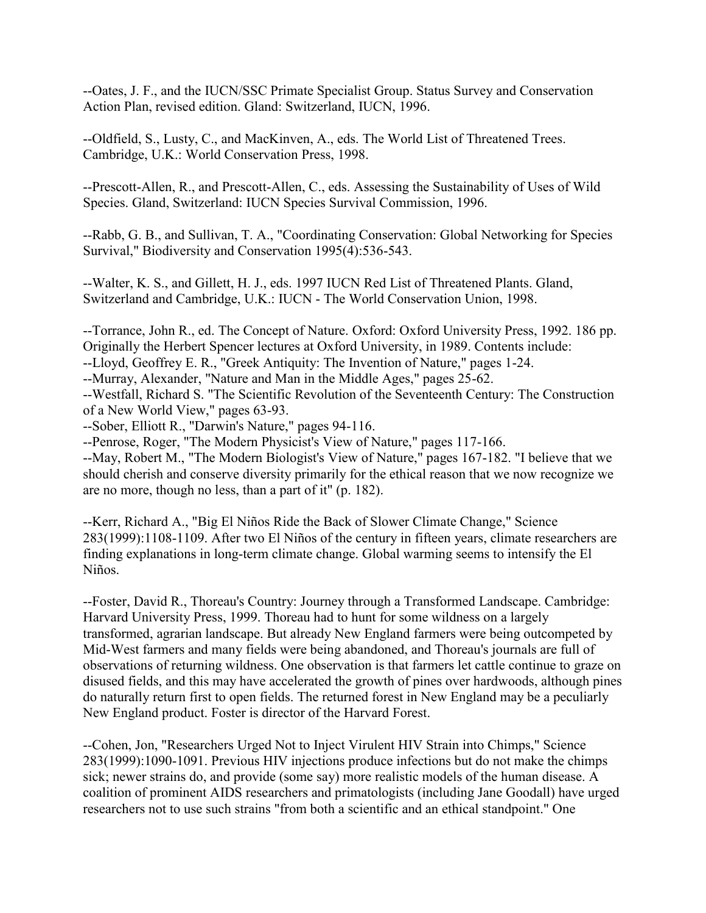--Oates, J. F., and the IUCN/SSC Primate Specialist Group. Status Survey and Conservation Action Plan, revised edition. Gland: Switzerland, IUCN, 1996.

--Oldfield, S., Lusty, C., and MacKinven, A., eds. The World List of Threatened Trees. Cambridge, U.K.: World Conservation Press, 1998.

--Prescott-Allen, R., and Prescott-Allen, C., eds. Assessing the Sustainability of Uses of Wild Species. Gland, Switzerland: IUCN Species Survival Commission, 1996.

--Rabb, G. B., and Sullivan, T. A., "Coordinating Conservation: Global Networking for Species Survival," Biodiversity and Conservation 1995(4):536-543.

--Walter, K. S., and Gillett, H. J., eds. 1997 IUCN Red List of Threatened Plants. Gland, Switzerland and Cambridge, U.K.: IUCN - The World Conservation Union, 1998.

--Torrance, John R., ed. The Concept of Nature. Oxford: Oxford University Press, 1992. 186 pp. Originally the Herbert Spencer lectures at Oxford University, in 1989. Contents include:
--Lloyd, Geoffrey E. R., "Greek Antiquity: The Invention of Nature," pages 1-24.
--Murray, Alexander, "Nature and Man in the Middle Ages," pages 25-62.
--Westfall, Richard S. "The Scientific Revolution of the Seventeenth Century: The Construction of a New World View," pages 63-93.
--Sober, Elliott R., "Darwin's Nature," pages 94-116.
--Penrose, Roger, "The Modern Physicist's View of Nature," pages 117-166.
--May, Robert M., "The Modern Biologist's View of Nature," pages 167-182. "I believe that we should cherish and conserve diversity primarily for the ethical reason that we now recognize we are no more, though no less, than a part of it" (p. 182).

--Kerr, Richard A., "Big El Niños Ride the Back of Slower Climate Change," Science 283(1999):1108-1109. After two El Niños of the century in fifteen years, climate researchers are finding explanations in long-term climate change. Global warming seems to intensify the El Niños.

--Foster, David R., Thoreau's Country: Journey through a Transformed Landscape. Cambridge: Harvard University Press, 1999. Thoreau had to hunt for some wildness on a largely transformed, agrarian landscape. But already New England farmers were being outcompeted by Mid-West farmers and many fields were being abandoned, and Thoreau's journals are full of observations of returning wildness. One observation is that farmers let cattle continue to graze on disused fields, and this may have accelerated the growth of pines over hardwoods, although pines do naturally return first to open fields. The returned forest in New England may be a peculiarly New England product. Foster is director of the Harvard Forest.

--Cohen, Jon, "Researchers Urged Not to Inject Virulent HIV Strain into Chimps," Science 283(1999):1090-1091. Previous HIV injections produce infections but do not make the chimps sick; newer strains do, and provide (some say) more realistic models of the human disease. A coalition of prominent AIDS researchers and primatologists (including Jane Goodall) have urged researchers not to use such strains "from both a scientific and an ethical standpoint." One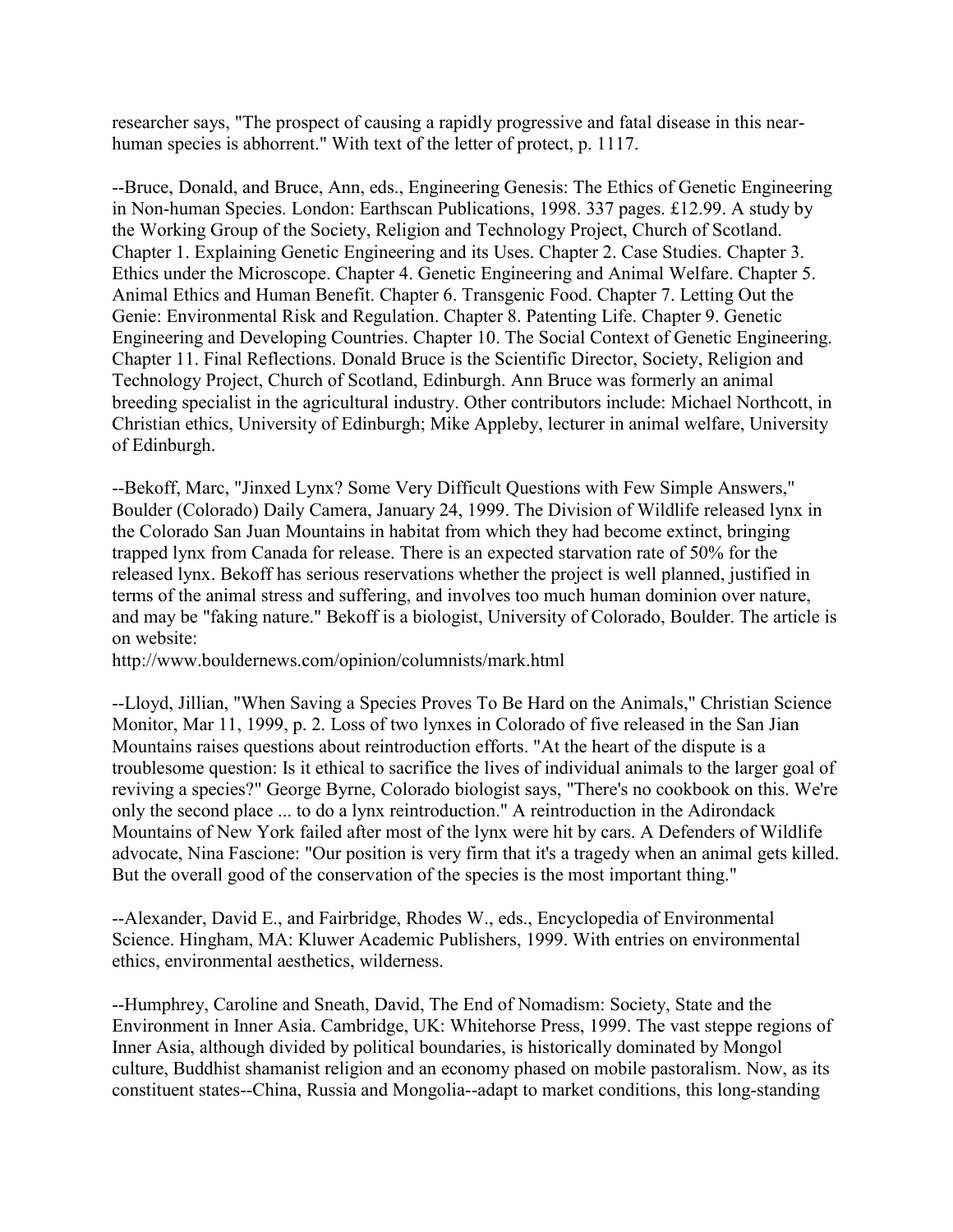researcher says, "The prospect of causing a rapidly progressive and fatal disease in this near-human species is abhorrent." With text of the letter of protect, p. 1117.

--Bruce, Donald, and Bruce, Ann, eds., Engineering Genesis: The Ethics of Genetic Engineering in Non-human Species. London: Earthscan Publications, 1998. 337 pages. £12.99. A study by the Working Group of the Society, Religion and Technology Project, Church of Scotland. Chapter 1. Explaining Genetic Engineering and its Uses. Chapter 2. Case Studies. Chapter 3. Ethics under the Microscope. Chapter 4. Genetic Engineering and Animal Welfare. Chapter 5. Animal Ethics and Human Benefit. Chapter 6. Transgenic Food. Chapter 7. Letting Out the Genie: Environmental Risk and Regulation. Chapter 8. Patenting Life. Chapter 9. Genetic Engineering and Developing Countries. Chapter 10. The Social Context of Genetic Engineering. Chapter 11. Final Reflections. Donald Bruce is the Scientific Director, Society, Religion and Technology Project, Church of Scotland, Edinburgh. Ann Bruce was formerly an animal breeding specialist in the agricultural industry. Other contributors include: Michael Northcott, in Christian ethics, University of Edinburgh; Mike Appleby, lecturer in animal welfare, University of Edinburgh.

--Bekoff, Marc, "Jinxed Lynx? Some Very Difficult Questions with Few Simple Answers," Boulder (Colorado) Daily Camera, January 24, 1999. The Division of Wildlife released lynx in the Colorado San Juan Mountains in habitat from which they had become extinct, bringing trapped lynx from Canada for release. There is an expected starvation rate of 50% for the released lynx. Bekoff has serious reservations whether the project is well planned, justified in terms of the animal stress and suffering, and involves too much human dominion over nature, and may be "faking nature." Bekoff is a biologist, University of Colorado, Boulder. The article is on website:
http://www.bouldernews.com/opinion/columnists/mark.html

--Lloyd, Jillian, "When Saving a Species Proves To Be Hard on the Animals," Christian Science Monitor, Mar 11, 1999, p. 2. Loss of two lynxes in Colorado of five released in the San Jian Mountains raises questions about reintroduction efforts. "At the heart of the dispute is a troublesome question: Is it ethical to sacrifice the lives of individual animals to the larger goal of reviving a species?" George Byrne, Colorado biologist says, "There's no cookbook on this. We're only the second place ... to do a lynx reintroduction." A reintroduction in the Adirondack Mountains of New York failed after most of the lynx were hit by cars. A Defenders of Wildlife advocate, Nina Fascione: "Our position is very firm that it's a tragedy when an animal gets killed. But the overall good of the conservation of the species is the most important thing."

--Alexander, David E., and Fairbridge, Rhodes W., eds., Encyclopedia of Environmental Science. Hingham, MA: Kluwer Academic Publishers, 1999. With entries on environmental ethics, environmental aesthetics, wilderness.

--Humphrey, Caroline and Sneath, David, The End of Nomadism: Society, State and the Environment in Inner Asia. Cambridge, UK: Whitehorse Press, 1999. The vast steppe regions of Inner Asia, although divided by political boundaries, is historically dominated by Mongol culture, Buddhist shamanist religion and an economy phased on mobile pastoralism. Now, as its constituent states--China, Russia and Mongolia--adapt to market conditions, this long-standing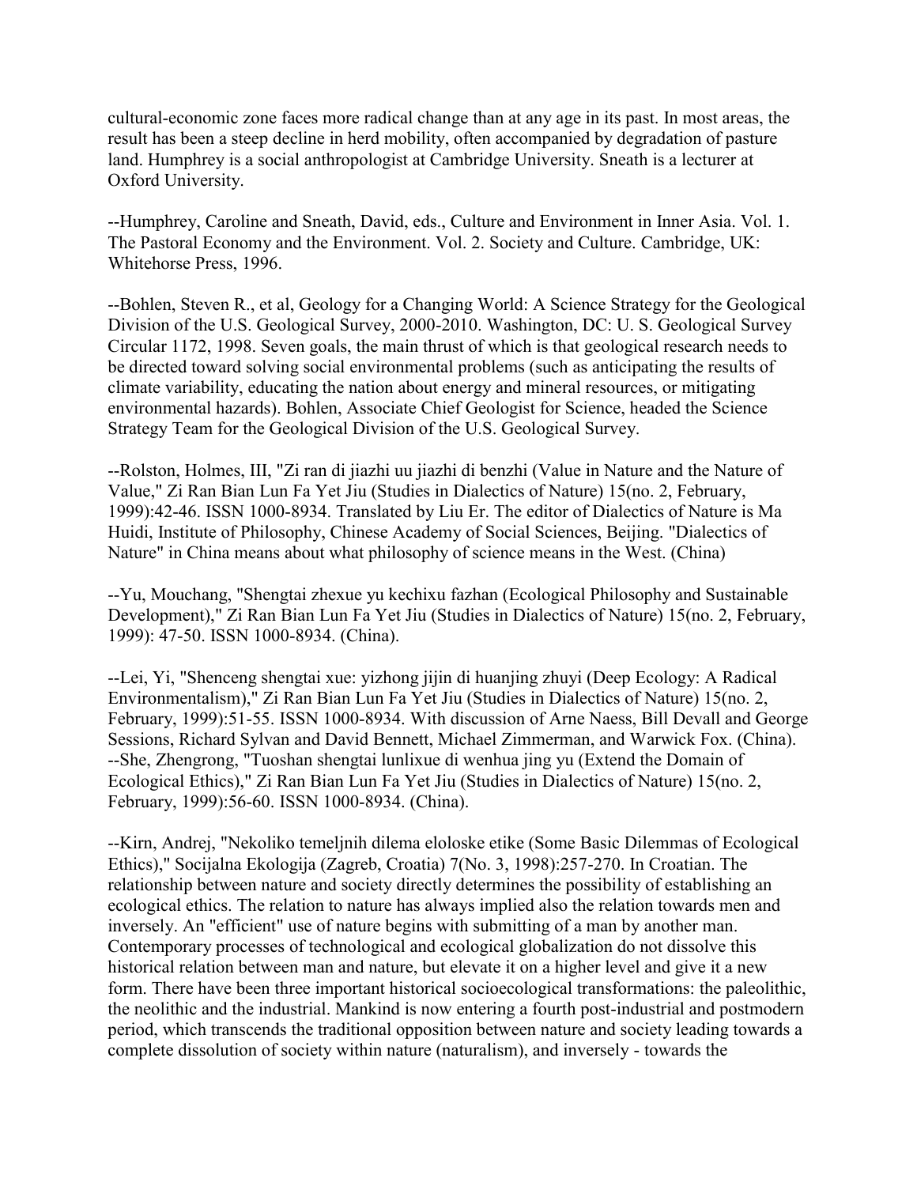cultural-economic zone faces more radical change than at any age in its past. In most areas, the result has been a steep decline in herd mobility, often accompanied by degradation of pasture land. Humphrey is a social anthropologist at Cambridge University. Sneath is a lecturer at Oxford University.

--Humphrey, Caroline and Sneath, David, eds., Culture and Environment in Inner Asia. Vol. 1. The Pastoral Economy and the Environment. Vol. 2. Society and Culture. Cambridge, UK: Whitehorse Press, 1996.

--Bohlen, Steven R., et al, Geology for a Changing World: A Science Strategy for the Geological Division of the U.S. Geological Survey, 2000-2010. Washington, DC: U. S. Geological Survey Circular 1172, 1998. Seven goals, the main thrust of which is that geological research needs to be directed toward solving social environmental problems (such as anticipating the results of climate variability, educating the nation about energy and mineral resources, or mitigating environmental hazards). Bohlen, Associate Chief Geologist for Science, headed the Science Strategy Team for the Geological Division of the U.S. Geological Survey.

--Rolston, Holmes, III, "Zi ran di jiazhi uu jiazhi di benzhi (Value in Nature and the Nature of Value," Zi Ran Bian Lun Fa Yet Jiu (Studies in Dialectics of Nature) 15(no. 2, February, 1999):42-46. ISSN 1000-8934. Translated by Liu Er. The editor of Dialectics of Nature is Ma Huidi, Institute of Philosophy, Chinese Academy of Social Sciences, Beijing. "Dialectics of Nature" in China means about what philosophy of science means in the West. (China)

--Yu, Mouchang, "Shengtai zhexue yu kechixu fazhan (Ecological Philosophy and Sustainable Development)," Zi Ran Bian Lun Fa Yet Jiu (Studies in Dialectics of Nature) 15(no. 2, February, 1999): 47-50. ISSN 1000-8934. (China).

--Lei, Yi, "Shenceng shengtai xue: yizhong jijin di huanjing zhuyi (Deep Ecology: A Radical Environmentalism)," Zi Ran Bian Lun Fa Yet Jiu (Studies in Dialectics of Nature) 15(no. 2, February, 1999):51-55. ISSN 1000-8934. With discussion of Arne Naess, Bill Devall and George Sessions, Richard Sylvan and David Bennett, Michael Zimmerman, and Warwick Fox. (China).
--She, Zhengrong, "Tuoshan shengtai lunlixue di wenhua jing yu (Extend the Domain of Ecological Ethics)," Zi Ran Bian Lun Fa Yet Jiu (Studies in Dialectics of Nature) 15(no. 2, February, 1999):56-60. ISSN 1000-8934. (China).

--Kirn, Andrej, "Nekoliko temeljnih dilema eleloske etike (Some Basic Dilemmas of Ecological Ethics)," Socijalna Ekologija (Zagreb, Croatia) 7(No. 3, 1998):257-270. In Croatian. The relationship between nature and society directly determines the possibility of establishing an ecological ethics. The relation to nature has always implied also the relation towards men and inversely. An "efficient" use of nature begins with submitting of a man by another man. Contemporary processes of technological and ecological globalization do not dissolve this historical relation between man and nature, but elevate it on a higher level and give it a new form. There have been three important historical socioecological transformations: the paleolithic, the neolithic and the industrial. Mankind is now entering a fourth post-industrial and postmodern period, which transcends the traditional opposition between nature and society leading towards a complete dissolution of society within nature (naturalism), and inversely - towards the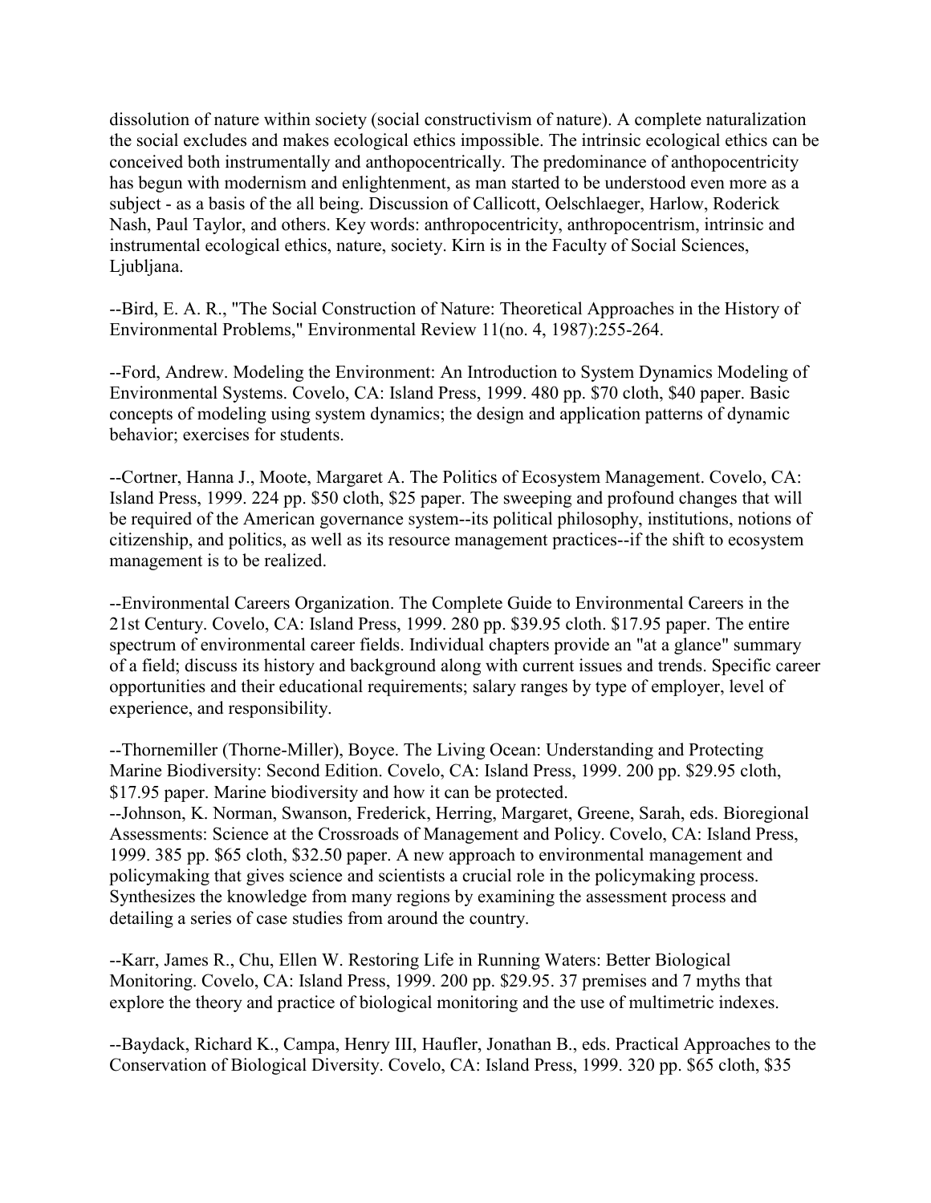dissolution of nature within society (social constructivism of nature). A complete naturalization the social excludes and makes ecological ethics impossible. The intrinsic ecological ethics can be conceived both instrumentally and anthopocentrically. The predominance of anthopocentricity has begun with modernism and enlightenment, as man started to be understood even more as a subject - as a basis of the all being. Discussion of Callicott, Oelschlaeger, Harlow, Roderick Nash, Paul Taylor, and others. Key words: anthropocentricity, anthropocentrism, intrinsic and instrumental ecological ethics, nature, society. Kirn is in the Faculty of Social Sciences, Ljubljana.

--Bird, E. A. R., "The Social Construction of Nature: Theoretical Approaches in the History of Environmental Problems," Environmental Review 11(no. 4, 1987):255-264.

--Ford, Andrew. Modeling the Environment: An Introduction to System Dynamics Modeling of Environmental Systems. Covelo, CA: Island Press, 1999. 480 pp. $70 cloth, $40 paper. Basic concepts of modeling using system dynamics; the design and application patterns of dynamic behavior; exercises for students.

--Cortner, Hanna J., Moote, Margaret A. The Politics of Ecosystem Management. Covelo, CA: Island Press, 1999. 224 pp. $50 cloth, $25 paper. The sweeping and profound changes that will be required of the American governance system--its political philosophy, institutions, notions of citizenship, and politics, as well as its resource management practices--if the shift to ecosystem management is to be realized.

--Environmental Careers Organization. The Complete Guide to Environmental Careers in the 21st Century. Covelo, CA: Island Press, 1999. 280 pp. $39.95 cloth. $17.95 paper. The entire spectrum of environmental career fields. Individual chapters provide an "at a glance" summary of a field; discuss its history and background along with current issues and trends. Specific career opportunities and their educational requirements; salary ranges by type of employer, level of experience, and responsibility.

--Thornemiller (Thorne-Miller), Boyce. The Living Ocean: Understanding and Protecting Marine Biodiversity: Second Edition. Covelo, CA: Island Press, 1999. 200 pp. $29.95 cloth, $17.95 paper. Marine biodiversity and how it can be protected.
--Johnson, K. Norman, Swanson, Frederick, Herring, Margaret, Greene, Sarah, eds. Bioregional Assessments: Science at the Crossroads of Management and Policy. Covelo, CA: Island Press, 1999. 385 pp. $65 cloth, $32.50 paper. A new approach to environmental management and policymaking that gives science and scientists a crucial role in the policymaking process. Synthesizes the knowledge from many regions by examining the assessment process and detailing a series of case studies from around the country.

--Karr, James R., Chu, Ellen W. Restoring Life in Running Waters: Better Biological Monitoring. Covelo, CA: Island Press, 1999. 200 pp. $29.95. 37 premises and 7 myths that explore the theory and practice of biological monitoring and the use of multimetric indexes.

--Baydack, Richard K., Campa, Henry III, Haufler, Jonathan B., eds. Practical Approaches to the Conservation of Biological Diversity. Covelo, CA: Island Press, 1999. 320 pp. $65 cloth, $35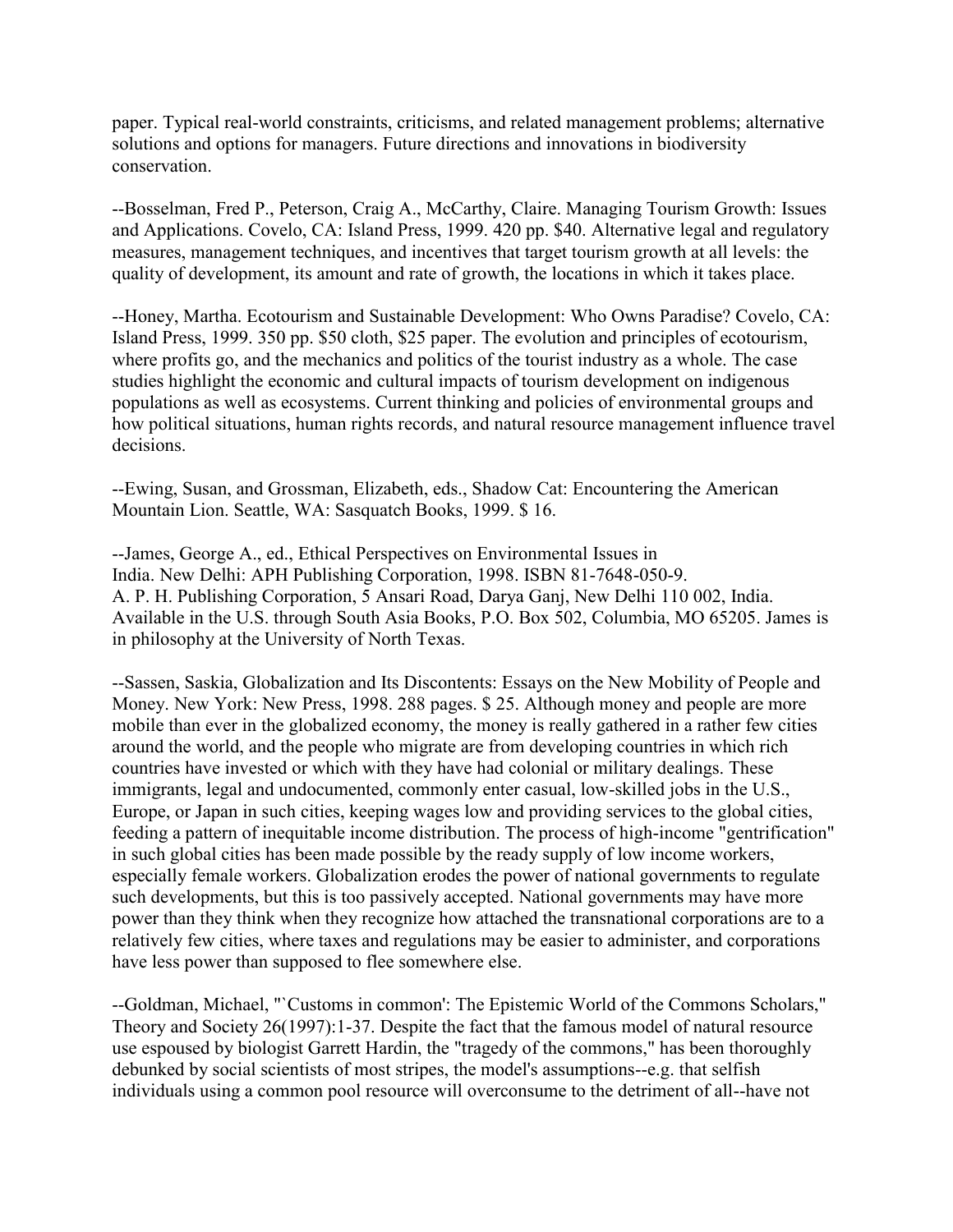paper. Typical real-world constraints, criticisms, and related management problems; alternative solutions and options for managers. Future directions and innovations in biodiversity conservation.

--Bosselman, Fred P., Peterson, Craig A., McCarthy, Claire. Managing Tourism Growth: Issues and Applications. Covelo, CA: Island Press, 1999. 420 pp. $40. Alternative legal and regulatory measures, management techniques, and incentives that target tourism growth at all levels: the quality of development, its amount and rate of growth, the locations in which it takes place.

--Honey, Martha. Ecotourism and Sustainable Development: Who Owns Paradise? Covelo, CA: Island Press, 1999. 350 pp. $50 cloth, $25 paper. The evolution and principles of ecotourism, where profits go, and the mechanics and politics of the tourist industry as a whole. The case studies highlight the economic and cultural impacts of tourism development on indigenous populations as well as ecosystems. Current thinking and policies of environmental groups and how political situations, human rights records, and natural resource management influence travel decisions.

--Ewing, Susan, and Grossman, Elizabeth, eds., Shadow Cat: Encountering the American Mountain Lion. Seattle, WA: Sasquatch Books, 1999. $ 16.

--James, George A., ed., Ethical Perspectives on Environmental Issues in India. New Delhi: APH Publishing Corporation, 1998. ISBN 81-7648-050-9. A. P. H. Publishing Corporation, 5 Ansari Road, Darya Ganj, New Delhi 110 002, India. Available in the U.S. through South Asia Books, P.O. Box 502, Columbia, MO 65205. James is in philosophy at the University of North Texas.

--Sassen, Saskia, Globalization and Its Discontents: Essays on the New Mobility of People and Money. New York: New Press, 1998. 288 pages. $ 25. Although money and people are more mobile than ever in the globalized economy, the money is really gathered in a rather few cities around the world, and the people who migrate are from developing countries in which rich countries have invested or which with they have had colonial or military dealings. These immigrants, legal and undocumented, commonly enter casual, low-skilled jobs in the U.S., Europe, or Japan in such cities, keeping wages low and providing services to the global cities, feeding a pattern of inequitable income distribution. The process of high-income "gentrification" in such global cities has been made possible by the ready supply of low income workers, especially female workers. Globalization erodes the power of national governments to regulate such developments, but this is too passively accepted. National governments may have more power than they think when they recognize how attached the transnational corporations are to a relatively few cities, where taxes and regulations may be easier to administer, and corporations have less power than supposed to flee somewhere else.

--Goldman, Michael, "`Customs in common': The Epistemic World of the Commons Scholars," Theory and Society 26(1997):1-37. Despite the fact that the famous model of natural resource use espoused by biologist Garrett Hardin, the "tragedy of the commons," has been thoroughly debunked by social scientists of most stripes, the model's assumptions--e.g. that selfish individuals using a common pool resource will overconsume to the detriment of all--have not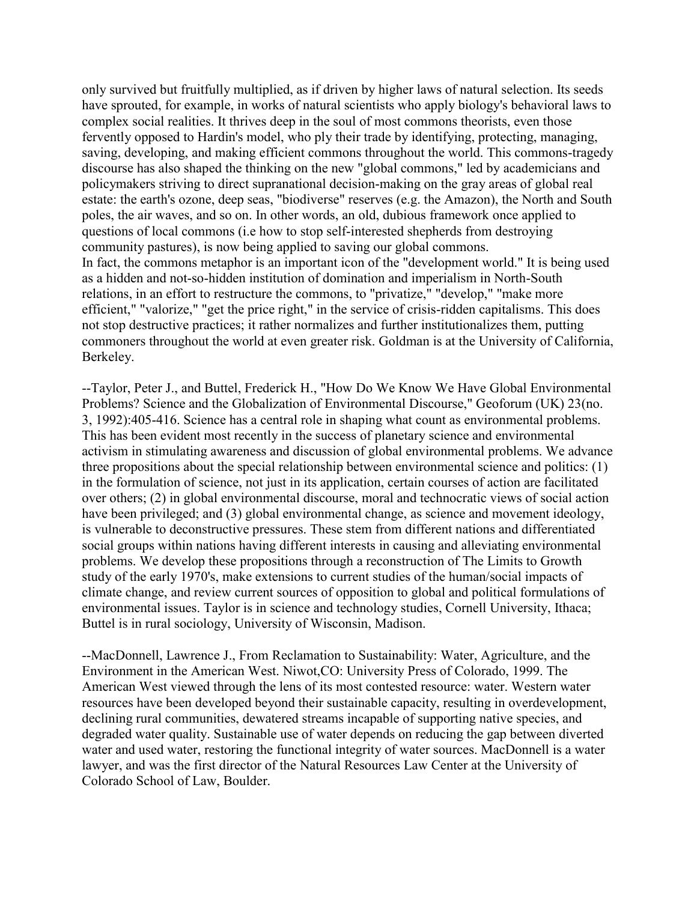only survived but fruitfully multiplied, as if driven by higher laws of natural selection. Its seeds have sprouted, for example, in works of natural scientists who apply biology's behavioral laws to complex social realities. It thrives deep in the soul of most commons theorists, even those fervently opposed to Hardin's model, who ply their trade by identifying, protecting, managing, saving, developing, and making efficient commons throughout the world. This commons-tragedy discourse has also shaped the thinking on the new "global commons," led by academicians and policymakers striving to direct supranational decision-making on the gray areas of global real estate: the earth's ozone, deep seas, "biodiverse" reserves (e.g. the Amazon), the North and South poles, the air waves, and so on. In other words, an old, dubious framework once applied to questions of local commons (i.e how to stop self-interested shepherds from destroying community pastures), is now being applied to saving our global commons.

In fact, the commons metaphor is an important icon of the "development world." It is being used as a hidden and not-so-hidden institution of domination and imperialism in North-South relations, in an effort to restructure the commons, to "privatize," "develop," "make more efficient," "valorize," "get the price right," in the service of crisis-ridden capitalisms. This does not stop destructive practices; it rather normalizes and further institutionalizes them, putting commoners throughout the world at even greater risk. Goldman is at the University of California, Berkeley.

--Taylor, Peter J., and Buttel, Frederick H., "How Do We Know We Have Global Environmental Problems? Science and the Globalization of Environmental Discourse," Geoforum (UK) 23(no. 3, 1992):405-416. Science has a central role in shaping what count as environmental problems. This has been evident most recently in the success of planetary science and environmental activism in stimulating awareness and discussion of global environmental problems. We advance three propositions about the special relationship between environmental science and politics: (1) in the formulation of science, not just in its application, certain courses of action are facilitated over others; (2) in global environmental discourse, moral and technocratic views of social action have been privileged; and (3) global environmental change, as science and movement ideology, is vulnerable to deconstructive pressures. These stem from different nations and differentiated social groups within nations having different interests in causing and alleviating environmental problems. We develop these propositions through a reconstruction of The Limits to Growth study of the early 1970's, make extensions to current studies of the human/social impacts of climate change, and review current sources of opposition to global and political formulations of environmental issues. Taylor is in science and technology studies, Cornell University, Ithaca; Buttel is in rural sociology, University of Wisconsin, Madison.

--MacDonnell, Lawrence J., From Reclamation to Sustainability: Water, Agriculture, and the Environment in the American West. Niwot,CO: University Press of Colorado, 1999. The American West viewed through the lens of its most contested resource: water. Western water resources have been developed beyond their sustainable capacity, resulting in overdevelopment, declining rural communities, dewatered streams incapable of supporting native species, and degraded water quality. Sustainable use of water depends on reducing the gap between diverted water and used water, restoring the functional integrity of water sources. MacDonnell is a water lawyer, and was the first director of the Natural Resources Law Center at the University of Colorado School of Law, Boulder.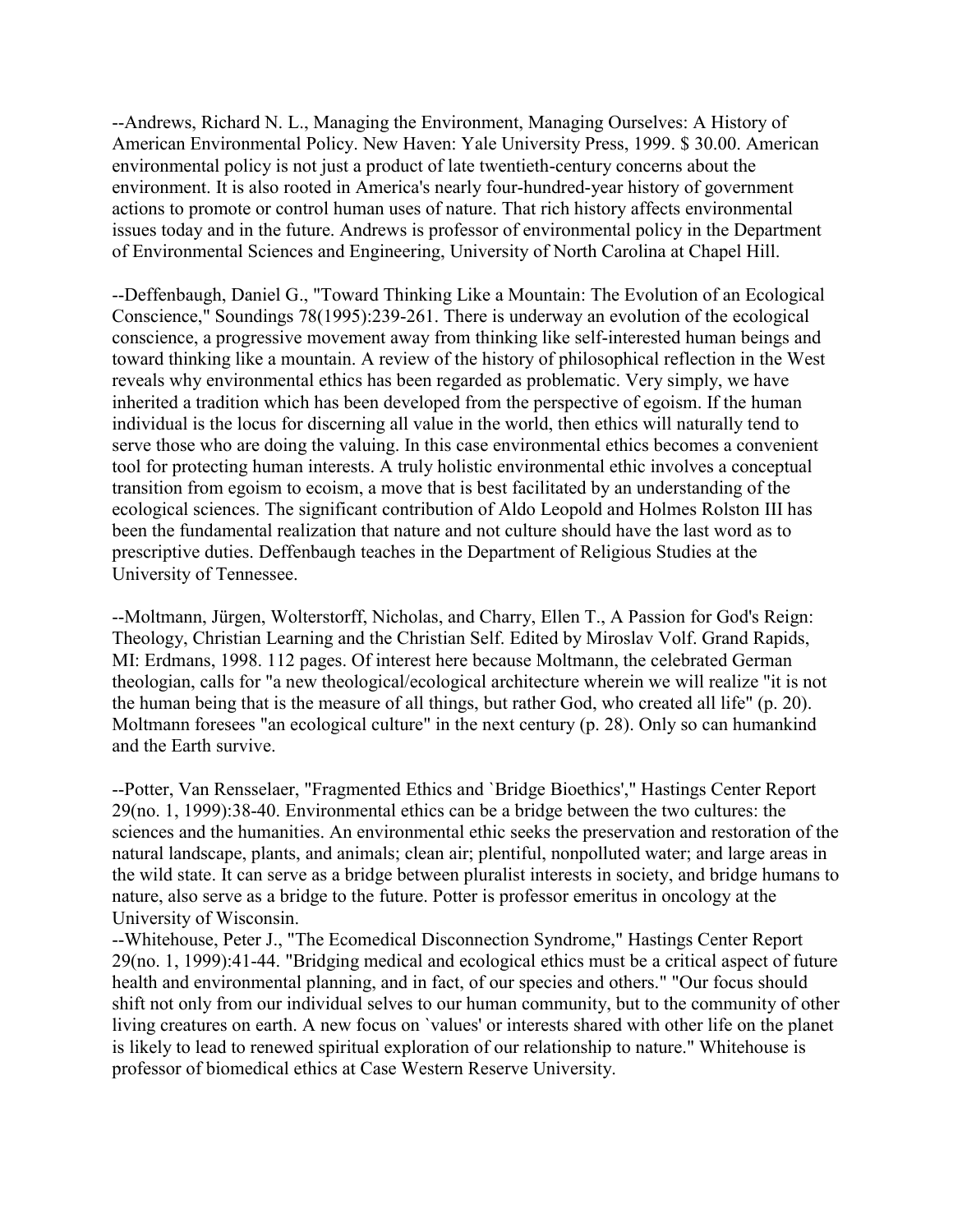--Andrews, Richard N. L., Managing the Environment, Managing Ourselves: A History of American Environmental Policy. New Haven: Yale University Press, 1999. $ 30.00. American environmental policy is not just a product of late twentieth-century concerns about the environment. It is also rooted in America's nearly four-hundred-year history of government actions to promote or control human uses of nature. That rich history affects environmental issues today and in the future. Andrews is professor of environmental policy in the Department of Environmental Sciences and Engineering, University of North Carolina at Chapel Hill.

--Deffenbaugh, Daniel G., "Toward Thinking Like a Mountain: The Evolution of an Ecological Conscience," Soundings 78(1995):239-261. There is underway an evolution of the ecological conscience, a progressive movement away from thinking like self-interested human beings and toward thinking like a mountain. A review of the history of philosophical reflection in the West reveals why environmental ethics has been regarded as problematic. Very simply, we have inherited a tradition which has been developed from the perspective of egoism. If the human individual is the locus for discerning all value in the world, then ethics will naturally tend to serve those who are doing the valuing. In this case environmental ethics becomes a convenient tool for protecting human interests. A truly holistic environmental ethic involves a conceptual transition from egoism to ecoism, a move that is best facilitated by an understanding of the ecological sciences. The significant contribution of Aldo Leopold and Holmes Rolston III has been the fundamental realization that nature and not culture should have the last word as to prescriptive duties. Deffenbaugh teaches in the Department of Religious Studies at the University of Tennessee.

--Moltmann, Jürgen, Wolterstorff, Nicholas, and Charry, Ellen T., A Passion for God's Reign: Theology, Christian Learning and the Christian Self. Edited by Miroslav Volf. Grand Rapids, MI: Erdmans, 1998. 112 pages. Of interest here because Moltmann, the celebrated German theologian, calls for "a new theological/ecological architecture wherein we will realize "it is not the human being that is the measure of all things, but rather God, who created all life" (p. 20). Moltmann foresees "an ecological culture" in the next century (p. 28). Only so can humankind and the Earth survive.

--Potter, Van Rensselaer, "Fragmented Ethics and `Bridge Bioethics'," Hastings Center Report 29(no. 1, 1999):38-40. Environmental ethics can be a bridge between the two cultures: the sciences and the humanities. An environmental ethic seeks the preservation and restoration of the natural landscape, plants, and animals; clean air; plentiful, nonpolluted water; and large areas in the wild state. It can serve as a bridge between pluralist interests in society, and bridge humans to nature, also serve as a bridge to the future. Potter is professor emeritus in oncology at the University of Wisconsin.

--Whitehouse, Peter J., "The Ecomedical Disconnection Syndrome," Hastings Center Report 29(no. 1, 1999):41-44. "Bridging medical and ecological ethics must be a critical aspect of future health and environmental planning, and in fact, of our species and others." "Our focus should shift not only from our individual selves to our human community, but to the community of other living creatures on earth. A new focus on `values' or interests shared with other life on the planet is likely to lead to renewed spiritual exploration of our relationship to nature." Whitehouse is professor of biomedical ethics at Case Western Reserve University.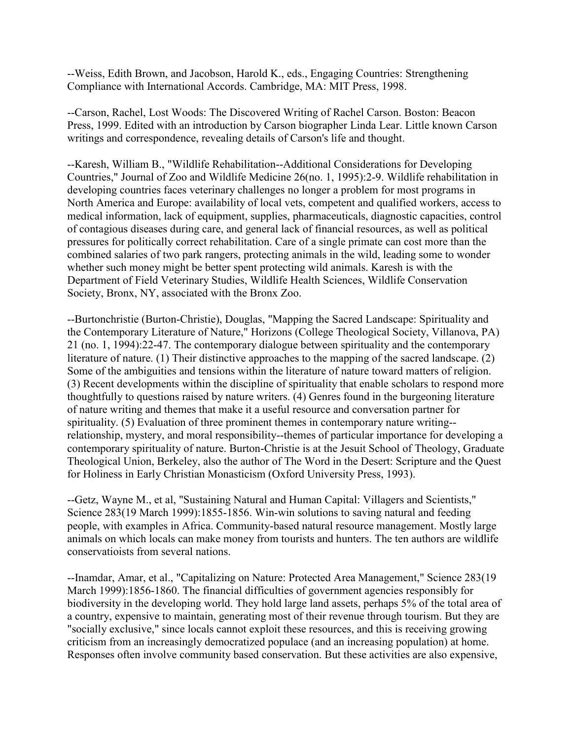--Weiss, Edith Brown, and Jacobson, Harold K., eds., Engaging Countries: Strengthening Compliance with International Accords. Cambridge, MA: MIT Press, 1998.

--Carson, Rachel, Lost Woods: The Discovered Writing of Rachel Carson. Boston: Beacon Press, 1999. Edited with an introduction by Carson biographer Linda Lear. Little known Carson writings and correspondence, revealing details of Carson's life and thought.

--Karesh, William B., "Wildlife Rehabilitation--Additional Considerations for Developing Countries," Journal of Zoo and Wildlife Medicine 26(no. 1, 1995):2-9. Wildlife rehabilitation in developing countries faces veterinary challenges no longer a problem for most programs in North America and Europe: availability of local vets, competent and qualified workers, access to medical information, lack of equipment, supplies, pharmaceuticals, diagnostic capacities, control of contagious diseases during care, and general lack of financial resources, as well as political pressures for politically correct rehabilitation. Care of a single primate can cost more than the combined salaries of two park rangers, protecting animals in the wild, leading some to wonder whether such money might be better spent protecting wild animals. Karesh is with the Department of Field Veterinary Studies, Wildlife Health Sciences, Wildlife Conservation Society, Bronx, NY, associated with the Bronx Zoo.

--Burtonchristie (Burton-Christie), Douglas, "Mapping the Sacred Landscape: Spirituality and the Contemporary Literature of Nature," Horizons (College Theological Society, Villanova, PA) 21 (no. 1, 1994):22-47. The contemporary dialogue between spirituality and the contemporary literature of nature. (1) Their distinctive approaches to the mapping of the sacred landscape. (2) Some of the ambiguities and tensions within the literature of nature toward matters of religion. (3) Recent developments within the discipline of spirituality that enable scholars to respond more thoughtfully to questions raised by nature writers. (4) Genres found in the burgeoning literature of nature writing and themes that make it a useful resource and conversation partner for spirituality. (5) Evaluation of three prominent themes in contemporary nature writing--relationship, mystery, and moral responsibility--themes of particular importance for developing a contemporary spirituality of nature. Burton-Christie is at the Jesuit School of Theology, Graduate Theological Union, Berkeley, also the author of The Word in the Desert: Scripture and the Quest for Holiness in Early Christian Monasticism (Oxford University Press, 1993).

--Getz, Wayne M., et al, "Sustaining Natural and Human Capital: Villagers and Scientists," Science 283(19 March 1999):1855-1856. Win-win solutions to saving natural and feeding people, with examples in Africa. Community-based natural resource management. Mostly large animals on which locals can make money from tourists and hunters. The ten authors are wildlife conservatioists from several nations.

--Inamdar, Amar, et al., "Capitalizing on Nature: Protected Area Management," Science 283(19 March 1999):1856-1860. The financial difficulties of government agencies responsibly for biodiversity in the developing world. They hold large land assets, perhaps 5% of the total area of a country, expensive to maintain, generating most of their revenue through tourism. But they are "socially exclusive," since locals cannot exploit these resources, and this is receiving growing criticism from an increasingly democratized populace (and an increasing population) at home. Responses often involve community based conservation. But these activities are also expensive,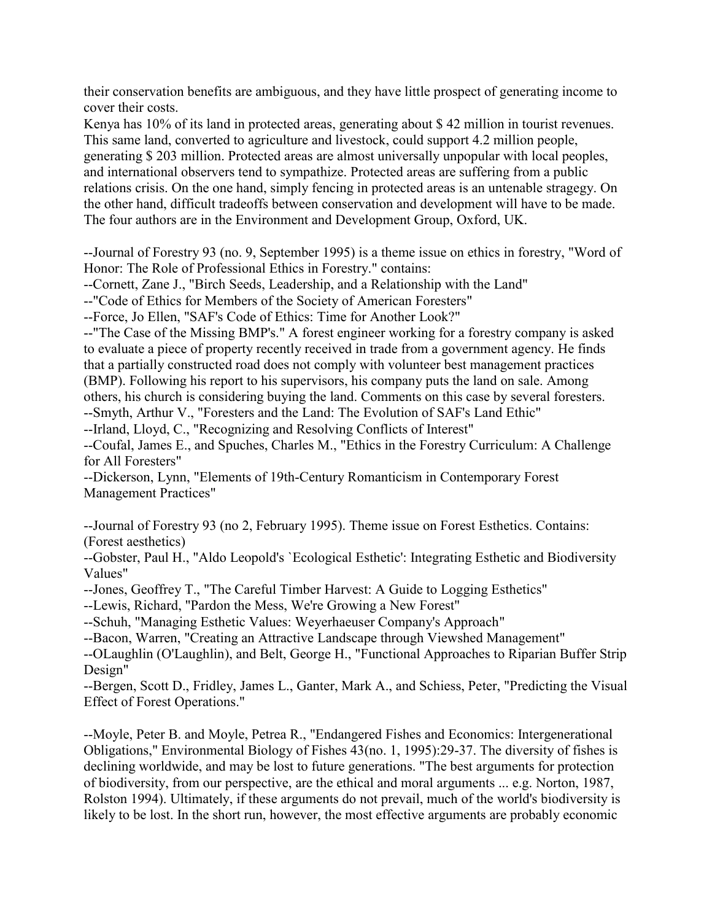their conservation benefits are ambiguous, and they have little prospect of generating income to cover their costs.

Kenya has 10% of its land in protected areas, generating about $ 42 million in tourist revenues. This same land, converted to agriculture and livestock, could support 4.2 million people, generating $ 203 million. Protected areas are almost universally unpopular with local peoples, and international observers tend to sympathize. Protected areas are suffering from a public relations crisis. On the one hand, simply fencing in protected areas is an untenable stragegy. On the other hand, difficult tradeoffs between conservation and development will have to be made. The four authors are in the Environment and Development Group, Oxford, UK.

--Journal of Forestry 93 (no. 9, September 1995) is a theme issue on ethics in forestry, "Word of Honor: The Role of Professional Ethics in Forestry." contains:

--Cornett, Zane J., "Birch Seeds, Leadership, and a Relationship with the Land"

--"Code of Ethics for Members of the Society of American Foresters"

--Force, Jo Ellen, "SAF's Code of Ethics: Time for Another Look?"

--"The Case of the Missing BMP's." A forest engineer working for a forestry company is asked to evaluate a piece of property recently received in trade from a government agency. He finds that a partially constructed road does not comply with volunteer best management practices (BMP). Following his report to his supervisors, his company puts the land on sale. Among others, his church is considering buying the land. Comments on this case by several foresters.

--Smyth, Arthur V., "Foresters and the Land: The Evolution of SAF's Land Ethic"

--Irland, Lloyd, C., "Recognizing and Resolving Conflicts of Interest"

--Coufal, James E., and Spuches, Charles M., "Ethics in the Forestry Curriculum: A Challenge for All Foresters"

--Dickerson, Lynn, "Elements of 19th-Century Romanticism in Contemporary Forest Management Practices"

--Journal of Forestry 93 (no 2, February 1995). Theme issue on Forest Esthetics. Contains: (Forest aesthetics)

--Gobster, Paul H., "Aldo Leopold's `Ecological Esthetic': Integrating Esthetic and Biodiversity Values"

--Jones, Geoffrey T., "The Careful Timber Harvest: A Guide to Logging Esthetics"

--Lewis, Richard, "Pardon the Mess, We're Growing a New Forest"

--Schuh, "Managing Esthetic Values: Weyerhaeuser Company's Approach"

--Bacon, Warren, "Creating an Attractive Landscape through Viewshed Management"

--OLaughlin (O'Laughlin), and Belt, George H., "Functional Approaches to Riparian Buffer Strip Design"

--Bergen, Scott D., Fridley, James L., Ganter, Mark A., and Schiess, Peter, "Predicting the Visual Effect of Forest Operations."

--Moyle, Peter B. and Moyle, Petrea R., "Endangered Fishes and Economics: Intergenerational Obligations," Environmental Biology of Fishes 43(no. 1, 1995):29-37. The diversity of fishes is declining worldwide, and may be lost to future generations. "The best arguments for protection of biodiversity, from our perspective, are the ethical and moral arguments ... e.g. Norton, 1987, Rolston 1994). Ultimately, if these arguments do not prevail, much of the world's biodiversity is likely to be lost. In the short run, however, the most effective arguments are probably economic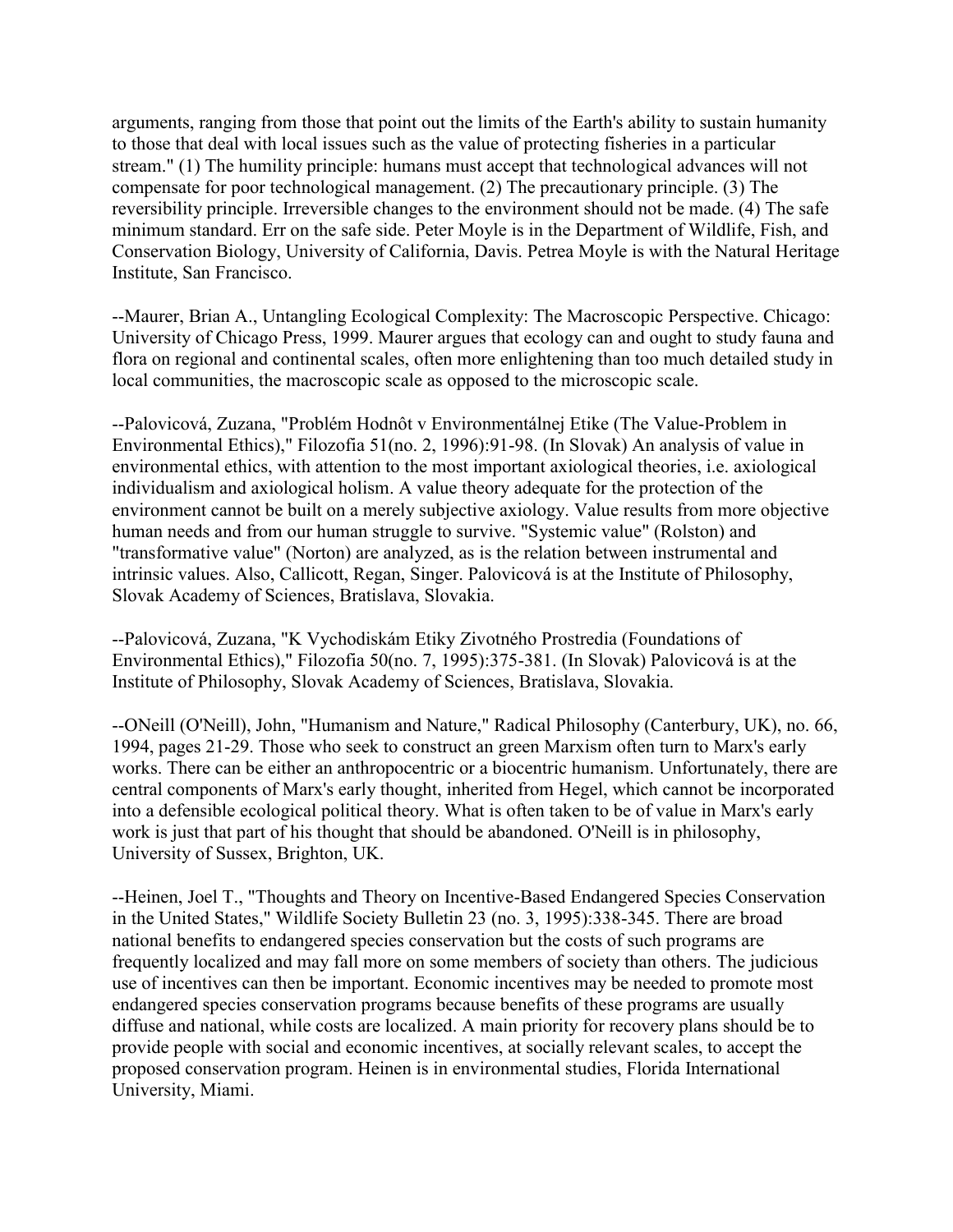arguments, ranging from those that point out the limits of the Earth's ability to sustain humanity to those that deal with local issues such as the value of protecting fisheries in a particular stream." (1) The humility principle: humans must accept that technological advances will not compensate for poor technological management. (2) The precautionary principle. (3) The reversibility principle. Irreversible changes to the environment should not be made. (4) The safe minimum standard. Err on the safe side. Peter Moyle is in the Department of Wildlife, Fish, and Conservation Biology, University of California, Davis. Petrea Moyle is with the Natural Heritage Institute, San Francisco.

--Maurer, Brian A., Untangling Ecological Complexity: The Macroscopic Perspective. Chicago: University of Chicago Press, 1999. Maurer argues that ecology can and ought to study fauna and flora on regional and continental scales, often more enlightening than too much detailed study in local communities, the macroscopic scale as opposed to the microscopic scale.

--Palovicová, Zuzana, "Problém Hodnôt v Environmentálnej Etike (The Value-Problem in Environmental Ethics)," Filozofia 51(no. 2, 1996):91-98. (In Slovak) An analysis of value in environmental ethics, with attention to the most important axiological theories, i.e. axiological individualism and axiological holism. A value theory adequate for the protection of the environment cannot be built on a merely subjective axiology. Value results from more objective human needs and from our human struggle to survive. "Systemic value" (Rolston) and "transformative value" (Norton) are analyzed, as is the relation between instrumental and intrinsic values. Also, Callicott, Regan, Singer. Palovicová is at the Institute of Philosophy, Slovak Academy of Sciences, Bratislava, Slovakia.

--Palovicová, Zuzana, "K Vychodiskám Etiky Zivotného Prostredia (Foundations of Environmental Ethics)," Filozofia 50(no. 7, 1995):375-381. (In Slovak) Palovicová is at the Institute of Philosophy, Slovak Academy of Sciences, Bratislava, Slovakia.

--ONeill (O'Neill), John, "Humanism and Nature," Radical Philosophy (Canterbury, UK), no. 66, 1994, pages 21-29. Those who seek to construct an green Marxism often turn to Marx's early works. There can be either an anthropocentric or a biocentric humanism. Unfortunately, there are central components of Marx's early thought, inherited from Hegel, which cannot be incorporated into a defensible ecological political theory. What is often taken to be of value in Marx's early work is just that part of his thought that should be abandoned. O'Neill is in philosophy, University of Sussex, Brighton, UK.

--Heinen, Joel T., "Thoughts and Theory on Incentive-Based Endangered Species Conservation in the United States," Wildlife Society Bulletin 23 (no. 3, 1995):338-345. There are broad national benefits to endangered species conservation but the costs of such programs are frequently localized and may fall more on some members of society than others. The judicious use of incentives can then be important. Economic incentives may be needed to promote most endangered species conservation programs because benefits of these programs are usually diffuse and national, while costs are localized. A main priority for recovery plans should be to provide people with social and economic incentives, at socially relevant scales, to accept the proposed conservation program. Heinen is in environmental studies, Florida International University, Miami.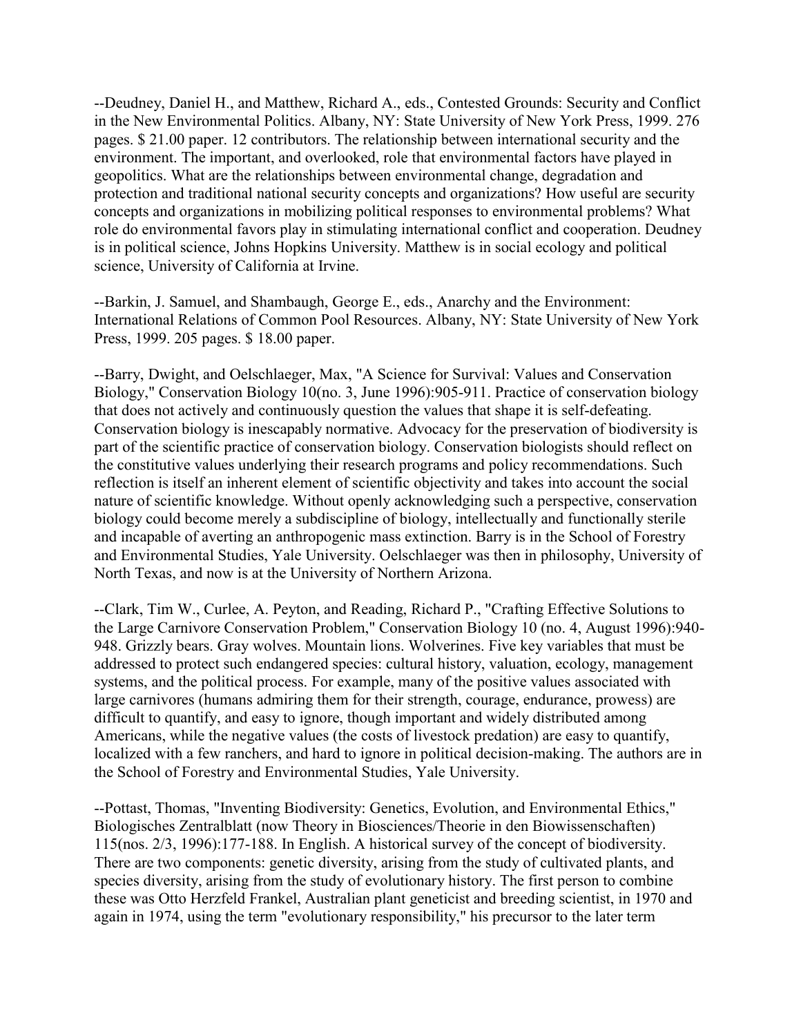--Deudney, Daniel H., and Matthew, Richard A., eds., Contested Grounds: Security and Conflict in the New Environmental Politics. Albany, NY: State University of New York Press, 1999. 276 pages. $ 21.00 paper. 12 contributors. The relationship between international security and the environment. The important, and overlooked, role that environmental factors have played in geopolitics. What are the relationships between environmental change, degradation and protection and traditional national security concepts and organizations? How useful are security concepts and organizations in mobilizing political responses to environmental problems? What role do environmental favors play in stimulating international conflict and cooperation. Deudney is in political science, Johns Hopkins University. Matthew is in social ecology and political science, University of California at Irvine.

--Barkin, J. Samuel, and Shambaugh, George E., eds., Anarchy and the Environment: International Relations of Common Pool Resources. Albany, NY: State University of New York Press, 1999. 205 pages. $ 18.00 paper.

--Barry, Dwight, and Oelschlaeger, Max, "A Science for Survival: Values and Conservation Biology," Conservation Biology 10(no. 3, June 1996):905-911. Practice of conservation biology that does not actively and continuously question the values that shape it is self-defeating. Conservation biology is inescapably normative. Advocacy for the preservation of biodiversity is part of the scientific practice of conservation biology. Conservation biologists should reflect on the constitutive values underlying their research programs and policy recommendations. Such reflection is itself an inherent element of scientific objectivity and takes into account the social nature of scientific knowledge. Without openly acknowledging such a perspective, conservation biology could become merely a subdiscipline of biology, intellectually and functionally sterile and incapable of averting an anthropogenic mass extinction. Barry is in the School of Forestry and Environmental Studies, Yale University. Oelschlaeger was then in philosophy, University of North Texas, and now is at the University of Northern Arizona.

--Clark, Tim W., Curlee, A. Peyton, and Reading, Richard P., "Crafting Effective Solutions to the Large Carnivore Conservation Problem," Conservation Biology 10 (no. 4, August 1996):940-948. Grizzly bears. Gray wolves. Mountain lions. Wolverines. Five key variables that must be addressed to protect such endangered species: cultural history, valuation, ecology, management systems, and the political process. For example, many of the positive values associated with large carnivores (humans admiring them for their strength, courage, endurance, prowess) are difficult to quantify, and easy to ignore, though important and widely distributed among Americans, while the negative values (the costs of livestock predation) are easy to quantify, localized with a few ranchers, and hard to ignore in political decision-making. The authors are in the School of Forestry and Environmental Studies, Yale University.

--Pottast, Thomas, "Inventing Biodiversity: Genetics, Evolution, and Environmental Ethics," Biologisches Zentralblatt (now Theory in Biosciences/Theorie in den Biowissenschaften) 115(nos. 2/3, 1996):177-188. In English. A historical survey of the concept of biodiversity. There are two components: genetic diversity, arising from the study of cultivated plants, and species diversity, arising from the study of evolutionary history. The first person to combine these was Otto Herzfeld Frankel, Australian plant geneticist and breeding scientist, in 1970 and again in 1974, using the term "evolutionary responsibility," his precursor to the later term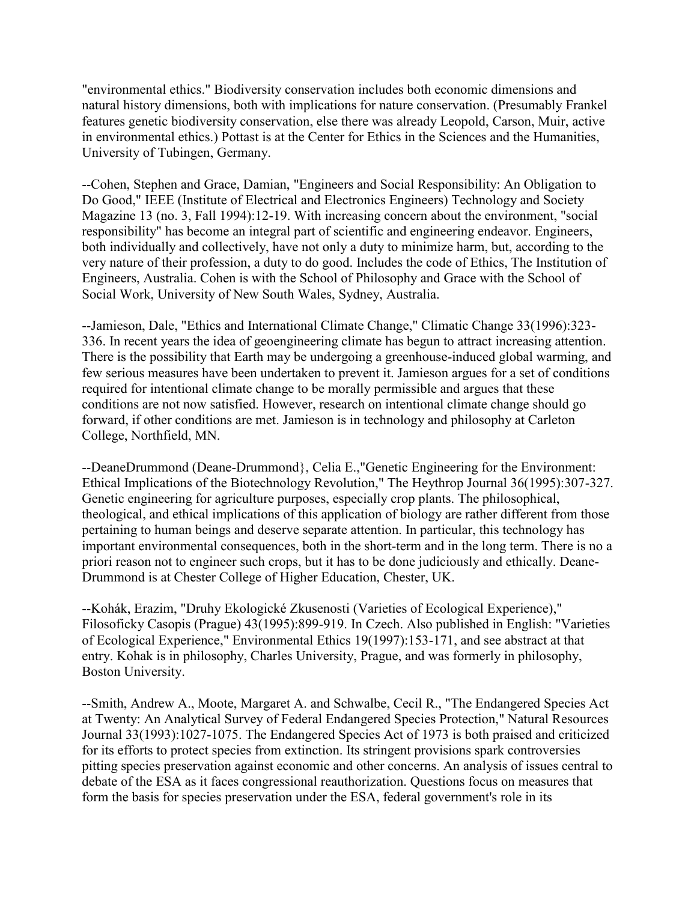"environmental ethics." Biodiversity conservation includes both economic dimensions and natural history dimensions, both with implications for nature conservation. (Presumably Frankel features genetic biodiversity conservation, else there was already Leopold, Carson, Muir, active in environmental ethics.) Pottast is at the Center for Ethics in the Sciences and the Humanities, University of Tubingen, Germany.

--Cohen, Stephen and Grace, Damian, "Engineers and Social Responsibility: An Obligation to Do Good," IEEE (Institute of Electrical and Electronics Engineers) Technology and Society Magazine 13 (no. 3, Fall 1994):12-19. With increasing concern about the environment, "social responsibility" has become an integral part of scientific and engineering endeavor. Engineers, both individually and collectively, have not only a duty to minimize harm, but, according to the very nature of their profession, a duty to do good. Includes the code of Ethics, The Institution of Engineers, Australia. Cohen is with the School of Philosophy and Grace with the School of Social Work, University of New South Wales, Sydney, Australia.

--Jamieson, Dale, "Ethics and International Climate Change," Climatic Change 33(1996):323-336. In recent years the idea of geoengineering climate has begun to attract increasing attention. There is the possibility that Earth may be undergoing a greenhouse-induced global warming, and few serious measures have been undertaken to prevent it. Jamieson argues for a set of conditions required for intentional climate change to be morally permissible and argues that these conditions are not now satisfied. However, research on intentional climate change should go forward, if other conditions are met. Jamieson is in technology and philosophy at Carleton College, Northfield, MN.

--DeaneDrummond (Deane-Drummond}, Celia E.,"Genetic Engineering for the Environment: Ethical Implications of the Biotechnology Revolution," The Heythrop Journal 36(1995):307-327. Genetic engineering for agriculture purposes, especially crop plants. The philosophical, theological, and ethical implications of this application of biology are rather different from those pertaining to human beings and deserve separate attention. In particular, this technology has important environmental consequences, both in the short-term and in the long term. There is no a priori reason not to engineer such crops, but it has to be done judiciously and ethically. Deane-Drummond is at Chester College of Higher Education, Chester, UK.

--Kohák, Erazim, "Druhy Ekologické Zkusenosti (Varieties of Ecological Experience)," Filosoficky Casopis (Prague) 43(1995):899-919. In Czech. Also published in English: "Varieties of Ecological Experience," Environmental Ethics 19(1997):153-171, and see abstract at that entry. Kohak is in philosophy, Charles University, Prague, and was formerly in philosophy, Boston University.

--Smith, Andrew A., Moote, Margaret A. and Schwalbe, Cecil R., "The Endangered Species Act at Twenty: An Analytical Survey of Federal Endangered Species Protection," Natural Resources Journal 33(1993):1027-1075. The Endangered Species Act of 1973 is both praised and criticized for its efforts to protect species from extinction. Its stringent provisions spark controversies pitting species preservation against economic and other concerns. An analysis of issues central to debate of the ESA as it faces congressional reauthorization. Questions focus on measures that form the basis for species preservation under the ESA, federal government's role in its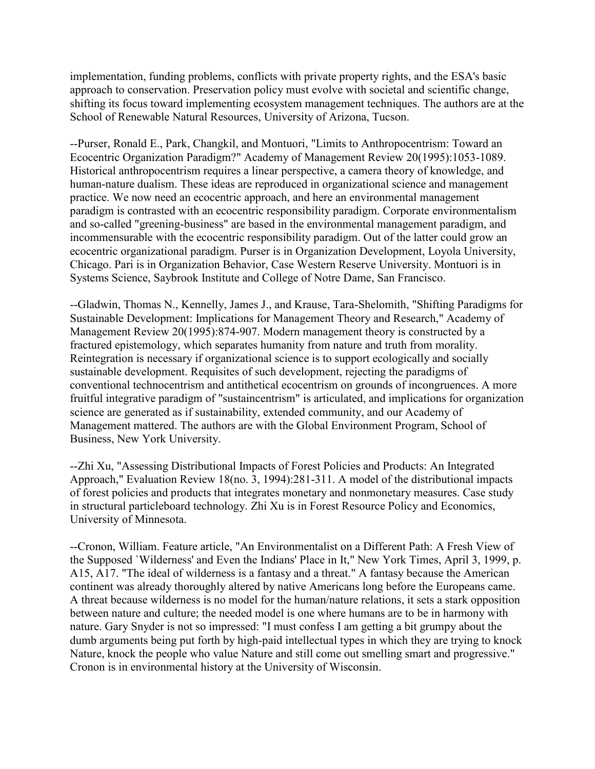implementation, funding problems, conflicts with private property rights, and the ESA's basic approach to conservation. Preservation policy must evolve with societal and scientific change, shifting its focus toward implementing ecosystem management techniques. The authors are at the School of Renewable Natural Resources, University of Arizona, Tucson.

--Purser, Ronald E., Park, Changkil, and Montuori, "Limits to Anthropocentrism: Toward an Ecocentric Organization Paradigm?" Academy of Management Review 20(1995):1053-1089. Historical anthropocentrism requires a linear perspective, a camera theory of knowledge, and human-nature dualism. These ideas are reproduced in organizational science and management practice. We now need an ecocentric approach, and here an environmental management paradigm is contrasted with an ecocentric responsibility paradigm. Corporate environmentalism and so-called "greening-business" are based in the environmental management paradigm, and incommensurable with the ecocentric responsibility paradigm. Out of the latter could grow an ecocentric organizational paradigm. Purser is in Organization Development, Loyola University, Chicago. Pari is in Organization Behavior, Case Western Reserve University. Montuori is in Systems Science, Saybrook Institute and College of Notre Dame, San Francisco.

--Gladwin, Thomas N., Kennelly, James J., and Krause, Tara-Shelomith, "Shifting Paradigms for Sustainable Development: Implications for Management Theory and Research," Academy of Management Review 20(1995):874-907. Modern management theory is constructed by a fractured epistemology, which separates humanity from nature and truth from morality. Reintegration is necessary if organizational science is to support ecologically and socially sustainable development. Requisites of such development, rejecting the paradigms of conventional technocentrism and antithetical ecocentrism on grounds of incongruences. A more fruitful integrative paradigm of "sustaincentrism" is articulated, and implications for organization science are generated as if sustainability, extended community, and our Academy of Management mattered. The authors are with the Global Environment Program, School of Business, New York University.

--Zhi Xu, "Assessing Distributional Impacts of Forest Policies and Products: An Integrated Approach," Evaluation Review 18(no. 3, 1994):281-311. A model of the distributional impacts of forest policies and products that integrates monetary and nonmonetary measures. Case study in structural particleboard technology. Zhi Xu is in Forest Resource Policy and Economics, University of Minnesota.

--Cronon, William. Feature article, "An Environmentalist on a Different Path: A Fresh View of the Supposed `Wilderness' and Even the Indians' Place in It," New York Times, April 3, 1999, p. A15, A17. "The ideal of wilderness is a fantasy and a threat." A fantasy because the American continent was already thoroughly altered by native Americans long before the Europeans came. A threat because wilderness is no model for the human/nature relations, it sets a stark opposition between nature and culture; the needed model is one where humans are to be in harmony with nature. Gary Snyder is not so impressed: "I must confess I am getting a bit grumpy about the dumb arguments being put forth by high-paid intellectual types in which they are trying to knock Nature, knock the people who value Nature and still come out smelling smart and progressive." Cronon is in environmental history at the University of Wisconsin.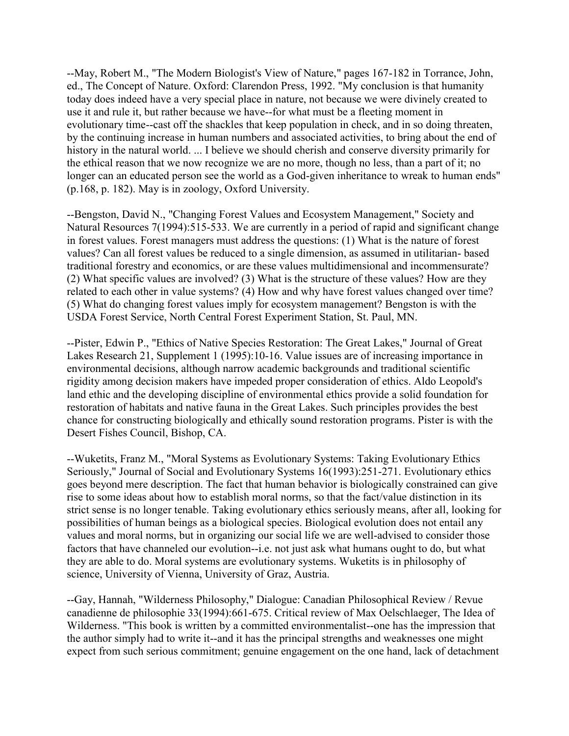--May, Robert M., "The Modern Biologist's View of Nature," pages 167-182 in Torrance, John, ed., The Concept of Nature. Oxford: Clarendon Press, 1992. "My conclusion is that humanity today does indeed have a very special place in nature, not because we were divinely created to use it and rule it, but rather because we have--for what must be a fleeting moment in evolutionary time--cast off the shackles that keep population in check, and in so doing threaten, by the continuing increase in human numbers and associated activities, to bring about the end of history in the natural world. ... I believe we should cherish and conserve diversity primarily for the ethical reason that we now recognize we are no more, though no less, than a part of it; no longer can an educated person see the world as a God-given inheritance to wreak to human ends" (p.168, p. 182). May is in zoology, Oxford University.

--Bengston, David N., "Changing Forest Values and Ecosystem Management," Society and Natural Resources 7(1994):515-533. We are currently in a period of rapid and significant change in forest values. Forest managers must address the questions: (1) What is the nature of forest values? Can all forest values be reduced to a single dimension, as assumed in utilitarian- based traditional forestry and economics, or are these values multidimensional and incommensurate? (2) What specific values are involved? (3) What is the structure of these values? How are they related to each other in value systems? (4) How and why have forest values changed over time? (5) What do changing forest values imply for ecosystem management? Bengston is with the USDA Forest Service, North Central Forest Experiment Station, St. Paul, MN.

--Pister, Edwin P., "Ethics of Native Species Restoration: The Great Lakes," Journal of Great Lakes Research 21, Supplement 1 (1995):10-16. Value issues are of increasing importance in environmental decisions, although narrow academic backgrounds and traditional scientific rigidity among decision makers have impeded proper consideration of ethics. Aldo Leopold's land ethic and the developing discipline of environmental ethics provide a solid foundation for restoration of habitats and native fauna in the Great Lakes. Such principles provides the best chance for constructing biologically and ethically sound restoration programs. Pister is with the Desert Fishes Council, Bishop, CA.

--Wuketits, Franz M., "Moral Systems as Evolutionary Systems: Taking Evolutionary Ethics Seriously," Journal of Social and Evolutionary Systems 16(1993):251-271. Evolutionary ethics goes beyond mere description. The fact that human behavior is biologically constrained can give rise to some ideas about how to establish moral norms, so that the fact/value distinction in its strict sense is no longer tenable. Taking evolutionary ethics seriously means, after all, looking for possibilities of human beings as a biological species. Biological evolution does not entail any values and moral norms, but in organizing our social life we are well-advised to consider those factors that have channeled our evolution--i.e. not just ask what humans ought to do, but what they are able to do. Moral systems are evolutionary systems. Wuketits is in philosophy of science, University of Vienna, University of Graz, Austria.

--Gay, Hannah, "Wilderness Philosophy," Dialogue: Canadian Philosophical Review / Revue canadienne de philosophie 33(1994):661-675. Critical review of Max Oelschlaeger, The Idea of Wilderness. "This book is written by a committed environmentalist--one has the impression that the author simply had to write it--and it has the principal strengths and weaknesses one might expect from such serious commitment; genuine engagement on the one hand, lack of detachment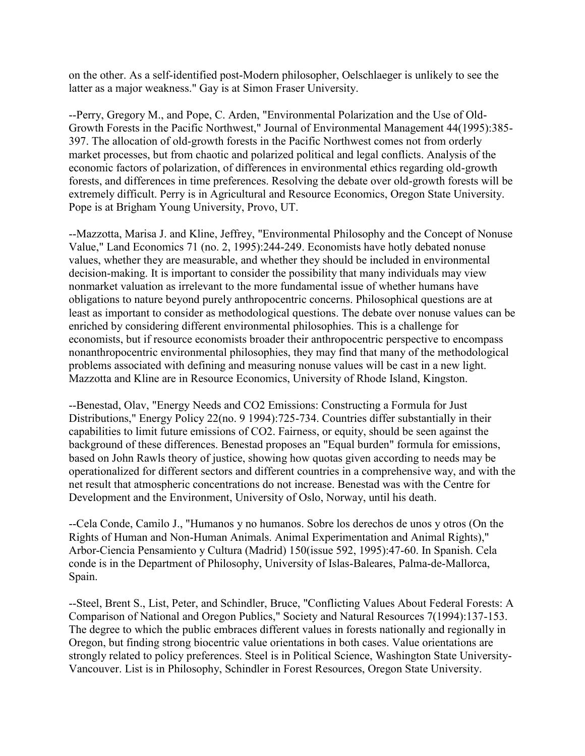on the other. As a self-identified post-Modern philosopher, Oelschlaeger is unlikely to see the latter as a major weakness." Gay is at Simon Fraser University.

--Perry, Gregory M., and Pope, C. Arden, "Environmental Polarization and the Use of Old-Growth Forests in the Pacific Northwest," Journal of Environmental Management 44(1995):385-397. The allocation of old-growth forests in the Pacific Northwest comes not from orderly market processes, but from chaotic and polarized political and legal conflicts. Analysis of the economic factors of polarization, of differences in environmental ethics regarding old-growth forests, and differences in time preferences. Resolving the debate over old-growth forests will be extremely difficult. Perry is in Agricultural and Resource Economics, Oregon State University. Pope is at Brigham Young University, Provo, UT.

--Mazzotta, Marisa J. and Kline, Jeffrey, "Environmental Philosophy and the Concept of Nonuse Value," Land Economics 71 (no. 2, 1995):244-249. Economists have hotly debated nonuse values, whether they are measurable, and whether they should be included in environmental decision-making. It is important to consider the possibility that many individuals may view nonmarket valuation as irrelevant to the more fundamental issue of whether humans have obligations to nature beyond purely anthropocentric concerns. Philosophical questions are at least as important to consider as methodological questions. The debate over nonuse values can be enriched by considering different environmental philosophies. This is a challenge for economists, but if resource economists broader their anthropocentric perspective to encompass nonanthropocentric environmental philosophies, they may find that many of the methodological problems associated with defining and measuring nonuse values will be cast in a new light. Mazzotta and Kline are in Resource Economics, University of Rhode Island, Kingston.

--Benestad, Olav, "Energy Needs and CO2 Emissions: Constructing a Formula for Just Distributions," Energy Policy 22(no. 9 1994):725-734. Countries differ substantially in their capabilities to limit future emissions of CO2. Fairness, or equity, should be seen against the background of these differences. Benestad proposes an "Equal burden" formula for emissions, based on John Rawls theory of justice, showing how quotas given according to needs may be operationalized for different sectors and different countries in a comprehensive way, and with the net result that atmospheric concentrations do not increase. Benestad was with the Centre for Development and the Environment, University of Oslo, Norway, until his death.

--Cela Conde, Camilo J., "Humanos y no humanos. Sobre los derechos de unos y otros (On the Rights of Human and Non-Human Animals. Animal Experimentation and Animal Rights)," Arbor-Ciencia Pensamiento y Cultura (Madrid) 150(issue 592, 1995):47-60. In Spanish. Cela conde is in the Department of Philosophy, University of Islas-Baleares, Palma-de-Mallorca, Spain.

--Steel, Brent S., List, Peter, and Schindler, Bruce, "Conflicting Values About Federal Forests: A Comparison of National and Oregon Publics," Society and Natural Resources 7(1994):137-153. The degree to which the public embraces different values in forests nationally and regionally in Oregon, but finding strong biocentric value orientations in both cases. Value orientations are strongly related to policy preferences. Steel is in Political Science, Washington State University-Vancouver. List is in Philosophy, Schindler in Forest Resources, Oregon State University.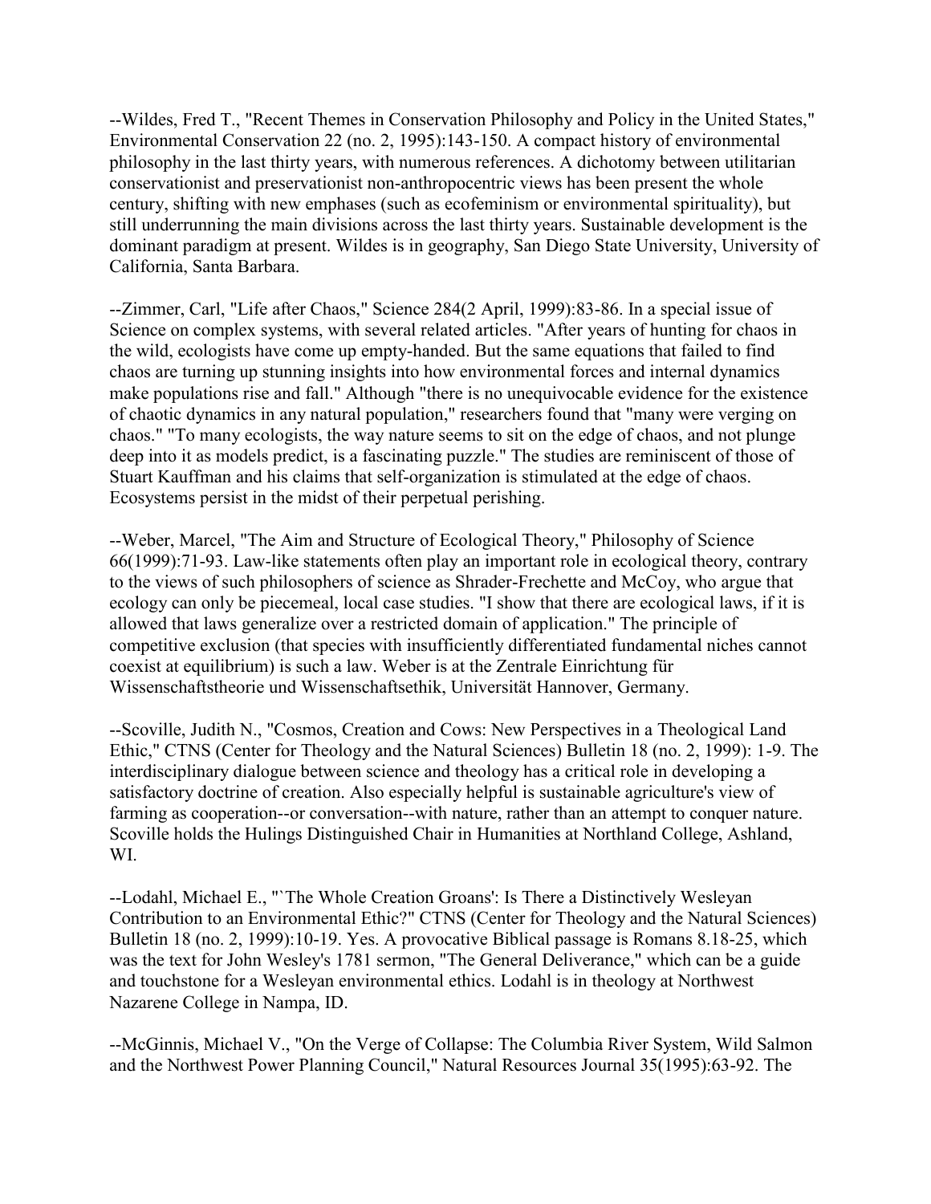--Wildes, Fred T., "Recent Themes in Conservation Philosophy and Policy in the United States," Environmental Conservation 22 (no. 2, 1995):143-150. A compact history of environmental philosophy in the last thirty years, with numerous references. A dichotomy between utilitarian conservationist and preservationist non-anthropocentric views has been present the whole century, shifting with new emphases (such as ecofeminism or environmental spirituality), but still underrunning the main divisions across the last thirty years. Sustainable development is the dominant paradigm at present. Wildes is in geography, San Diego State University, University of California, Santa Barbara.

--Zimmer, Carl, "Life after Chaos," Science 284(2 April, 1999):83-86. In a special issue of Science on complex systems, with several related articles. "After years of hunting for chaos in the wild, ecologists have come up empty-handed. But the same equations that failed to find chaos are turning up stunning insights into how environmental forces and internal dynamics make populations rise and fall." Although "there is no unequivocable evidence for the existence of chaotic dynamics in any natural population," researchers found that "many were verging on chaos." "To many ecologists, the way nature seems to sit on the edge of chaos, and not plunge deep into it as models predict, is a fascinating puzzle." The studies are reminiscent of those of Stuart Kauffman and his claims that self-organization is stimulated at the edge of chaos. Ecosystems persist in the midst of their perpetual perishing.

--Weber, Marcel, "The Aim and Structure of Ecological Theory," Philosophy of Science 66(1999):71-93. Law-like statements often play an important role in ecological theory, contrary to the views of such philosophers of science as Shrader-Frechette and McCoy, who argue that ecology can only be piecemeal, local case studies. "I show that there are ecological laws, if it is allowed that laws generalize over a restricted domain of application." The principle of competitive exclusion (that species with insufficiently differentiated fundamental niches cannot coexist at equilibrium) is such a law. Weber is at the Zentrale Einrichtung für Wissenschaftstheorie und Wissenschaftsethik, Universität Hannover, Germany.

--Scoville, Judith N., "Cosmos, Creation and Cows: New Perspectives in a Theological Land Ethic," CTNS (Center for Theology and the Natural Sciences) Bulletin 18 (no. 2, 1999): 1-9. The interdisciplinary dialogue between science and theology has a critical role in developing a satisfactory doctrine of creation. Also especially helpful is sustainable agriculture's view of farming as cooperation--or conversation--with nature, rather than an attempt to conquer nature. Scoville holds the Hulings Distinguished Chair in Humanities at Northland College, Ashland, WI.

--Lodahl, Michael E., "`The Whole Creation Groans': Is There a Distinctively Wesleyan Contribution to an Environmental Ethic?" CTNS (Center for Theology and the Natural Sciences) Bulletin 18 (no. 2, 1999):10-19. Yes. A provocative Biblical passage is Romans 8.18-25, which was the text for John Wesley's 1781 sermon, "The General Deliverance," which can be a guide and touchstone for a Wesleyan environmental ethics. Lodahl is in theology at Northwest Nazarene College in Nampa, ID.

--McGinnis, Michael V., "On the Verge of Collapse: The Columbia River System, Wild Salmon and the Northwest Power Planning Council," Natural Resources Journal 35(1995):63-92. The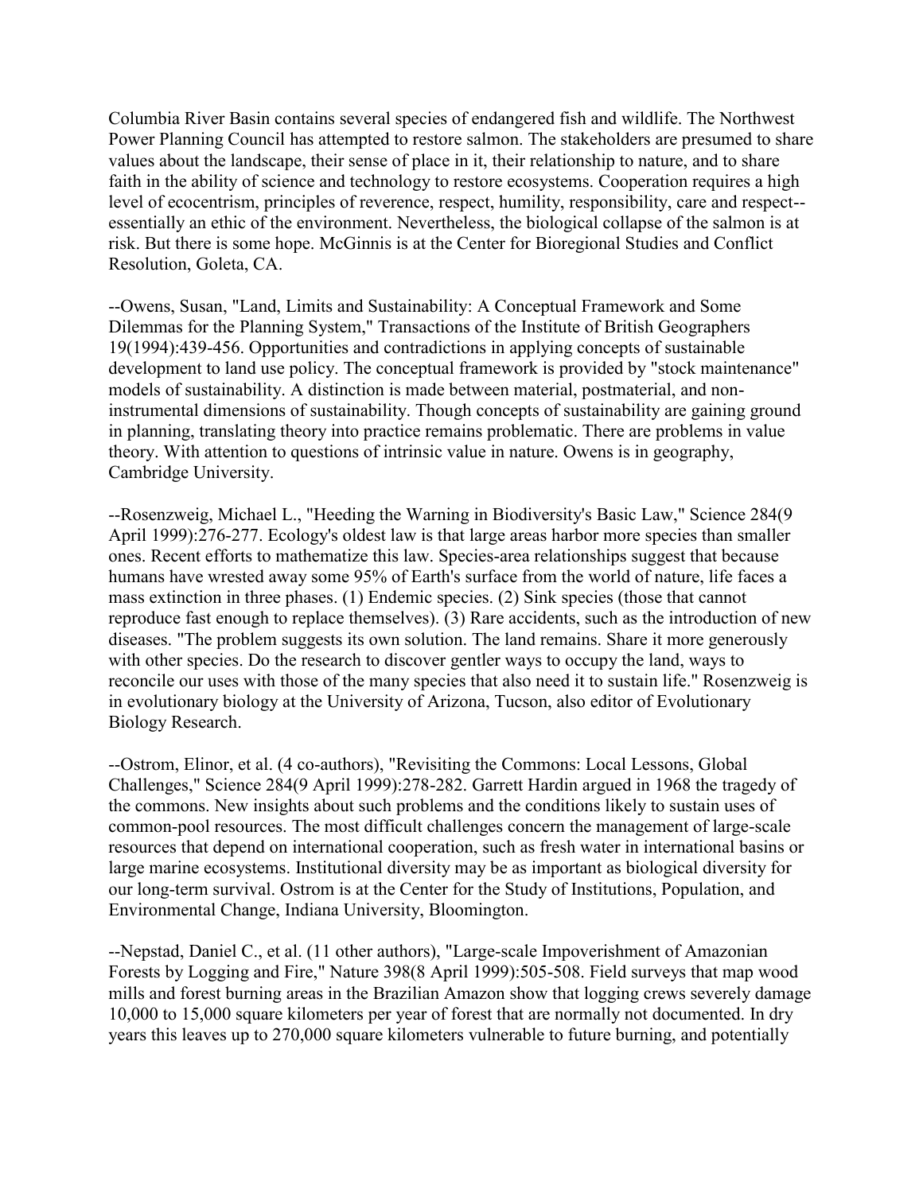Columbia River Basin contains several species of endangered fish and wildlife. The Northwest Power Planning Council has attempted to restore salmon. The stakeholders are presumed to share values about the landscape, their sense of place in it, their relationship to nature, and to share faith in the ability of science and technology to restore ecosystems. Cooperation requires a high level of ecocentrism, principles of reverence, respect, humility, responsibility, care and respect--essentially an ethic of the environment. Nevertheless, the biological collapse of the salmon is at risk. But there is some hope. McGinnis is at the Center for Bioregional Studies and Conflict Resolution, Goleta, CA.

--Owens, Susan, "Land, Limits and Sustainability: A Conceptual Framework and Some Dilemmas for the Planning System," Transactions of the Institute of British Geographers 19(1994):439-456. Opportunities and contradictions in applying concepts of sustainable development to land use policy. The conceptual framework is provided by "stock maintenance" models of sustainability. A distinction is made between material, postmaterial, and non-instrumental dimensions of sustainability. Though concepts of sustainability are gaining ground in planning, translating theory into practice remains problematic. There are problems in value theory. With attention to questions of intrinsic value in nature. Owens is in geography, Cambridge University.

--Rosenzweig, Michael L., "Heeding the Warning in Biodiversity's Basic Law," Science 284(9 April 1999):276-277. Ecology's oldest law is that large areas harbor more species than smaller ones. Recent efforts to mathematize this law. Species-area relationships suggest that because humans have wrested away some 95% of Earth's surface from the world of nature, life faces a mass extinction in three phases. (1) Endemic species. (2) Sink species (those that cannot reproduce fast enough to replace themselves). (3) Rare accidents, such as the introduction of new diseases. "The problem suggests its own solution. The land remains. Share it more generously with other species. Do the research to discover gentler ways to occupy the land, ways to reconcile our uses with those of the many species that also need it to sustain life." Rosenzweig is in evolutionary biology at the University of Arizona, Tucson, also editor of Evolutionary Biology Research.

--Ostrom, Elinor, et al. (4 co-authors), "Revisiting the Commons: Local Lessons, Global Challenges," Science 284(9 April 1999):278-282. Garrett Hardin argued in 1968 the tragedy of the commons. New insights about such problems and the conditions likely to sustain uses of common-pool resources. The most difficult challenges concern the management of large-scale resources that depend on international cooperation, such as fresh water in international basins or large marine ecosystems. Institutional diversity may be as important as biological diversity for our long-term survival. Ostrom is at the Center for the Study of Institutions, Population, and Environmental Change, Indiana University, Bloomington.

--Nepstad, Daniel C., et al. (11 other authors), "Large-scale Impoverishment of Amazonian Forests by Logging and Fire," Nature 398(8 April 1999):505-508. Field surveys that map wood mills and forest burning areas in the Brazilian Amazon show that logging crews severely damage 10,000 to 15,000 square kilometers per year of forest that are normally not documented. In dry years this leaves up to 270,000 square kilometers vulnerable to future burning, and potentially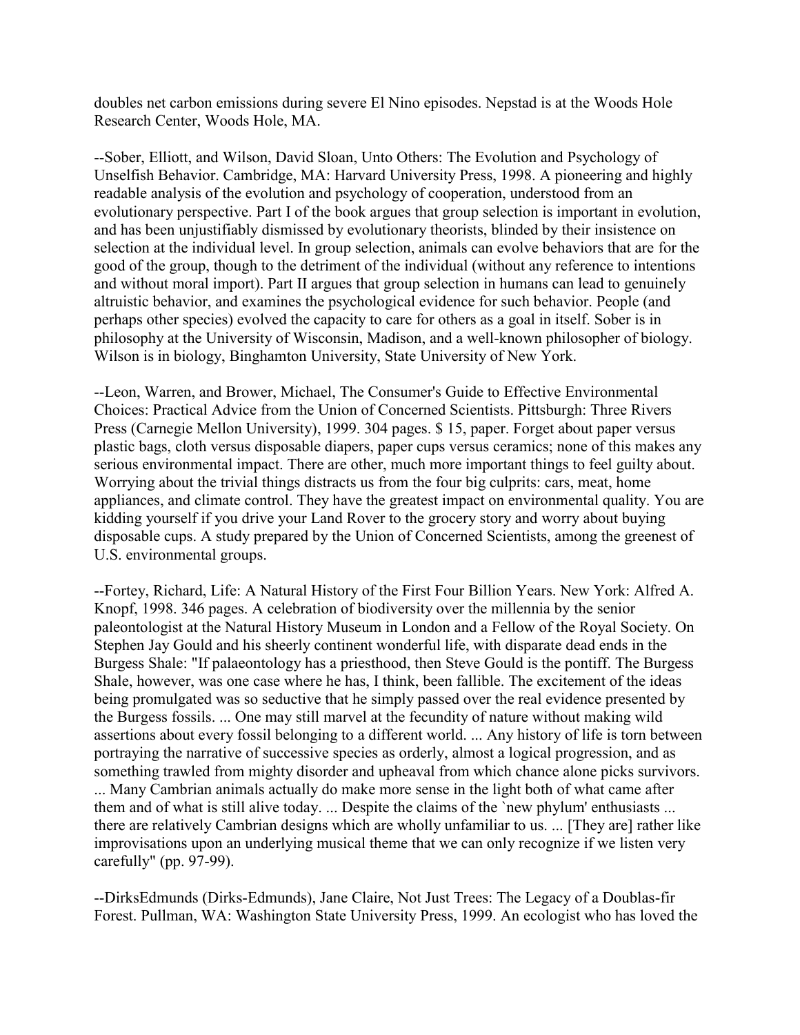doubles net carbon emissions during severe El Nino episodes. Nepstad is at the Woods Hole Research Center, Woods Hole, MA.

--Sober, Elliott, and Wilson, David Sloan, Unto Others: The Evolution and Psychology of Unselfish Behavior. Cambridge, MA: Harvard University Press, 1998. A pioneering and highly readable analysis of the evolution and psychology of cooperation, understood from an evolutionary perspective. Part I of the book argues that group selection is important in evolution, and has been unjustifiably dismissed by evolutionary theorists, blinded by their insistence on selection at the individual level. In group selection, animals can evolve behaviors that are for the good of the group, though to the detriment of the individual (without any reference to intentions and without moral import). Part II argues that group selection in humans can lead to genuinely altruistic behavior, and examines the psychological evidence for such behavior. People (and perhaps other species) evolved the capacity to care for others as a goal in itself. Sober is in philosophy at the University of Wisconsin, Madison, and a well-known philosopher of biology. Wilson is in biology, Binghamton University, State University of New York.

--Leon, Warren, and Brower, Michael, The Consumer's Guide to Effective Environmental Choices: Practical Advice from the Union of Concerned Scientists. Pittsburgh: Three Rivers Press (Carnegie Mellon University), 1999. 304 pages. $ 15, paper. Forget about paper versus plastic bags, cloth versus disposable diapers, paper cups versus ceramics; none of this makes any serious environmental impact. There are other, much more important things to feel guilty about. Worrying about the trivial things distracts us from the four big culprits: cars, meat, home appliances, and climate control. They have the greatest impact on environmental quality. You are kidding yourself if you drive your Land Rover to the grocery story and worry about buying disposable cups. A study prepared by the Union of Concerned Scientists, among the greenest of U.S. environmental groups.

--Fortey, Richard, Life: A Natural History of the First Four Billion Years. New York: Alfred A. Knopf, 1998. 346 pages. A celebration of biodiversity over the millennia by the senior paleontologist at the Natural History Museum in London and a Fellow of the Royal Society. On Stephen Jay Gould and his sheerly continent wonderful life, with disparate dead ends in the Burgess Shale: "If palaeontology has a priesthood, then Steve Gould is the pontiff. The Burgess Shale, however, was one case where he has, I think, been fallible. The excitement of the ideas being promulgated was so seductive that he simply passed over the real evidence presented by the Burgess fossils. ... One may still marvel at the fecundity of nature without making wild assertions about every fossil belonging to a different world. ... Any history of life is torn between portraying the narrative of successive species as orderly, almost a logical progression, and as something trawled from mighty disorder and upheaval from which chance alone picks survivors. ... Many Cambrian animals actually do make more sense in the light both of what came after them and of what is still alive today. ... Despite the claims of the `new phylum' enthusiasts ... there are relatively Cambrian designs which are wholly unfamiliar to us. ... [They are] rather like improvisations upon an underlying musical theme that we can only recognize if we listen very carefully" (pp. 97-99).

--DirksEdmunds (Dirks-Edmunds), Jane Claire, Not Just Trees: The Legacy of a Doublas-fir Forest. Pullman, WA: Washington State University Press, 1999. An ecologist who has loved the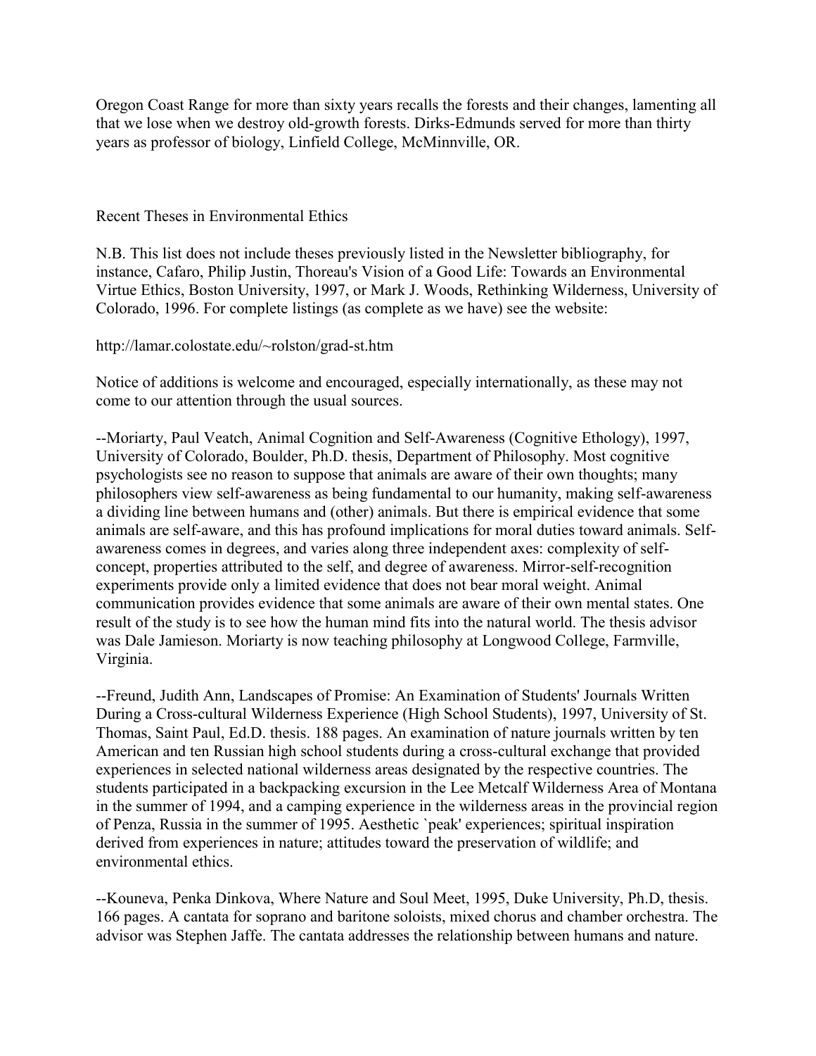Oregon Coast Range for more than sixty years recalls the forests and their changes, lamenting all that we lose when we destroy old-growth forests. Dirks-Edmunds served for more than thirty years as professor of biology, Linfield College, McMinnville, OR.

## Recent Theses in Environmental Ethics

N.B. This list does not include theses previously listed in the Newsletter bibliography, for instance, Cafaro, Philip Justin, Thoreau's Vision of a Good Life: Towards an Environmental Virtue Ethics, Boston University, 1997, or Mark J. Woods, Rethinking Wilderness, University of Colorado, 1996. For complete listings (as complete as we have) see the website:

http://lamar.colostate.edu/~rolston/grad-st.htm

Notice of additions is welcome and encouraged, especially internationally, as these may not come to our attention through the usual sources.

--Moriarty, Paul Veatch, Animal Cognition and Self-Awareness (Cognitive Ethology), 1997, University of Colorado, Boulder, Ph.D. thesis, Department of Philosophy. Most cognitive psychologists see no reason to suppose that animals are aware of their own thoughts; many philosophers view self-awareness as being fundamental to our humanity, making self-awareness a dividing line between humans and (other) animals. But there is empirical evidence that some animals are self-aware, and this has profound implications for moral duties toward animals. Self-awareness comes in degrees, and varies along three independent axes: complexity of self-concept, properties attributed to the self, and degree of awareness. Mirror-self-recognition experiments provide only a limited evidence that does not bear moral weight. Animal communication provides evidence that some animals are aware of their own mental states. One result of the study is to see how the human mind fits into the natural world. The thesis advisor was Dale Jamieson. Moriarty is now teaching philosophy at Longwood College, Farmville, Virginia.

--Freund, Judith Ann, Landscapes of Promise: An Examination of Students' Journals Written During a Cross-cultural Wilderness Experience (High School Students), 1997, University of St. Thomas, Saint Paul, Ed.D. thesis. 188 pages. An examination of nature journals written by ten American and ten Russian high school students during a cross-cultural exchange that provided experiences in selected national wilderness areas designated by the respective countries. The students participated in a backpacking excursion in the Lee Metcalf Wilderness Area of Montana in the summer of 1994, and a camping experience in the wilderness areas in the provincial region of Penza, Russia in the summer of 1995. Aesthetic `peak' experiences; spiritual inspiration derived from experiences in nature; attitudes toward the preservation of wildlife; and environmental ethics.

--Kouneva, Penka Dinkova, Where Nature and Soul Meet, 1995, Duke University, Ph.D, thesis. 166 pages. A cantata for soprano and baritone soloists, mixed chorus and chamber orchestra. The advisor was Stephen Jaffe. The cantata addresses the relationship between humans and nature.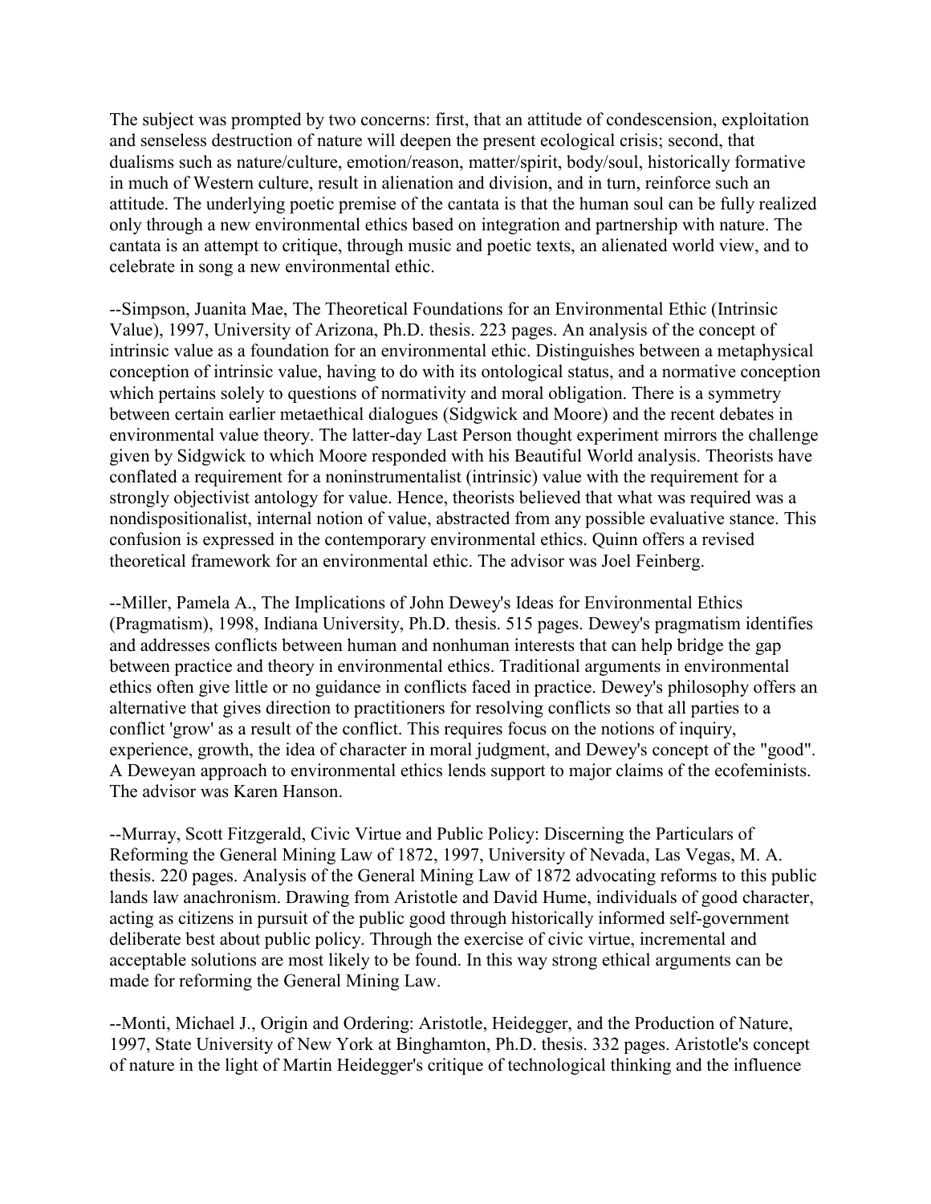The subject was prompted by two concerns: first, that an attitude of condescension, exploitation and senseless destruction of nature will deepen the present ecological crisis; second, that dualisms such as nature/culture, emotion/reason, matter/spirit, body/soul, historically formative in much of Western culture, result in alienation and division, and in turn, reinforce such an attitude. The underlying poetic premise of the cantata is that the human soul can be fully realized only through a new environmental ethics based on integration and partnership with nature. The cantata is an attempt to critique, through music and poetic texts, an alienated world view, and to celebrate in song a new environmental ethic.

--Simpson, Juanita Mae, The Theoretical Foundations for an Environmental Ethic (Intrinsic Value), 1997, University of Arizona, Ph.D. thesis. 223 pages. An analysis of the concept of intrinsic value as a foundation for an environmental ethic. Distinguishes between a metaphysical conception of intrinsic value, having to do with its ontological status, and a normative conception which pertains solely to questions of normativity and moral obligation. There is a symmetry between certain earlier metaethical dialogues (Sidgwick and Moore) and the recent debates in environmental value theory. The latter-day Last Person thought experiment mirrors the challenge given by Sidgwick to which Moore responded with his Beautiful World analysis. Theorists have conflated a requirement for a noninstrumentalist (intrinsic) value with the requirement for a strongly objectivist antology for value. Hence, theorists believed that what was required was a nondispositionalist, internal notion of value, abstracted from any possible evaluative stance. This confusion is expressed in the contemporary environmental ethics. Quinn offers a revised theoretical framework for an environmental ethic. The advisor was Joel Feinberg.

--Miller, Pamela A., The Implications of John Dewey's Ideas for Environmental Ethics (Pragmatism), 1998, Indiana University, Ph.D. thesis. 515 pages. Dewey's pragmatism identifies and addresses conflicts between human and nonhuman interests that can help bridge the gap between practice and theory in environmental ethics. Traditional arguments in environmental ethics often give little or no guidance in conflicts faced in practice. Dewey's philosophy offers an alternative that gives direction to practitioners for resolving conflicts so that all parties to a conflict 'grow' as a result of the conflict. This requires focus on the notions of inquiry, experience, growth, the idea of character in moral judgment, and Dewey's concept of the "good". A Deweyan approach to environmental ethics lends support to major claims of the ecofeminists. The advisor was Karen Hanson.

--Murray, Scott Fitzgerald, Civic Virtue and Public Policy: Discerning the Particulars of Reforming the General Mining Law of 1872, 1997, University of Nevada, Las Vegas, M. A. thesis. 220 pages. Analysis of the General Mining Law of 1872 advocating reforms to this public lands law anachronism. Drawing from Aristotle and David Hume, individuals of good character, acting as citizens in pursuit of the public good through historically informed self-government deliberate best about public policy. Through the exercise of civic virtue, incremental and acceptable solutions are most likely to be found. In this way strong ethical arguments can be made for reforming the General Mining Law.

--Monti, Michael J., Origin and Ordering: Aristotle, Heidegger, and the Production of Nature, 1997, State University of New York at Binghamton, Ph.D. thesis. 332 pages. Aristotle's concept of nature in the light of Martin Heidegger's critique of technological thinking and the influence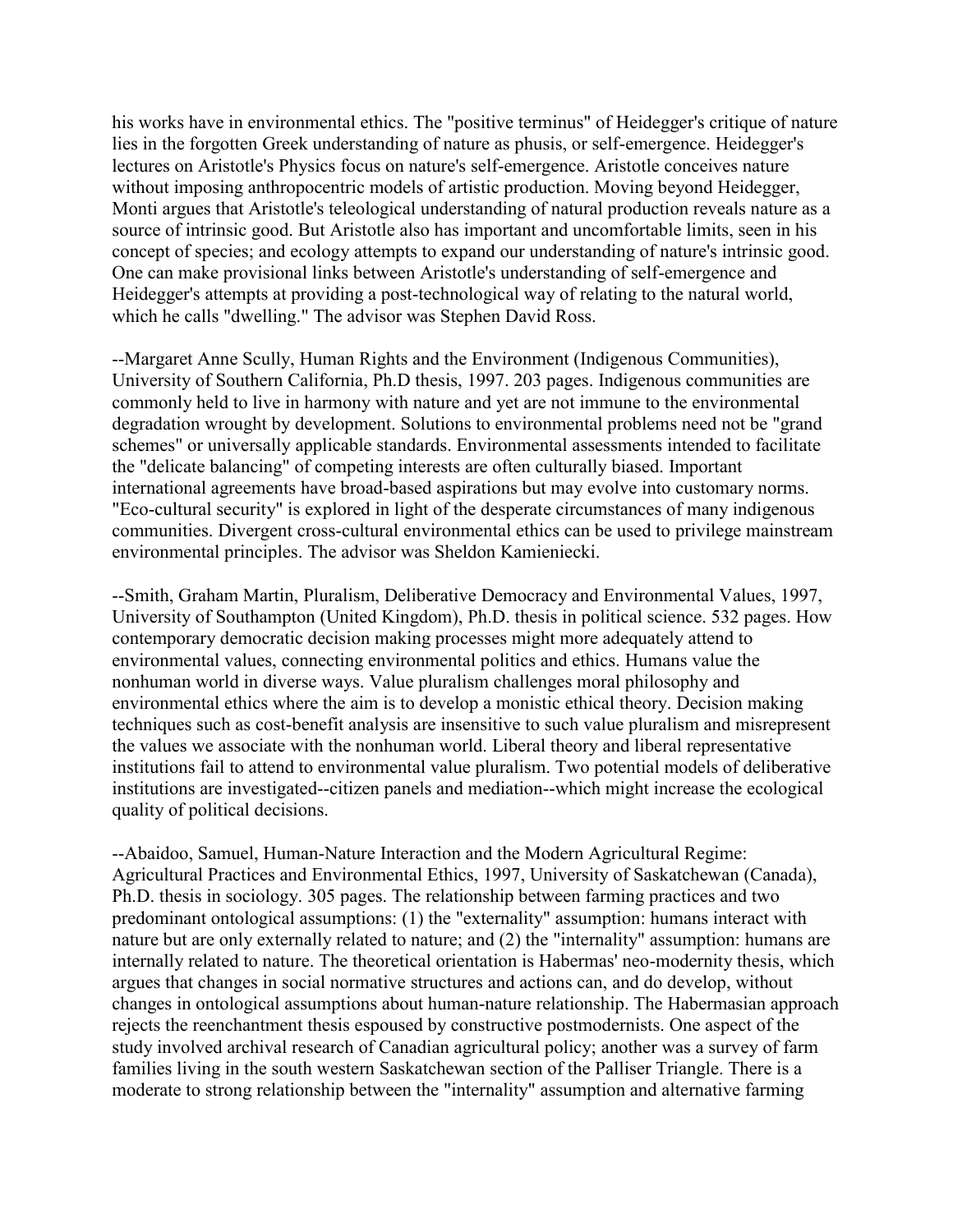his works have in environmental ethics. The "positive terminus" of Heidegger's critique of nature lies in the forgotten Greek understanding of nature as phusis, or self-emergence. Heidegger's lectures on Aristotle's Physics focus on nature's self-emergence. Aristotle conceives nature without imposing anthropocentric models of artistic production. Moving beyond Heidegger, Monti argues that Aristotle's teleological understanding of natural production reveals nature as a source of intrinsic good. But Aristotle also has important and uncomfortable limits, seen in his concept of species; and ecology attempts to expand our understanding of nature's intrinsic good. One can make provisional links between Aristotle's understanding of self-emergence and Heidegger's attempts at providing a post-technological way of relating to the natural world, which he calls "dwelling." The advisor was Stephen David Ross.

--Margaret Anne Scully, Human Rights and the Environment (Indigenous Communities), University of Southern California, Ph.D thesis, 1997. 203 pages. Indigenous communities are commonly held to live in harmony with nature and yet are not immune to the environmental degradation wrought by development. Solutions to environmental problems need not be "grand schemes" or universally applicable standards. Environmental assessments intended to facilitate the "delicate balancing" of competing interests are often culturally biased. Important international agreements have broad-based aspirations but may evolve into customary norms. "Eco-cultural security" is explored in light of the desperate circumstances of many indigenous communities. Divergent cross-cultural environmental ethics can be used to privilege mainstream environmental principles. The advisor was Sheldon Kamieniecki.

--Smith, Graham Martin, Pluralism, Deliberative Democracy and Environmental Values, 1997, University of Southampton (United Kingdom), Ph.D. thesis in political science. 532 pages. How contemporary democratic decision making processes might more adequately attend to environmental values, connecting environmental politics and ethics. Humans value the nonhuman world in diverse ways. Value pluralism challenges moral philosophy and environmental ethics where the aim is to develop a monistic ethical theory. Decision making techniques such as cost-benefit analysis are insensitive to such value pluralism and misrepresent the values we associate with the nonhuman world. Liberal theory and liberal representative institutions fail to attend to environmental value pluralism. Two potential models of deliberative institutions are investigated--citizen panels and mediation--which might increase the ecological quality of political decisions.

--Abaidoo, Samuel, Human-Nature Interaction and the Modern Agricultural Regime: Agricultural Practices and Environmental Ethics, 1997, University of Saskatchewan (Canada), Ph.D. thesis in sociology. 305 pages. The relationship between farming practices and two predominant ontological assumptions: (1) the "externality" assumption: humans interact with nature but are only externally related to nature; and (2) the "internality" assumption: humans are internally related to nature. The theoretical orientation is Habermas' neo-modernity thesis, which argues that changes in social normative structures and actions can, and do develop, without changes in ontological assumptions about human-nature relationship. The Habermasian approach rejects the reenchantment thesis espoused by constructive postmodernists. One aspect of the study involved archival research of Canadian agricultural policy; another was a survey of farm families living in the south western Saskatchewan section of the Palliser Triangle. There is a moderate to strong relationship between the "internality" assumption and alternative farming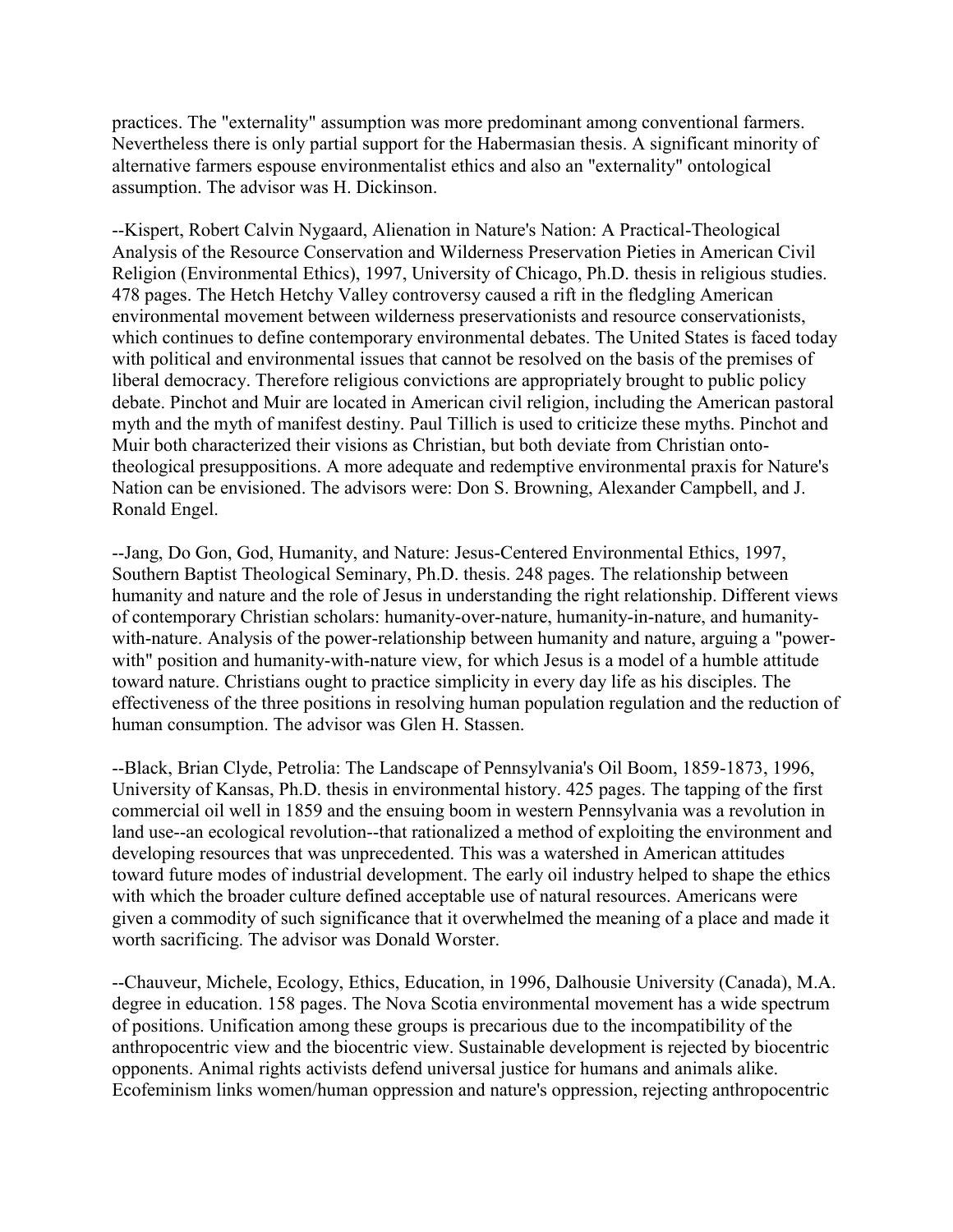practices. The "externality" assumption was more predominant among conventional farmers. Nevertheless there is only partial support for the Habermasian thesis. A significant minority of alternative farmers espouse environmentalist ethics and also an "externality" ontological assumption. The advisor was H. Dickinson.

--Kispert, Robert Calvin Nygaard, Alienation in Nature's Nation: A Practical-Theological Analysis of the Resource Conservation and Wilderness Preservation Pieties in American Civil Religion (Environmental Ethics), 1997, University of Chicago, Ph.D. thesis in religious studies. 478 pages. The Hetch Hetchy Valley controversy caused a rift in the fledgling American environmental movement between wilderness preservationists and resource conservationists, which continues to define contemporary environmental debates. The United States is faced today with political and environmental issues that cannot be resolved on the basis of the premises of liberal democracy. Therefore religious convictions are appropriately brought to public policy debate. Pinchot and Muir are located in American civil religion, including the American pastoral myth and the myth of manifest destiny. Paul Tillich is used to criticize these myths. Pinchot and Muir both characterized their visions as Christian, but both deviate from Christian onto-theological presuppositions. A more adequate and redemptive environmental praxis for Nature's Nation can be envisioned. The advisors were: Don S. Browning, Alexander Campbell, and J. Ronald Engel.

--Jang, Do Gon, God, Humanity, and Nature: Jesus-Centered Environmental Ethics, 1997, Southern Baptist Theological Seminary, Ph.D. thesis. 248 pages. The relationship between humanity and nature and the role of Jesus in understanding the right relationship. Different views of contemporary Christian scholars: humanity-over-nature, humanity-in-nature, and humanity-with-nature. Analysis of the power-relationship between humanity and nature, arguing a "power-with" position and humanity-with-nature view, for which Jesus is a model of a humble attitude toward nature. Christians ought to practice simplicity in every day life as his disciples. The effectiveness of the three positions in resolving human population regulation and the reduction of human consumption. The advisor was Glen H. Stassen.

--Black, Brian Clyde, Petrolia: The Landscape of Pennsylvania's Oil Boom, 1859-1873, 1996, University of Kansas, Ph.D. thesis in environmental history. 425 pages. The tapping of the first commercial oil well in 1859 and the ensuing boom in western Pennsylvania was a revolution in land use--an ecological revolution--that rationalized a method of exploiting the environment and developing resources that was unprecedented. This was a watershed in American attitudes toward future modes of industrial development. The early oil industry helped to shape the ethics with which the broader culture defined acceptable use of natural resources. Americans were given a commodity of such significance that it overwhelmed the meaning of a place and made it worth sacrificing. The advisor was Donald Worster.

--Chauveur, Michele, Ecology, Ethics, Education, in 1996, Dalhousie University (Canada), M.A. degree in education. 158 pages. The Nova Scotia environmental movement has a wide spectrum of positions. Unification among these groups is precarious due to the incompatibility of the anthropocentric view and the biocentric view. Sustainable development is rejected by biocentric opponents. Animal rights activists defend universal justice for humans and animals alike. Ecofeminism links women/human oppression and nature's oppression, rejecting anthropocentric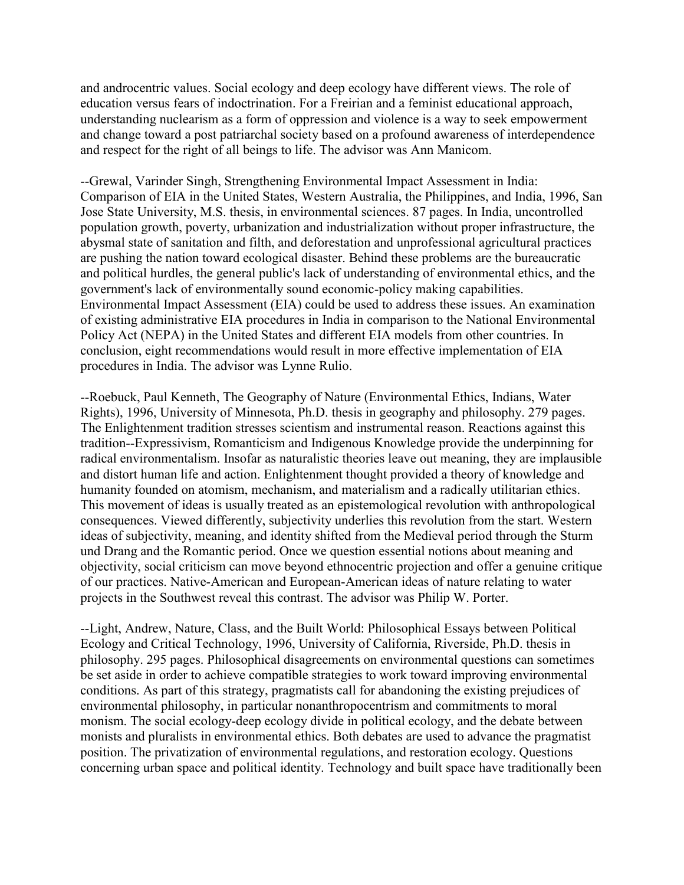and androcentric values. Social ecology and deep ecology have different views. The role of education versus fears of indoctrination. For a Freirian and a feminist educational approach, understanding nuclearism as a form of oppression and violence is a way to seek empowerment and change toward a post patriarchal society based on a profound awareness of interdependence and respect for the right of all beings to life. The advisor was Ann Manicom.

--Grewal, Varinder Singh, Strengthening Environmental Impact Assessment in India: Comparison of EIA in the United States, Western Australia, the Philippines, and India, 1996, San Jose State University, M.S. thesis, in environmental sciences. 87 pages. In India, uncontrolled population growth, poverty, urbanization and industrialization without proper infrastructure, the abysmal state of sanitation and filth, and deforestation and unprofessional agricultural practices are pushing the nation toward ecological disaster. Behind these problems are the bureaucratic and political hurdles, the general public's lack of understanding of environmental ethics, and the government's lack of environmentally sound economic-policy making capabilities. Environmental Impact Assessment (EIA) could be used to address these issues. An examination of existing administrative EIA procedures in India in comparison to the National Environmental Policy Act (NEPA) in the United States and different EIA models from other countries. In conclusion, eight recommendations would result in more effective implementation of EIA procedures in India. The advisor was Lynne Rulio.

--Roebuck, Paul Kenneth, The Geography of Nature (Environmental Ethics, Indians, Water Rights), 1996, University of Minnesota, Ph.D. thesis in geography and philosophy. 279 pages. The Enlightenment tradition stresses scientism and instrumental reason. Reactions against this tradition--Expressivism, Romanticism and Indigenous Knowledge provide the underpinning for radical environmentalism. Insofar as naturalistic theories leave out meaning, they are implausible and distort human life and action. Enlightenment thought provided a theory of knowledge and humanity founded on atomism, mechanism, and materialism and a radically utilitarian ethics. This movement of ideas is usually treated as an epistemological revolution with anthropological consequences. Viewed differently, subjectivity underlies this revolution from the start. Western ideas of subjectivity, meaning, and identity shifted from the Medieval period through the Sturm und Drang and the Romantic period. Once we question essential notions about meaning and objectivity, social criticism can move beyond ethnocentric projection and offer a genuine critique of our practices. Native-American and European-American ideas of nature relating to water projects in the Southwest reveal this contrast. The advisor was Philip W. Porter.

--Light, Andrew, Nature, Class, and the Built World: Philosophical Essays between Political Ecology and Critical Technology, 1996, University of California, Riverside, Ph.D. thesis in philosophy. 295 pages. Philosophical disagreements on environmental questions can sometimes be set aside in order to achieve compatible strategies to work toward improving environmental conditions. As part of this strategy, pragmatists call for abandoning the existing prejudices of environmental philosophy, in particular nonanthropocentrism and commitments to moral monism. The social ecology-deep ecology divide in political ecology, and the debate between monists and pluralists in environmental ethics. Both debates are used to advance the pragmatist position. The privatization of environmental regulations, and restoration ecology. Questions concerning urban space and political identity. Technology and built space have traditionally been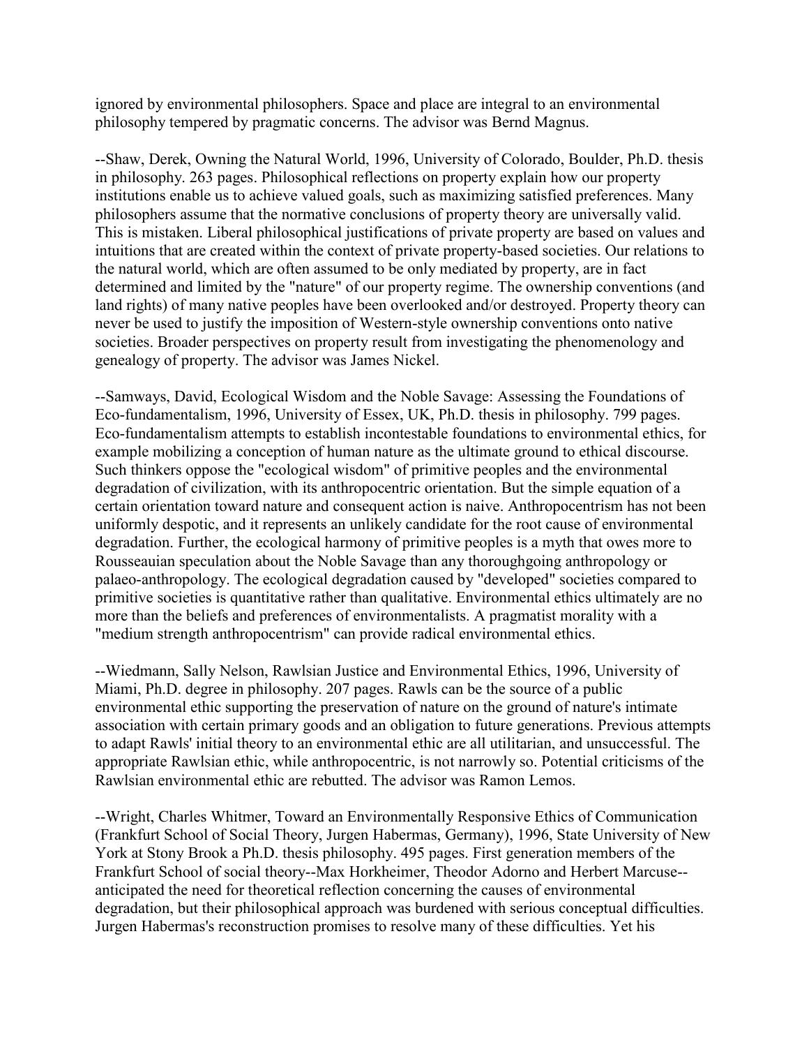ignored by environmental philosophers. Space and place are integral to an environmental philosophy tempered by pragmatic concerns. The advisor was Bernd Magnus.

--Shaw, Derek, Owning the Natural World, 1996, University of Colorado, Boulder, Ph.D. thesis in philosophy. 263 pages. Philosophical reflections on property explain how our property institutions enable us to achieve valued goals, such as maximizing satisfied preferences. Many philosophers assume that the normative conclusions of property theory are universally valid. This is mistaken. Liberal philosophical justifications of private property are based on values and intuitions that are created within the context of private property-based societies. Our relations to the natural world, which are often assumed to be only mediated by property, are in fact determined and limited by the "nature" of our property regime. The ownership conventions (and land rights) of many native peoples have been overlooked and/or destroyed. Property theory can never be used to justify the imposition of Western-style ownership conventions onto native societies. Broader perspectives on property result from investigating the phenomenology and genealogy of property. The advisor was James Nickel.

--Samways, David, Ecological Wisdom and the Noble Savage: Assessing the Foundations of Eco-fundamentalism, 1996, University of Essex, UK, Ph.D. thesis in philosophy. 799 pages. Eco-fundamentalism attempts to establish incontestable foundations to environmental ethics, for example mobilizing a conception of human nature as the ultimate ground to ethical discourse. Such thinkers oppose the "ecological wisdom" of primitive peoples and the environmental degradation of civilization, with its anthropocentric orientation. But the simple equation of a certain orientation toward nature and consequent action is naive. Anthropocentrism has not been uniformly despotic, and it represents an unlikely candidate for the root cause of environmental degradation. Further, the ecological harmony of primitive peoples is a myth that owes more to Rousseauian speculation about the Noble Savage than any thoroughgoing anthropology or palaeo-anthropology. The ecological degradation caused by "developed" societies compared to primitive societies is quantitative rather than qualitative. Environmental ethics ultimately are no more than the beliefs and preferences of environmentalists. A pragmatist morality with a "medium strength anthropocentrism" can provide radical environmental ethics.

--Wiedmann, Sally Nelson, Rawlsian Justice and Environmental Ethics, 1996, University of Miami, Ph.D. degree in philosophy. 207 pages. Rawls can be the source of a public environmental ethic supporting the preservation of nature on the ground of nature's intimate association with certain primary goods and an obligation to future generations. Previous attempts to adapt Rawls' initial theory to an environmental ethic are all utilitarian, and unsuccessful. The appropriate Rawlsian ethic, while anthropocentric, is not narrowly so. Potential criticisms of the Rawlsian environmental ethic are rebutted. The advisor was Ramon Lemos.

--Wright, Charles Whitmer, Toward an Environmentally Responsive Ethics of Communication (Frankfurt School of Social Theory, Jurgen Habermas, Germany), 1996, State University of New York at Stony Brook a Ph.D. thesis philosophy. 495 pages. First generation members of the Frankfurt School of social theory--Max Horkheimer, Theodor Adorno and Herbert Marcuse--anticipated the need for theoretical reflection concerning the causes of environmental degradation, but their philosophical approach was burdened with serious conceptual difficulties. Jurgen Habermas's reconstruction promises to resolve many of these difficulties. Yet his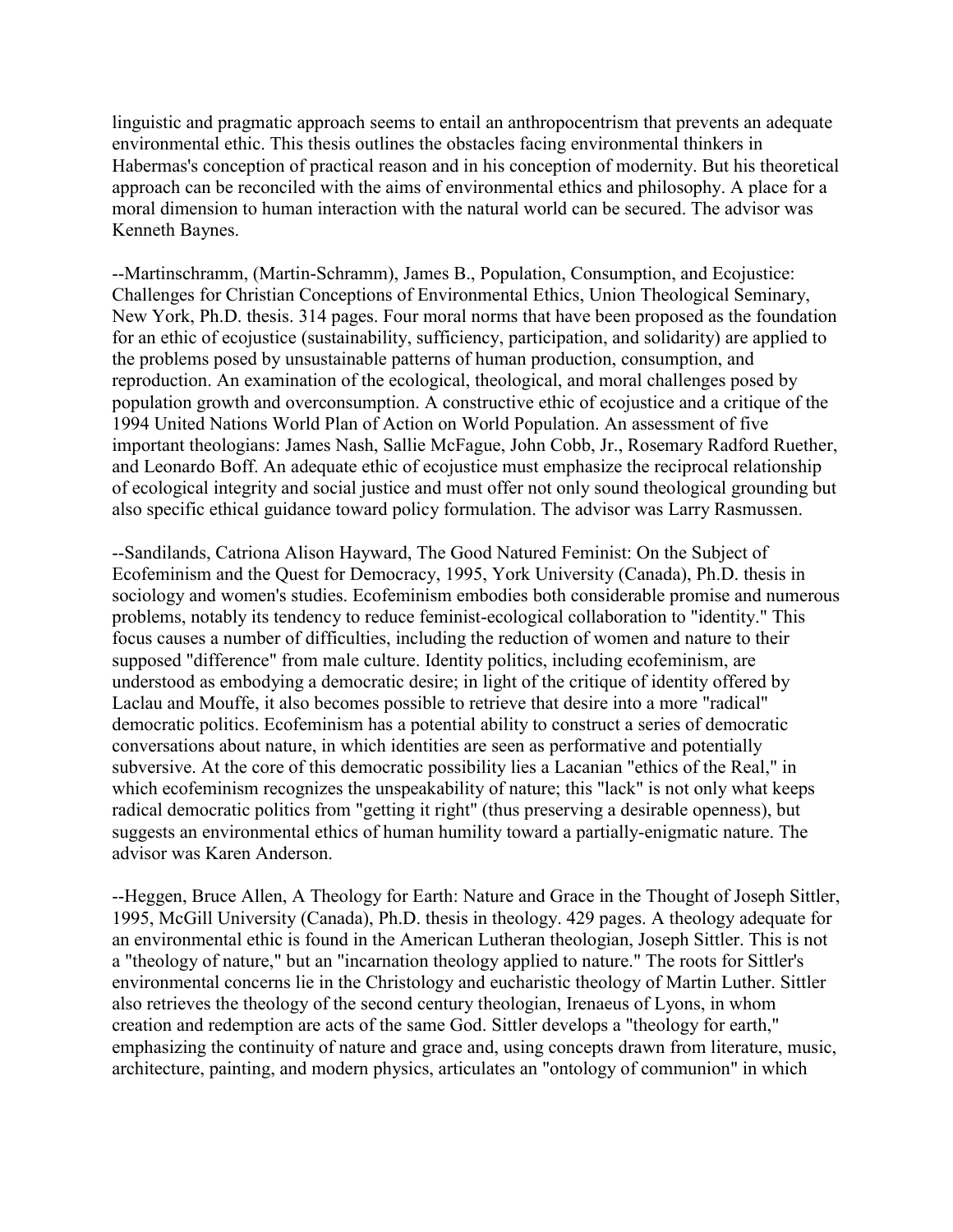linguistic and pragmatic approach seems to entail an anthropocentrism that prevents an adequate environmental ethic. This thesis outlines the obstacles facing environmental thinkers in Habermas's conception of practical reason and in his conception of modernity. But his theoretical approach can be reconciled with the aims of environmental ethics and philosophy. A place for a moral dimension to human interaction with the natural world can be secured. The advisor was Kenneth Baynes.

--Martinschramm, (Martin-Schramm), James B., Population, Consumption, and Ecojustice: Challenges for Christian Conceptions of Environmental Ethics, Union Theological Seminary, New York, Ph.D. thesis. 314 pages. Four moral norms that have been proposed as the foundation for an ethic of ecojustice (sustainability, sufficiency, participation, and solidarity) are applied to the problems posed by unsustainable patterns of human production, consumption, and reproduction. An examination of the ecological, theological, and moral challenges posed by population growth and overconsumption. A constructive ethic of ecojustice and a critique of the 1994 United Nations World Plan of Action on World Population. An assessment of five important theologians: James Nash, Sallie McFague, John Cobb, Jr., Rosemary Radford Ruether, and Leonardo Boff. An adequate ethic of ecojustice must emphasize the reciprocal relationship of ecological integrity and social justice and must offer not only sound theological grounding but also specific ethical guidance toward policy formulation. The advisor was Larry Rasmussen.

--Sandilands, Catriona Alison Hayward, The Good Natured Feminist: On the Subject of Ecofeminism and the Quest for Democracy, 1995, York University (Canada), Ph.D. thesis in sociology and women's studies. Ecofeminism embodies both considerable promise and numerous problems, notably its tendency to reduce feminist-ecological collaboration to "identity." This focus causes a number of difficulties, including the reduction of women and nature to their supposed "difference" from male culture. Identity politics, including ecofeminism, are understood as embodying a democratic desire; in light of the critique of identity offered by Laclau and Mouffe, it also becomes possible to retrieve that desire into a more "radical" democratic politics. Ecofeminism has a potential ability to construct a series of democratic conversations about nature, in which identities are seen as performative and potentially subversive. At the core of this democratic possibility lies a Lacanian "ethics of the Real," in which ecofeminism recognizes the unspeakability of nature; this "lack" is not only what keeps radical democratic politics from "getting it right" (thus preserving a desirable openness), but suggests an environmental ethics of human humility toward a partially-enigmatic nature. The advisor was Karen Anderson.

--Heggen, Bruce Allen, A Theology for Earth: Nature and Grace in the Thought of Joseph Sittler, 1995, McGill University (Canada), Ph.D. thesis in theology. 429 pages. A theology adequate for an environmental ethic is found in the American Lutheran theologian, Joseph Sittler. This is not a "theology of nature," but an "incarnation theology applied to nature." The roots for Sittler's environmental concerns lie in the Christology and eucharistic theology of Martin Luther. Sittler also retrieves the theology of the second century theologian, Irenaeus of Lyons, in whom creation and redemption are acts of the same God. Sittler develops a "theology for earth," emphasizing the continuity of nature and grace and, using concepts drawn from literature, music, architecture, painting, and modern physics, articulates an "ontology of communion" in which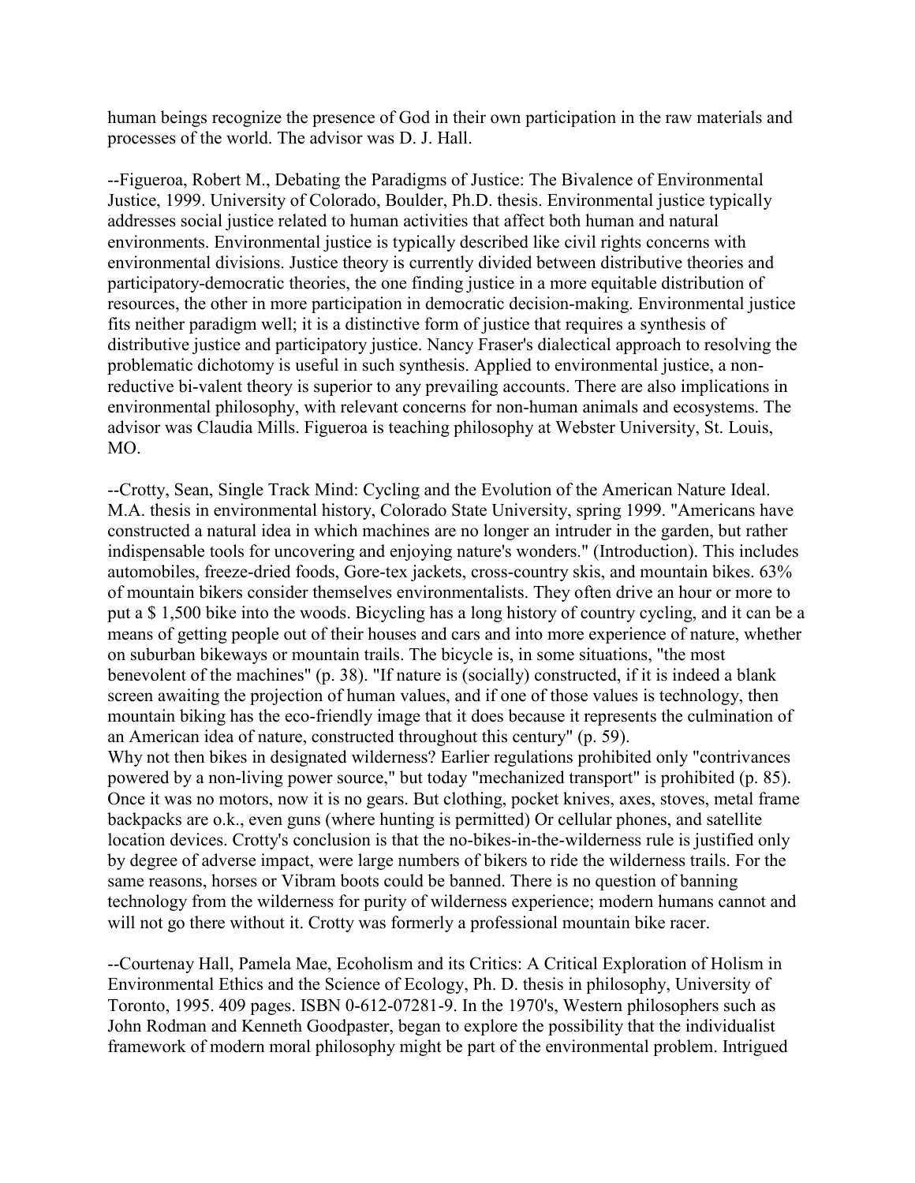human beings recognize the presence of God in their own participation in the raw materials and processes of the world. The advisor was D. J. Hall.

--Figueroa, Robert M., Debating the Paradigms of Justice: The Bivalence of Environmental Justice, 1999. University of Colorado, Boulder, Ph.D. thesis. Environmental justice typically addresses social justice related to human activities that affect both human and natural environments. Environmental justice is typically described like civil rights concerns with environmental divisions. Justice theory is currently divided between distributive theories and participatory-democratic theories, the one finding justice in a more equitable distribution of resources, the other in more participation in democratic decision-making. Environmental justice fits neither paradigm well; it is a distinctive form of justice that requires a synthesis of distributive justice and participatory justice. Nancy Fraser's dialectical approach to resolving the problematic dichotomy is useful in such synthesis. Applied to environmental justice, a non-reductive bi-valent theory is superior to any prevailing accounts. There are also implications in environmental philosophy, with relevant concerns for non-human animals and ecosystems. The advisor was Claudia Mills. Figueroa is teaching philosophy at Webster University, St. Louis, MO.

--Crotty, Sean, Single Track Mind: Cycling and the Evolution of the American Nature Ideal. M.A. thesis in environmental history, Colorado State University, spring 1999. "Americans have constructed a natural idea in which machines are no longer an intruder in the garden, but rather indispensable tools for uncovering and enjoying nature's wonders." (Introduction). This includes automobiles, freeze-dried foods, Gore-tex jackets, cross-country skis, and mountain bikes. 63% of mountain bikers consider themselves environmentalists. They often drive an hour or more to put a $ 1,500 bike into the woods. Bicycling has a long history of country cycling, and it can be a means of getting people out of their houses and cars and into more experience of nature, whether on suburban bikeways or mountain trails. The bicycle is, in some situations, "the most benevolent of the machines" (p. 38). "If nature is (socially) constructed, if it is indeed a blank screen awaiting the projection of human values, and if one of those values is technology, then mountain biking has the eco-friendly image that it does because it represents the culmination of an American idea of nature, constructed throughout this century" (p. 59).
Why not then bikes in designated wilderness? Earlier regulations prohibited only "contrivances powered by a non-living power source," but today "mechanized transport" is prohibited (p. 85). Once it was no motors, now it is no gears. But clothing, pocket knives, axes, stoves, metal frame backpacks are o.k., even guns (where hunting is permitted) Or cellular phones, and satellite location devices. Crotty's conclusion is that the no-bikes-in-the-wilderness rule is justified only by degree of adverse impact, were large numbers of bikers to ride the wilderness trails. For the same reasons, horses or Vibram boots could be banned. There is no question of banning technology from the wilderness for purity of wilderness experience; modern humans cannot and will not go there without it. Crotty was formerly a professional mountain bike racer.

--Courtenay Hall, Pamela Mae, Ecoholism and its Critics: A Critical Exploration of Holism in Environmental Ethics and the Science of Ecology, Ph. D. thesis in philosophy, University of Toronto, 1995. 409 pages. ISBN 0-612-07281-9. In the 1970's, Western philosophers such as John Rodman and Kenneth Goodpaster, began to explore the possibility that the individualist framework of modern moral philosophy might be part of the environmental problem. Intrigued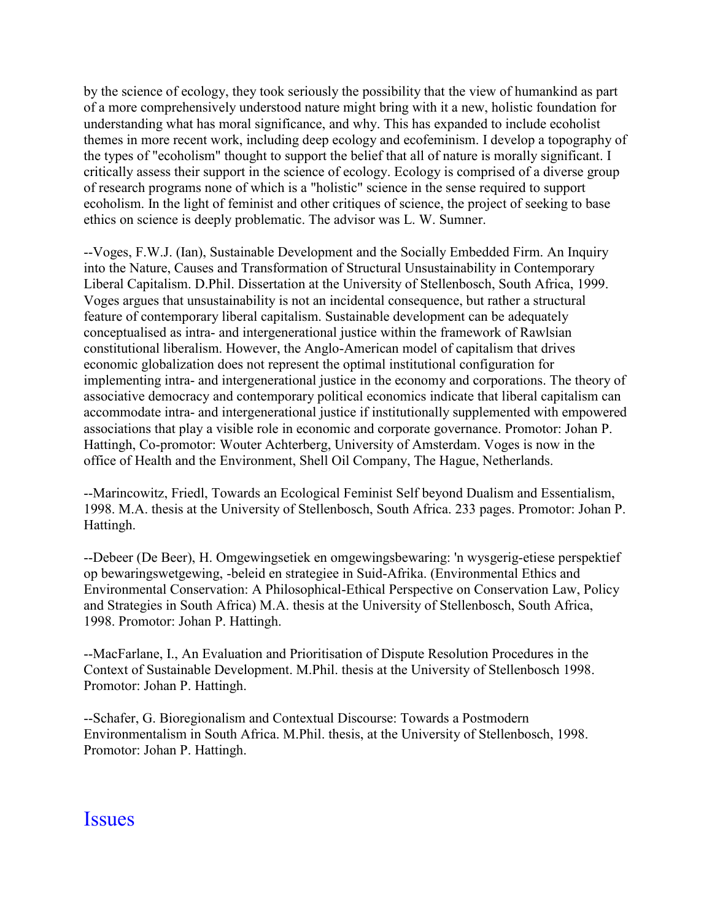by the science of ecology, they took seriously the possibility that the view of humankind as part of a more comprehensively understood nature might bring with it a new, holistic foundation for understanding what has moral significance, and why. This has expanded to include ecoholist themes in more recent work, including deep ecology and ecofeminism. I develop a topography of the types of "ecoholism" thought to support the belief that all of nature is morally significant. I critically assess their support in the science of ecology. Ecology is comprised of a diverse group of research programs none of which is a "holistic" science in the sense required to support ecoholism. In the light of feminist and other critiques of science, the project of seeking to base ethics on science is deeply problematic. The advisor was L. W. Sumner.

--Voges, F.W.J. (Ian), Sustainable Development and the Socially Embedded Firm. An Inquiry into the Nature, Causes and Transformation of Structural Unsustainability in Contemporary Liberal Capitalism. D.Phil. Dissertation at the University of Stellenbosch, South Africa, 1999. Voges argues that unsustainability is not an incidental consequence, but rather a structural feature of contemporary liberal capitalism. Sustainable development can be adequately conceptualised as intra- and intergenerational justice within the framework of Rawlsian constitutional liberalism. However, the Anglo-American model of capitalism that drives economic globalization does not represent the optimal institutional configuration for implementing intra- and intergenerational justice in the economy and corporations. The theory of associative democracy and contemporary political economics indicate that liberal capitalism can accommodate intra- and intergenerational justice if institutionally supplemented with empowered associations that play a visible role in economic and corporate governance. Promotor: Johan P. Hattingh, Co-promotor: Wouter Achterberg, University of Amsterdam. Voges is now in the office of Health and the Environment, Shell Oil Company, The Hague, Netherlands.

--Marincowitz, Friedl, Towards an Ecological Feminist Self beyond Dualism and Essentialism, 1998. M.A. thesis at the University of Stellenbosch, South Africa. 233 pages. Promotor: Johan P. Hattingh.

--Debeer (De Beer), H. Omgewingsetiek en omgewingsbewaring: 'n wysgerig-etiese perspektief op bewaringswetgewing, -beleid en strategiee in Suid-Afrika. (Environmental Ethics and Environmental Conservation: A Philosophical-Ethical Perspective on Conservation Law, Policy and Strategies in South Africa) M.A. thesis at the University of Stellenbosch, South Africa, 1998. Promotor: Johan P. Hattingh.

--MacFarlane, I., An Evaluation and Prioritisation of Dispute Resolution Procedures in the Context of Sustainable Development. M.Phil. thesis at the University of Stellenbosch 1998. Promotor: Johan P. Hattingh.

--Schafer, G. Bioregionalism and Contextual Discourse: Towards a Postmodern Environmentalism in South Africa. M.Phil. thesis, at the University of Stellenbosch, 1998. Promotor: Johan P. Hattingh.

# Issues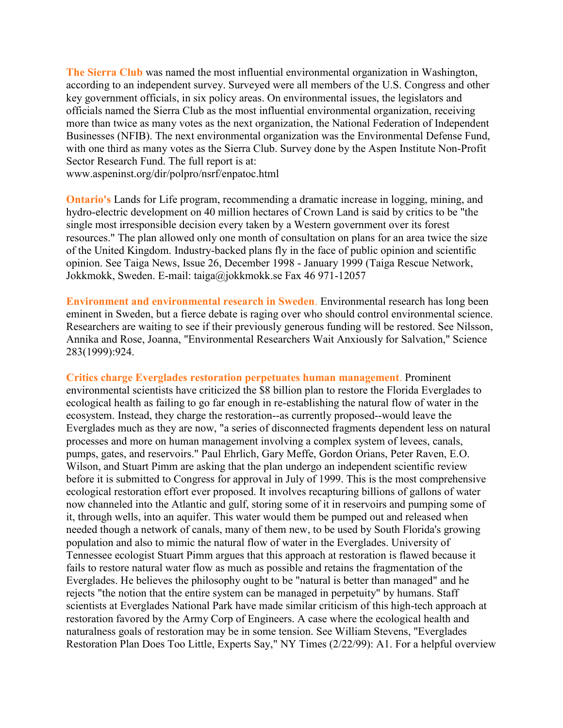**The Sierra Club** was named the most influential environmental organization in Washington, according to an independent survey. Surveyed were all members of the U.S. Congress and other key government officials, in six policy areas. On environmental issues, the legislators and officials named the Sierra Club as the most influential environmental organization, receiving more than twice as many votes as the next organization, the National Federation of Independent Businesses (NFIB). The next environmental organization was the Environmental Defense Fund, with one third as many votes as the Sierra Club. Survey done by the Aspen Institute Non-Profit Sector Research Fund. The full report is at: www.aspeninst.org/dir/polpro/nsrf/enpatoc.html

**Ontario's** Lands for Life program, recommending a dramatic increase in logging, mining, and hydro-electric development on 40 million hectares of Crown Land is said by critics to be "the single most irresponsible decision every taken by a Western government over its forest resources." The plan allowed only one month of consultation on plans for an area twice the size of the United Kingdom. Industry-backed plans fly in the face of public opinion and scientific opinion. See Taiga News, Issue 26, December 1998 - January 1999 (Taiga Rescue Network, Jokkmokk, Sweden. E-mail: taiga@jokkmokk.se Fax 46 971-12057

**Environment and environmental research in Sweden**. Environmental research has long been eminent in Sweden, but a fierce debate is raging over who should control environmental science. Researchers are waiting to see if their previously generous funding will be restored. See Nilsson, Annika and Rose, Joanna, "Environmental Researchers Wait Anxiously for Salvation," Science 283(1999):924.

**Critics charge Everglades restoration perpetuates human management**. Prominent environmental scientists have criticized the $8 billion plan to restore the Florida Everglades to ecological health as failing to go far enough in re-establishing the natural flow of water in the ecosystem. Instead, they charge the restoration--as currently proposed--would leave the Everglades much as they are now, "a series of disconnected fragments dependent less on natural processes and more on human management involving a complex system of levees, canals, pumps, gates, and reservoirs." Paul Ehrlich, Gary Meffe, Gordon Orians, Peter Raven, E.O. Wilson, and Stuart Pimm are asking that the plan undergo an independent scientific review before it is submitted to Congress for approval in July of 1999. This is the most comprehensive ecological restoration effort ever proposed. It involves recapturing billions of gallons of water now channeled into the Atlantic and gulf, storing some of it in reservoirs and pumping some of it, through wells, into an aquifer. This water would them be pumped out and released when needed though a network of canals, many of them new, to be used by South Florida's growing population and also to mimic the natural flow of water in the Everglades. University of Tennessee ecologist Stuart Pimm argues that this approach at restoration is flawed because it fails to restore natural water flow as much as possible and retains the fragmentation of the Everglades. He believes the philosophy ought to be "natural is better than managed" and he rejects "the notion that the entire system can be managed in perpetuity" by humans. Staff scientists at Everglades National Park have made similar criticism of this high-tech approach at restoration favored by the Army Corp of Engineers. A case where the ecological health and naturalness goals of restoration may be in some tension. See William Stevens, "Everglades Restoration Plan Does Too Little, Experts Say," NY Times (2/22/99): A1. For a helpful overview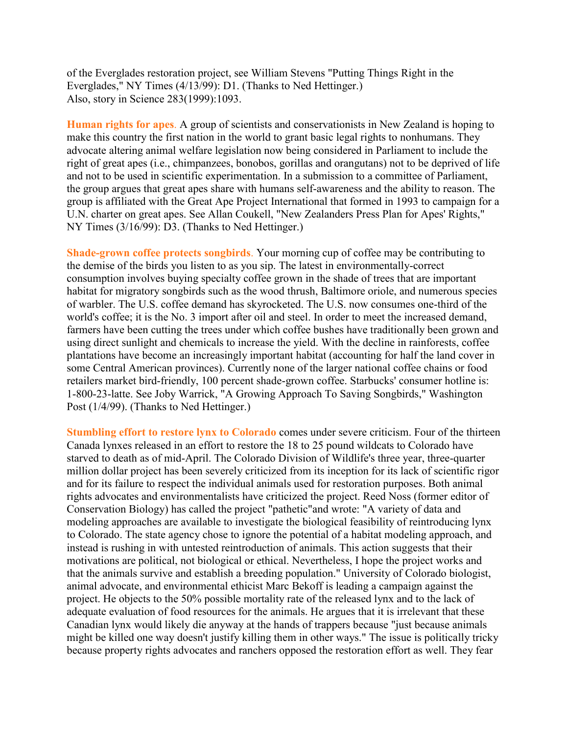of the Everglades restoration project, see William Stevens "Putting Things Right in the Everglades," NY Times (4/13/99): D1. (Thanks to Ned Hettinger.)
Also, story in Science 283(1999):1093.

**Human rights for apes**. A group of scientists and conservationists in New Zealand is hoping to make this country the first nation in the world to grant basic legal rights to nonhumans. They advocate altering animal welfare legislation now being considered in Parliament to include the right of great apes (i.e., chimpanzees, bonobos, gorillas and orangutans) not to be deprived of life and not to be used in scientific experimentation. In a submission to a committee of Parliament, the group argues that great apes share with humans self-awareness and the ability to reason. The group is affiliated with the Great Ape Project International that formed in 1993 to campaign for a U.N. charter on great apes. See Allan Coukell, "New Zealanders Press Plan for Apes' Rights," NY Times (3/16/99): D3. (Thanks to Ned Hettinger.)

**Shade-grown coffee protects songbirds**. Your morning cup of coffee may be contributing to the demise of the birds you listen to as you sip. The latest in environmentally-correct consumption involves buying specialty coffee grown in the shade of trees that are important habitat for migratory songbirds such as the wood thrush, Baltimore oriole, and numerous species of warbler. The U.S. coffee demand has skyrocketed. The U.S. now consumes one-third of the world's coffee; it is the No. 3 import after oil and steel. In order to meet the increased demand, farmers have been cutting the trees under which coffee bushes have traditionally been grown and using direct sunlight and chemicals to increase the yield. With the decline in rainforests, coffee plantations have become an increasingly important habitat (accounting for half the land cover in some Central American provinces). Currently none of the larger national coffee chains or food retailers market bird-friendly, 100 percent shade-grown coffee. Starbucks' consumer hotline is: 1-800-23-latte. See Joby Warrick, "A Growing Approach To Saving Songbirds," Washington Post (1/4/99). (Thanks to Ned Hettinger.)

**Stumbling effort to restore lynx to Colorado** comes under severe criticism. Four of the thirteen Canada lynxes released in an effort to restore the 18 to 25 pound wildcats to Colorado have starved to death as of mid-April. The Colorado Division of Wildlife's three year, three-quarter million dollar project has been severely criticized from its inception for its lack of scientific rigor and for its failure to respect the individual animals used for restoration purposes. Both animal rights advocates and environmentalists have criticized the project. Reed Noss (former editor of Conservation Biology) has called the project "pathetic"and wrote: "A variety of data and modeling approaches are available to investigate the biological feasibility of reintroducing lynx to Colorado. The state agency chose to ignore the potential of a habitat modeling approach, and instead is rushing in with untested reintroduction of animals. This action suggests that their motivations are political, not biological or ethical. Nevertheless, I hope the project works and that the animals survive and establish a breeding population." University of Colorado biologist, animal advocate, and environmental ethicist Marc Bekoff is leading a campaign against the project. He objects to the 50% possible mortality rate of the released lynx and to the lack of adequate evaluation of food resources for the animals. He argues that it is irrelevant that these Canadian lynx would likely die anyway at the hands of trappers because "just because animals might be killed one way doesn't justify killing them in other ways." The issue is politically tricky because property rights advocates and ranchers opposed the restoration effort as well. They fear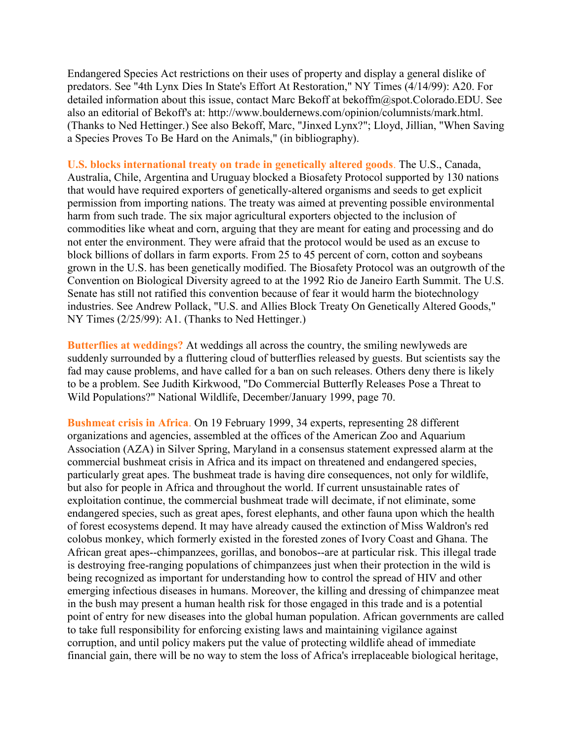Endangered Species Act restrictions on their uses of property and display a general dislike of predators. See "4th Lynx Dies In State's Effort At Restoration," NY Times (4/14/99): A20. For detailed information about this issue, contact Marc Bekoff at bekoffm@spot.Colorado.EDU. See also an editorial of Bekoff's at: http://www.bouldernews.com/opinion/columnists/mark.html. (Thanks to Ned Hettinger.) See also Bekoff, Marc, "Jinxed Lynx?"; Lloyd, Jillian, "When Saving a Species Proves To Be Hard on the Animals," (in bibliography).

**U.S. blocks international treaty on trade in genetically altered goods**. The U.S., Canada, Australia, Chile, Argentina and Uruguay blocked a Biosafety Protocol supported by 130 nations that would have required exporters of genetically-altered organisms and seeds to get explicit permission from importing nations. The treaty was aimed at preventing possible environmental harm from such trade. The six major agricultural exporters objected to the inclusion of commodities like wheat and corn, arguing that they are meant for eating and processing and do not enter the environment. They were afraid that the protocol would be used as an excuse to block billions of dollars in farm exports. From 25 to 45 percent of corn, cotton and soybeans grown in the U.S. has been genetically modified. The Biosafety Protocol was an outgrowth of the Convention on Biological Diversity agreed to at the 1992 Rio de Janeiro Earth Summit. The U.S. Senate has still not ratified this convention because of fear it would harm the biotechnology industries. See Andrew Pollack, "U.S. and Allies Block Treaty On Genetically Altered Goods," NY Times (2/25/99): A1. (Thanks to Ned Hettinger.)

**Butterflies at weddings?** At weddings all across the country, the smiling newlyweds are suddenly surrounded by a fluttering cloud of butterflies released by guests. But scientists say the fad may cause problems, and have called for a ban on such releases. Others deny there is likely to be a problem. See Judith Kirkwood, "Do Commercial Butterfly Releases Pose a Threat to Wild Populations?" National Wildlife, December/January 1999, page 70.

**Bushmeat crisis in Africa**. On 19 February 1999, 34 experts, representing 28 different organizations and agencies, assembled at the offices of the American Zoo and Aquarium Association (AZA) in Silver Spring, Maryland in a consensus statement expressed alarm at the commercial bushmeat crisis in Africa and its impact on threatened and endangered species, particularly great apes. The bushmeat trade is having dire consequences, not only for wildlife, but also for people in Africa and throughout the world. If current unsustainable rates of exploitation continue, the commercial bushmeat trade will decimate, if not eliminate, some endangered species, such as great apes, forest elephants, and other fauna upon which the health of forest ecosystems depend. It may have already caused the extinction of Miss Waldron's red colobus monkey, which formerly existed in the forested zones of Ivory Coast and Ghana. The African great apes--chimpanzees, gorillas, and bonobos--are at particular risk. This illegal trade is destroying free-ranging populations of chimpanzees just when their protection in the wild is being recognized as important for understanding how to control the spread of HIV and other emerging infectious diseases in humans. Moreover, the killing and dressing of chimpanzee meat in the bush may present a human health risk for those engaged in this trade and is a potential point of entry for new diseases into the global human population. African governments are called to take full responsibility for enforcing existing laws and maintaining vigilance against corruption, and until policy makers put the value of protecting wildlife ahead of immediate financial gain, there will be no way to stem the loss of Africa's irreplaceable biological heritage,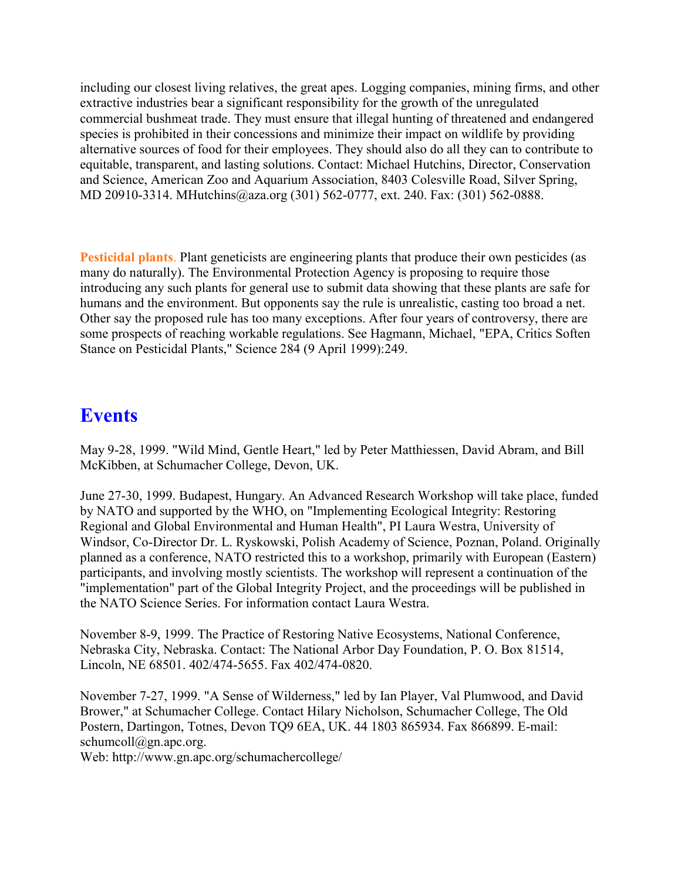including our closest living relatives, the great apes. Logging companies, mining firms, and other extractive industries bear a significant responsibility for the growth of the unregulated commercial bushmeat trade. They must ensure that illegal hunting of threatened and endangered species is prohibited in their concessions and minimize their impact on wildlife by providing alternative sources of food for their employees. They should also do all they can to contribute to equitable, transparent, and lasting solutions. Contact: Michael Hutchins, Director, Conservation and Science, American Zoo and Aquarium Association, 8403 Colesville Road, Silver Spring, MD 20910-3314. MHutchins@aza.org (301) 562-0777, ext. 240. Fax: (301) 562-0888.

**Pesticidal plants.** Plant geneticists are engineering plants that produce their own pesticides (as many do naturally). The Environmental Protection Agency is proposing to require those introducing any such plants for general use to submit data showing that these plants are safe for humans and the environment. But opponents say the rule is unrealistic, casting too broad a net. Other say the proposed rule has too many exceptions. After four years of controversy, there are some prospects of reaching workable regulations. See Hagmann, Michael, "EPA, Critics Soften Stance on Pesticidal Plants," Science 284 (9 April 1999):249.

## Events

May 9-28, 1999. "Wild Mind, Gentle Heart," led by Peter Matthiessen, David Abram, and Bill McKibben, at Schumacher College, Devon, UK.

June 27-30, 1999. Budapest, Hungary. An Advanced Research Workshop will take place, funded by NATO and supported by the WHO, on "Implementing Ecological Integrity: Restoring Regional and Global Environmental and Human Health", PI Laura Westra, University of Windsor, Co-Director Dr. L. Ryskowski, Polish Academy of Science, Poznan, Poland. Originally planned as a conference, NATO restricted this to a workshop, primarily with European (Eastern) participants, and involving mostly scientists. The workshop will represent a continuation of the "implementation" part of the Global Integrity Project, and the proceedings will be published in the NATO Science Series. For information contact Laura Westra.

November 8-9, 1999. The Practice of Restoring Native Ecosystems, National Conference, Nebraska City, Nebraska. Contact: The National Arbor Day Foundation, P. O. Box 81514, Lincoln, NE 68501. 402/474-5655. Fax 402/474-0820.

November 7-27, 1999. "A Sense of Wilderness," led by Ian Player, Val Plumwood, and David Brower," at Schumacher College. Contact Hilary Nicholson, Schumacher College, The Old Postern, Dartingon, Totnes, Devon TQ9 6EA, UK. 44 1803 865934. Fax 866899. E-mail: schumcoll@gn.apc.org.
Web: http://www.gn.apc.org/schumachercollege/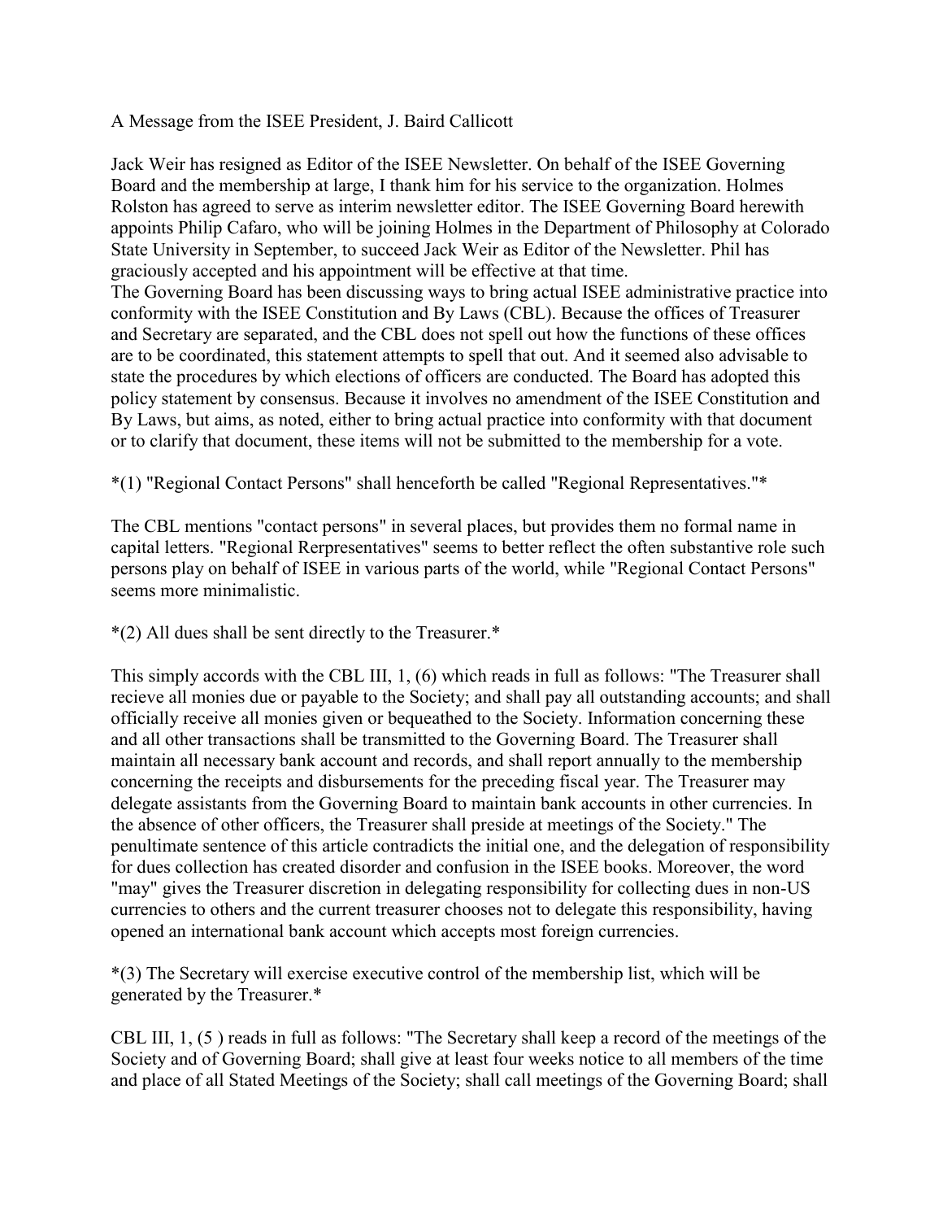A Message from the ISEE President, J. Baird Callicott

Jack Weir has resigned as Editor of the ISEE Newsletter. On behalf of the ISEE Governing Board and the membership at large, I thank him for his service to the organization. Holmes Rolston has agreed to serve as interim newsletter editor. The ISEE Governing Board herewith appoints Philip Cafaro, who will be joining Holmes in the Department of Philosophy at Colorado State University in September, to succeed Jack Weir as Editor of the Newsletter. Phil has graciously accepted and his appointment will be effective at that time.
The Governing Board has been discussing ways to bring actual ISEE administrative practice into conformity with the ISEE Constitution and By Laws (CBL). Because the offices of Treasurer and Secretary are separated, and the CBL does not spell out how the functions of these offices are to be coordinated, this statement attempts to spell that out. And it seemed also advisable to state the procedures by which elections of officers are conducted. The Board has adopted this policy statement by consensus. Because it involves no amendment of the ISEE Constitution and By Laws, but aims, as noted, either to bring actual practice into conformity with that document or to clarify that document, these items will not be submitted to the membership for a vote.

*(1) "Regional Contact Persons" shall henceforth be called "Regional Representatives."*

The CBL mentions "contact persons" in several places, but provides them no formal name in capital letters. "Regional Rerpresentatives" seems to better reflect the often substantive role such persons play on behalf of ISEE in various parts of the world, while "Regional Contact Persons" seems more minimalistic.

*(2) All dues shall be sent directly to the Treasurer.*

This simply accords with the CBL III, 1, (6) which reads in full as follows: "The Treasurer shall recieve all monies due or payable to the Society; and shall pay all outstanding accounts; and shall officially receive all monies given or bequeathed to the Society. Information concerning these and all other transactions shall be transmitted to the Governing Board. The Treasurer shall maintain all necessary bank account and records, and shall report annually to the membership concerning the receipts and disbursements for the preceding fiscal year. The Treasurer may delegate assistants from the Governing Board to maintain bank accounts in other currencies. In the absence of other officers, the Treasurer shall preside at meetings of the Society." The penultimate sentence of this article contradicts the initial one, and the delegation of responsibility for dues collection has created disorder and confusion in the ISEE books. Moreover, the word "may" gives the Treasurer discretion in delegating responsibility for collecting dues in non-US currencies to others and the current treasurer chooses not to delegate this responsibility, having opened an international bank account which accepts most foreign currencies.

*(3) The Secretary will exercise executive control of the membership list, which will be generated by the Treasurer.*

CBL III, 1, (5 ) reads in full as follows: "The Secretary shall keep a record of the meetings of the Society and of Governing Board; shall give at least four weeks notice to all members of the time and place of all Stated Meetings of the Society; shall call meetings of the Governing Board; shall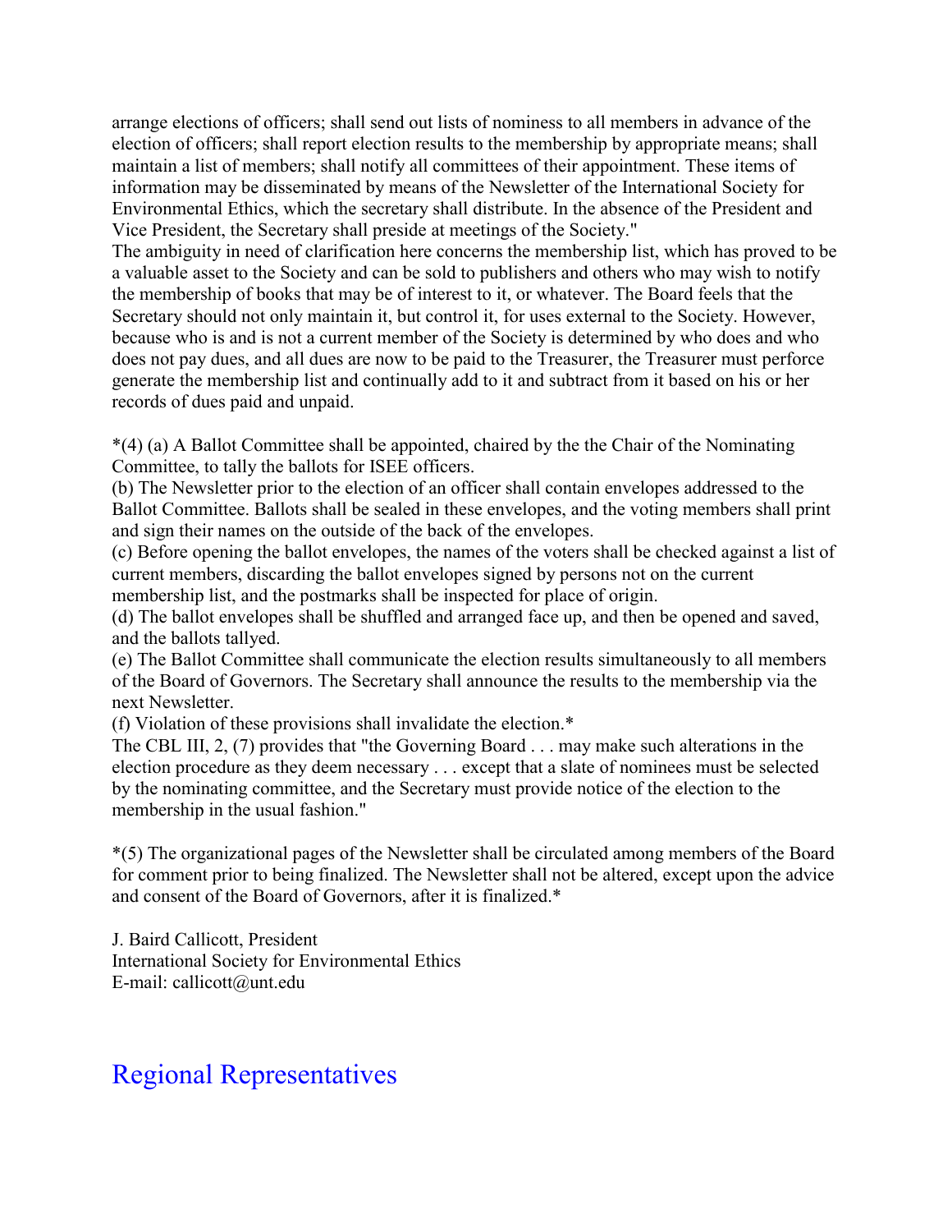arrange elections of officers; shall send out lists of nominess to all members in advance of the election of officers; shall report election results to the membership by appropriate means; shall maintain a list of members; shall notify all committees of their appointment. These items of information may be disseminated by means of the Newsletter of the International Society for Environmental Ethics, which the secretary shall distribute. In the absence of the President and Vice President, the Secretary shall preside at meetings of the Society."

The ambiguity in need of clarification here concerns the membership list, which has proved to be a valuable asset to the Society and can be sold to publishers and others who may wish to notify the membership of books that may be of interest to it, or whatever. The Board feels that the Secretary should not only maintain it, but control it, for uses external to the Society. However, because who is and is not a current member of the Society is determined by who does and who does not pay dues, and all dues are now to be paid to the Treasurer, the Treasurer must perforce generate the membership list and continually add to it and subtract from it based on his or her records of dues paid and unpaid.

*(4) (a) A Ballot Committee shall be appointed, chaired by the the Chair of the Nominating Committee, to tally the ballots for ISEE officers.
(b) The Newsletter prior to the election of an officer shall contain envelopes addressed to the Ballot Committee. Ballots shall be sealed in these envelopes, and the voting members shall print and sign their names on the outside of the back of the envelopes.
(c) Before opening the ballot envelopes, the names of the voters shall be checked against a list of current members, discarding the ballot envelopes signed by persons not on the current membership list, and the postmarks shall be inspected for place of origin.
(d) The ballot envelopes shall be shuffled and arranged face up, and then be opened and saved, and the ballots tallyed.
(e) The Ballot Committee shall communicate the election results simultaneously to all members of the Board of Governors. The Secretary shall announce the results to the membership via the next Newsletter.
(f) Violation of these provisions shall invalidate the election.*

The CBL III, 2, (7) provides that "the Governing Board . . . may make such alterations in the election procedure as they deem necessary . . . except that a slate of nominees must be selected by the nominating committee, and the Secretary must provide notice of the election to the membership in the usual fashion."

*(5) The organizational pages of the Newsletter shall be circulated among members of the Board for comment prior to being finalized. The Newsletter shall not be altered, except upon the advice and consent of the Board of Governors, after it is finalized.*

J. Baird Callicott, President
International Society for Environmental Ethics
E-mail: callicott@unt.edu

# Regional Representatives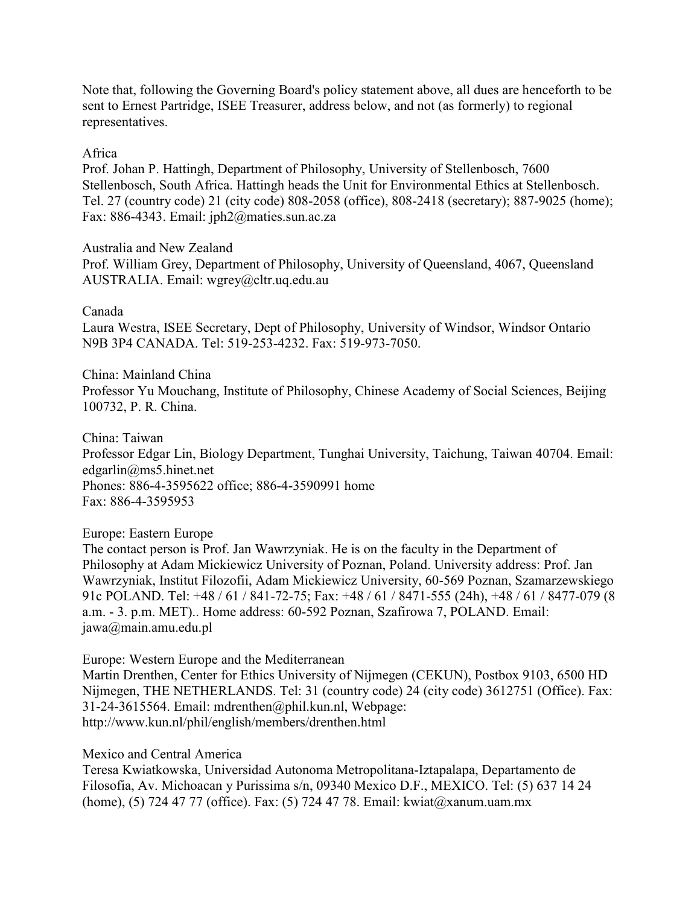Note that, following the Governing Board's policy statement above, all dues are henceforth to be sent to Ernest Partridge, ISEE Treasurer, address below, and not (as formerly) to regional representatives.

Africa
Prof. Johan P. Hattingh, Department of Philosophy, University of Stellenbosch, 7600 Stellenbosch, South Africa. Hattingh heads the Unit for Environmental Ethics at Stellenbosch. Tel. 27 (country code) 21 (city code) 808-2058 (office), 808-2418 (secretary); 887-9025 (home); Fax: 886-4343. Email: jph2@maties.sun.ac.za

Australia and New Zealand
Prof. William Grey, Department of Philosophy, University of Queensland, 4067, Queensland AUSTRALIA. Email: wgrey@cltr.uq.edu.au

Canada
Laura Westra, ISEE Secretary, Dept of Philosophy, University of Windsor, Windsor Ontario N9B 3P4 CANADA. Tel: 519-253-4232. Fax: 519-973-7050.

China: Mainland China
Professor Yu Mouchang, Institute of Philosophy, Chinese Academy of Social Sciences, Beijing 100732, P. R. China.

China: Taiwan
Professor Edgar Lin, Biology Department, Tunghai University, Taichung, Taiwan 40704. Email: edgarlin@ms5.hinet.net
Phones: 886-4-3595622 office; 886-4-3590991 home
Fax: 886-4-3595953

Europe: Eastern Europe
The contact person is Prof. Jan Wawrzyniak. He is on the faculty in the Department of Philosophy at Adam Mickiewicz University of Poznan, Poland. University address: Prof. Jan Wawrzyniak, Institut Filozofii, Adam Mickiewicz University, 60-569 Poznan, Szamarzewskiego 91c POLAND. Tel: +48 / 61 / 841-72-75; Fax: +48 / 61 / 8471-555 (24h), +48 / 61 / 8477-079 (8 a.m. - 3. p.m. MET).. Home address: 60-592 Poznan, Szafirowa 7, POLAND. Email: jawa@main.amu.edu.pl

Europe: Western Europe and the Mediterranean
Martin Drenthen, Center for Ethics University of Nijmegen (CEKUN), Postbox 9103, 6500 HD Nijmegen, THE NETHERLANDS. Tel: 31 (country code) 24 (city code) 3612751 (Office). Fax: 31-24-3615564. Email: mdrenthen@phil.kun.nl, Webpage: http://www.kun.nl/phil/english/members/drenthen.html

Mexico and Central America
Teresa Kwiatkowska, Universidad Autonoma Metropolitana-Iztapalapa, Departamento de Filosofia, Av. Michoacan y Purissima s/n, 09340 Mexico D.F., MEXICO. Tel: (5) 637 14 24 (home), (5) 724 47 77 (office). Fax: (5) 724 47 78. Email: kwiat@xanum.uam.mx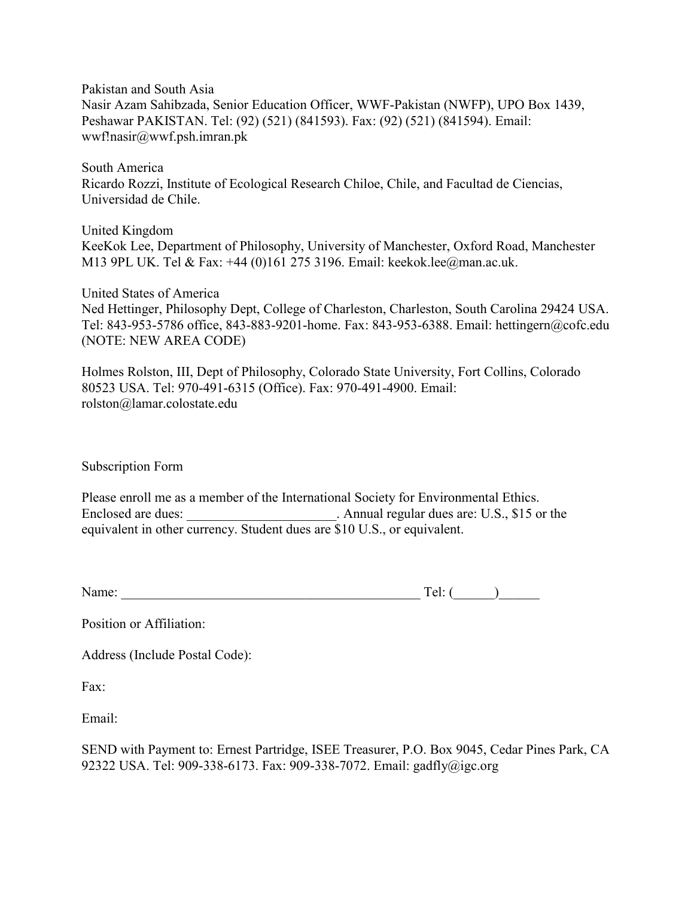Pakistan and South Asia
Nasir Azam Sahibzada, Senior Education Officer, WWF-Pakistan (NWFP), UPO Box 1439, Peshawar PAKISTAN. Tel: (92) (521) (841593). Fax: (92) (521) (841594). Email: wwf!nasir@wwf.psh.imran.pk

South America
Ricardo Rozzi, Institute of Ecological Research Chiloe, Chile, and Facultad de Ciencias, Universidad de Chile.

United Kingdom
KeeKok Lee, Department of Philosophy, University of Manchester, Oxford Road, Manchester M13 9PL UK. Tel & Fax: +44 (0)161 275 3196. Email: keekok.lee@man.ac.uk.

United States of America
Ned Hettinger, Philosophy Dept, College of Charleston, Charleston, South Carolina 29424 USA. Tel: 843-953-5786 office, 843-883-9201-home. Fax: 843-953-6388. Email: hettingern@cofc.edu (NOTE: NEW AREA CODE)

Holmes Rolston, III, Dept of Philosophy, Colorado State University, Fort Collins, Colorado 80523 USA. Tel: 970-491-6315 (Office). Fax: 970-491-4900. Email: rolston@lamar.colostate.edu

## Subscription Form

Please enroll me as a member of the International Society for Environmental Ethics. Enclosed are dues: ______________________. Annual regular dues are: U.S., $15 or the equivalent in other currency. Student dues are $10 U.S., or equivalent.

Name: ______________________________________________ Tel: (______)______

Position or Affiliation:

Address (Include Postal Code):

Fax:

Email:

SEND with Payment to: Ernest Partridge, ISEE Treasurer, P.O. Box 9045, Cedar Pines Park, CA 92322 USA. Tel: 909-338-6173. Fax: 909-338-7072. Email: gadfly@igc.org